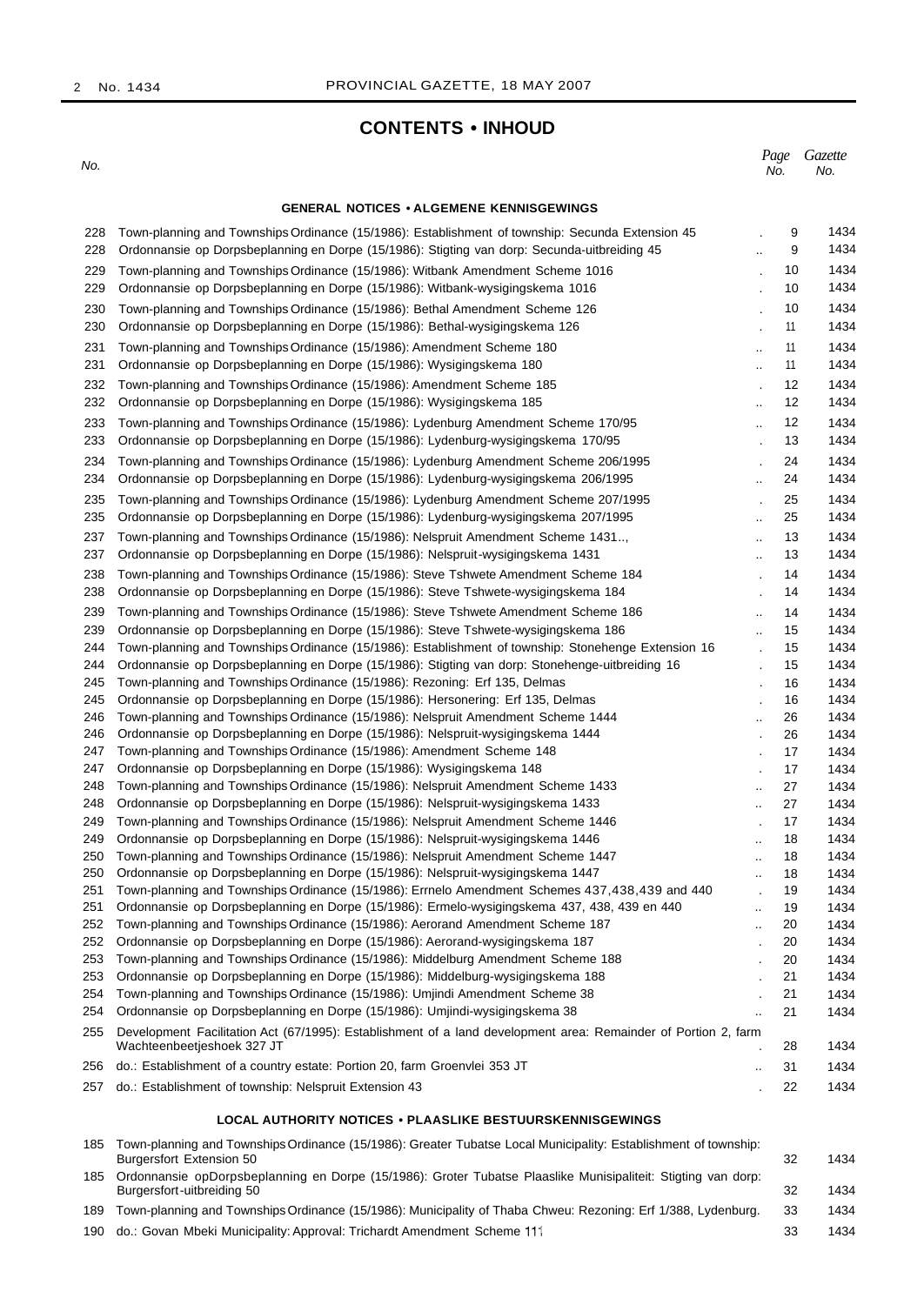## CONTENTS • INHOUD

| No. | | Page No. | Gazette No. |
|---|---|---|---|
| | **GENERAL NOTICES • ALGEMENE KENNISGEWINGS** | | |
| 228 | Town-planning and Townships Ordinance (15/1986): Establishment of township: Secunda Extension 45 | 9 | 1434 |
| 228 | Ordonnansie op Dorpsbeplanning en Dorpe (15/1986): Stigting van dorp: Secunda-uitbreiding 45 | 9 | 1434 |
| 229 | Town-planning and Townships Ordinance (15/1986): Witbank Amendment Scheme 1016 | 10 | 1434 |
| 229 | Ordonnansie op Dorpsbeplanning en Dorpe (15/1986): Witbank-wysigingskema 1016 | 10 | 1434 |
| 230 | Town-planning and Townships Ordinance (15/1986): Bethal Amendment Scheme 126 | 10 | 1434 |
| 230 | Ordonnansie op Dorpsbeplanning en Dorpe (15/1986): Bethal-wysigingskema 126 | 11 | 1434 |
| 231 | Town-planning and Townships Ordinance (15/1986): Amendment Scheme 180 | 11 | 1434 |
| 231 | Ordonnansie op Dorpsbeplanning en Dorpe (15/1986): Wysigingskema 180 | 11 | 1434 |
| 232 | Town-planning and Townships Ordinance (15/1986): Amendment Scheme 185 | 12 | 1434 |
| 232 | Ordonnansie op Dorpsbeplanning en Dorpe (15/1986): Wysigingskema 185 | 12 | 1434 |
| 233 | Town-planning and Townships Ordinance (15/1986): Lydenburg Amendment Scheme 170/95 | 12 | 1434 |
| 233 | Ordonnansie op Dorpsbeplanning en Dorpe (15/1986): Lydenburg-wysigingskema 170/95 | 13 | 1434 |
| 234 | Town-planning and Townships Ordinance (15/1986): Lydenburg Amendment Scheme 206/1995 | 24 | 1434 |
| 234 | Ordonnansie op Dorpsbeplanning en Dorpe (15/1986): Lydenburg-wysigingskema 206/1995 | 24 | 1434 |
| 235 | Town-planning and Townships Ordinance (15/1986): Lydenburg Amendment Scheme 207/1995 | 25 | 1434 |
| 235 | Ordonnansie op Dorpsbeplanning en Dorpe (15/1986): Lydenburg-wysigingskema 207/1995 | 25 | 1434 |
| 237 | Town-planning and Townships Ordinance (15/1986): Nelspruit Amendment Scheme 1431.., | 13 | 1434 |
| 237 | Ordonnansie op Dorpsbeplanning en Dorpe (15/1986): Nelspruit-wysigingskema 1431 | 13 | 1434 |
| 238 | Town-planning and Townships Ordinance (15/1986): Steve Tshwete Amendment Scheme 184 | 14 | 1434 |
| 238 | Ordonnansie op Dorpsbeplanning en Dorpe (15/1986): Steve Tshwete-wysigingskema 184 | 14 | 1434 |
| 239 | Town-planning and Townships Ordinance (15/1986): Steve Tshwete Amendment Scheme 186 | 14 | 1434 |
| 239 | Ordonnansie op Dorpsbeplanning en Dorpe (15/1986): Steve Tshwete-wysigingskema 186 | 15 | 1434 |
| 244 | Town-planning and Townships Ordinance (15/1986): Establishment of township: Stonehenge Extension 16 | 15 | 1434 |
| 244 | Ordonnansie op Dorpsbeplanning en Dorpe (15/1986): Stigting van dorp: Stonehenge-uitbreiding 16 | 15 | 1434 |
| 245 | Town-planning and Townships Ordinance (15/1986): Rezoning: Erf 135, Delmas | 16 | 1434 |
| 245 | Ordonnansie op Dorpsbeplanning en Dorpe (15/1986): Hersonering: Erf 135, Delmas | 16 | 1434 |
| 246 | Town-planning and Townships Ordinance (15/1986): Nelspruit Amendment Scheme 1444 | 26 | 1434 |
| 246 | Ordonnansie op Dorpsbeplanning en Dorpe (15/1986): Nelspruit-wysigingskema 1444 | 26 | 1434 |
| 247 | Town-planning and Townships Ordinance (15/1986): Amendment Scheme 148 | 17 | 1434 |
| 247 | Ordonnansie op Dorpsbeplanning en Dorpe (15/1986): Wysigingskema 148 | 17 | 1434 |
| 248 | Town-planning and Townships Ordinance (15/1986): Nelspruit Amendment Scheme 1433 | 27 | 1434 |
| 248 | Ordonnansie op Dorpsbeplanning en Dorpe (15/1986): Nelspruit-wysigingskema 1433 | 27 | 1434 |
| 249 | Town-planning and Townships Ordinance (15/1986): Nelspruit Amendment Scheme 1446 | 17 | 1434 |
| 249 | Ordonnansie op Dorpsbeplanning en Dorpe (15/1986): Nelspruit-wysigingskema 1446 | 18 | 1434 |
| 250 | Town-planning and Townships Ordinance (15/1986): Nelspruit Amendment Scheme 1447 | 18 | 1434 |
| 250 | Ordonnansie op Dorpsbeplanning en Dorpe (15/1986): Nelspruit-wysigingskema 1447 | 18 | 1434 |
| 251 | Town-planning and Townships Ordinance (15/1986): Errnelo Amendment Schemes 437,438,439 and 440 | 19 | 1434 |
| 251 | Ordonnansie op Dorpsbeplanning en Dorpe (15/1986): Ermelo-wysigingskema 437, 438, 439 en 440 | 19 | 1434 |
| 252 | Town-planning and Townships Ordinance (15/1986): Aerorand Amendment Scheme 187 | 20 | 1434 |
| 252 | Ordonnansie op Dorpsbeplanning en Dorpe (15/1986): Aerorand-wysigingskema 187 | 20 | 1434 |
| 253 | Town-planning and Townships Ordinance (15/1986): Middelburg Amendment Scheme 188 | 20 | 1434 |
| 253 | Ordonnansie op Dorpsbeplanning en Dorpe (15/1986): Middelburg-wysigingskema 188 | 21 | 1434 |
| 254 | Town-planning and Townships Ordinance (15/1986): Umjindi Amendment Scheme 38 | 21 | 1434 |
| 254 | Ordonnansie op Dorpsbeplanning en Dorpe (15/1986): Umjindi-wysigingskema 38 | 21 | 1434 |
| 255 | Development Facilitation Act (67/1995): Establishment of a land development area: Remainder of Portion 2, farm Wachteenbeetjeshoek 327 JT | 28 | 1434 |
| 256 | do.: Establishment of a country estate: Portion 20, farm Groenvlei 353 JT | 31 | 1434 |
| 257 | do.: Establishment of township: Nelspruit Extension 43 | 22 | 1434 |
| | **LOCAL AUTHORITY NOTICES • PLAASLIKE BESTUURSKENNISGEWINGS** | | |
| 185 | Town-planning and Townships Ordinance (15/1986): Greater Tubatse Local Municipality: Establishment of township: Burgersfort Extension 50 | 32 | 1434 |
| 185 | Ordonnansie opDorpsbeplanning en Dorpe (15/1986): Groter Tubatse Plaaslike Munisipaliteit: Stigting van dorp: Burgersfort-uitbreiding 50 | 32 | 1434 |
| 189 | Town-planning and Townships Ordinance (15/1986): Municipality of Thaba Chweu: Rezoning: Erf 1/388, Lydenburg. | 33 | 1434 |
| 190 | do.: Govan Mbeki Municipality: Approval: Trichardt Amendment Scheme 111 | 33 | 1434 |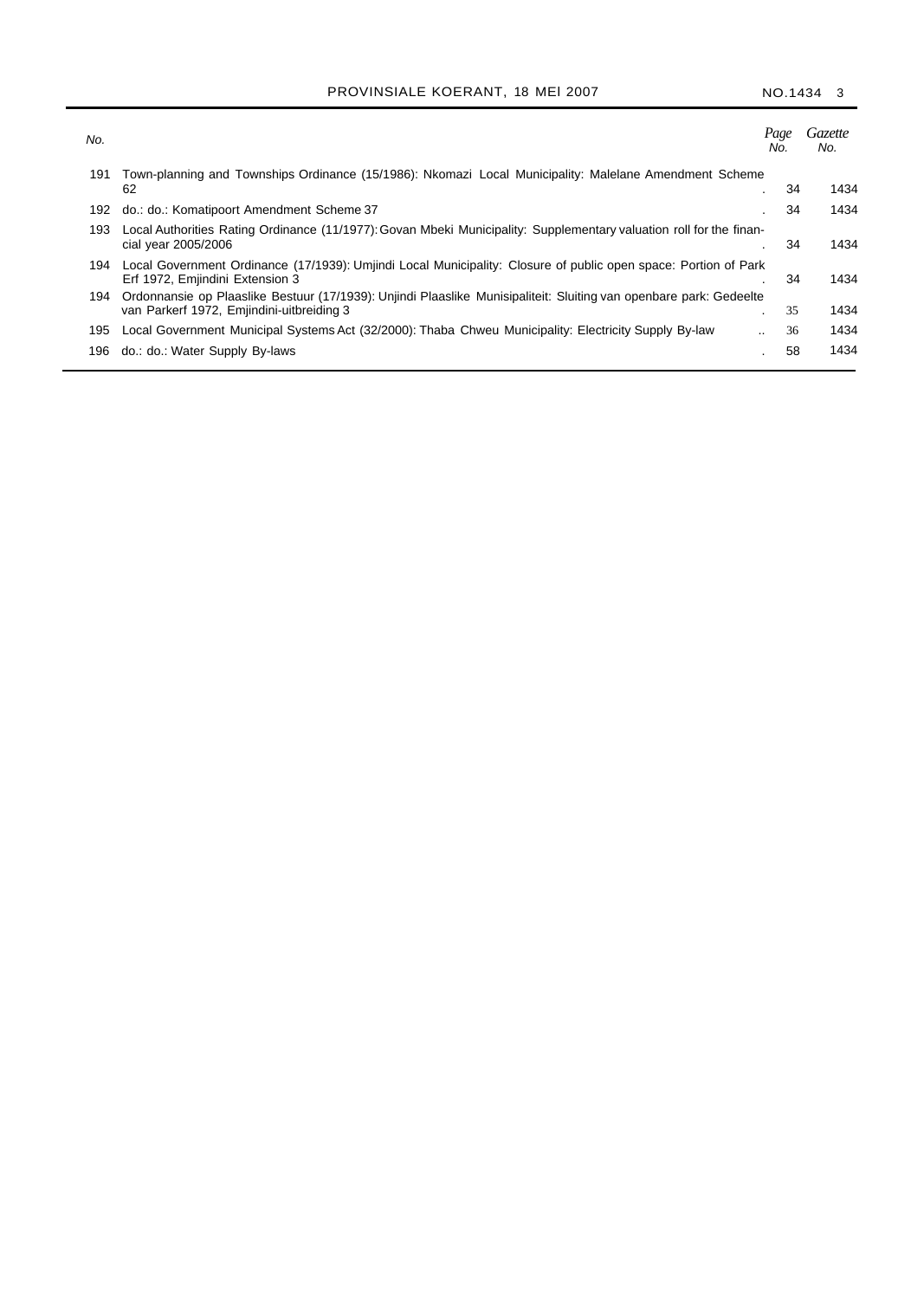| No. | | Page No. | Gazette No. |
|---|---|---|---|
| 191 | Town-planning and Townships Ordinance (15/1986): Nkomazi Local Municipality: Malelane Amendment Scheme 62 | 34 | 1434 |
| 192 | do.: do.: Komatipoort Amendment Scheme 37 | 34 | 1434 |
| 193 | Local Authorities Rating Ordinance (11/1977): Govan Mbeki Municipality: Supplementary valuation roll for the financial year 2005/2006 | 34 | 1434 |
| 194 | Local Government Ordinance (17/1939): Umjindi Local Municipality: Closure of public open space: Portion of Park Erf 1972, Emjindini Extension 3 | 34 | 1434 |
| 194 | Ordonnansie op Plaaslike Bestuur (17/1939): Unjindi Plaaslike Munisipaliteit: Sluiting van openbare park: Gedeelte van Parkerf 1972, Emjindini-uitbreiding 3 | 35 | 1434 |
| 195 | Local Government Municipal Systems Act (32/2000): Thaba Chweu Municipality: Electricity Supply By-law | 36 | 1434 |
| 196 | do.: do.: Water Supply By-laws | 58 | 1434 |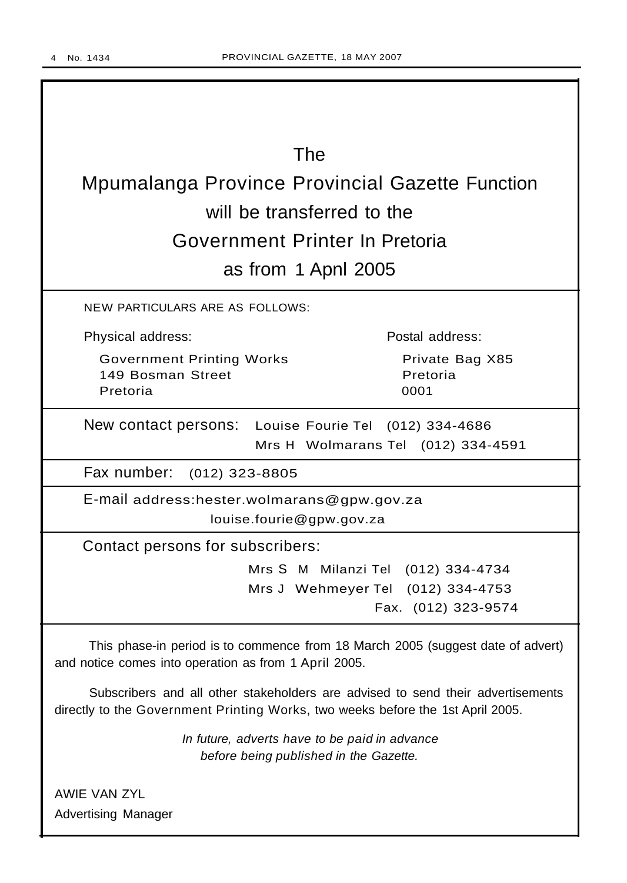# The Mpumalanga Province Provincial Gazette Function will be transferred to the Government Printer In Pretoria as from 1 Apnl 2005

NEW PARTICULARS ARE AS FOLLOWS:

| Physical address: | Postal address: |
| --- | --- |
| Government Printing Works | Private Bag X85 |
| 149 Bosman Street | Pretoria |
| Pretoria | 0001 |

New contact persons: Louise Fourie Tel (012) 334-4686
Mrs H Wolmarans Tel (012) 334-4591

Fax number: (012) 323-8805

E-mail address: hester.wolmarans@gpw.gov.za
louise.fourie@gpw.gov.za

Contact persons for subscribers:
Mrs S M Milanzi Tel (012) 334-4734
Mrs J Wehmeyer Tel (012) 334-4753
Fax. (012) 323-9574

This phase-in period is to commence from 18 March 2005 (suggest date of advert) and notice comes into operation as from 1 April 2005.

Subscribers and all other stakeholders are advised to send their advertisements directly to the Government Printing Works, two weeks before the 1st April 2005.

*In future, adverts have to be paid in advance before being published in the Gazette.*

AWIE VAN ZYL
Advertising Manager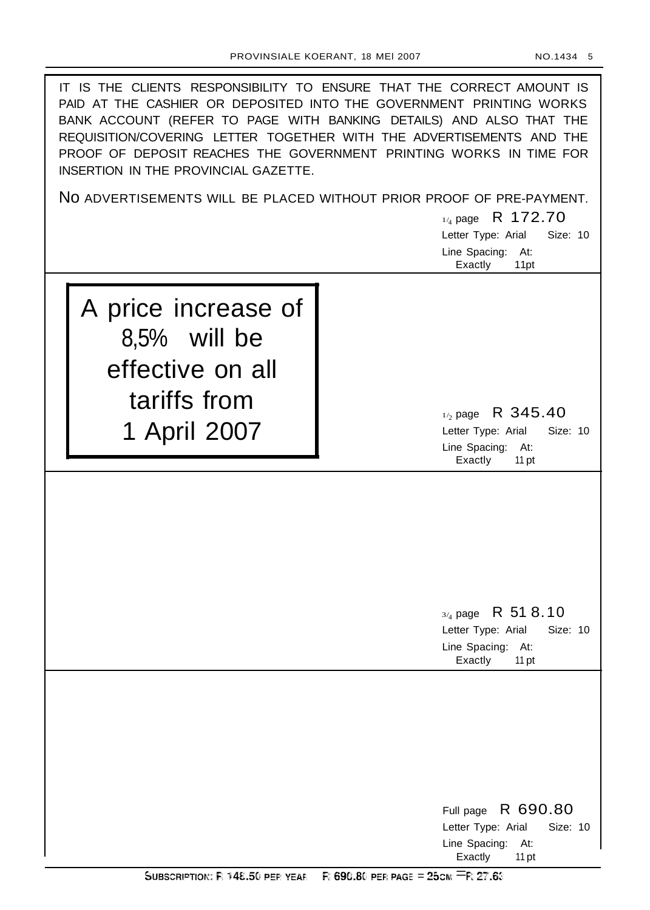IT IS THE CLIENTS RESPONSIBILITY TO ENSURE THAT THE CORRECT AMOUNT IS PAID AT THE CASHIER OR DEPOSITED INTO THE GOVERNMENT PRINTING WORKS BANK ACCOUNT (REFER TO PAGE WITH BANKING DETAILS) AND ALSO THAT THE REQUISITION/COVERING LETTER TOGETHER WITH THE ADVERTISEMENTS AND THE PROOF OF DEPOSIT REACHES THE GOVERNMENT PRINTING WORKS IN TIME FOR INSERTION IN THE PROVINCIAL GAZETTE.

NO ADVERTISEMENTS WILL BE PLACED WITHOUT PRIOR PROOF OF PRE-PAYMENT.

1/4 page R 172.70
Letter Type: Arial Size: 10
Line Spacing: At: Exactly 11pt

**A price increase of 8,5% will be effective on all tariffs from 1 April 2007**

1/2 page R 345.40
Letter Type: Arial Size: 10
Line Spacing: At: Exactly 11 pt

3/4 page R 518.10
Letter Type: Arial Size: 10
Line Spacing: At: Exactly 11 pt

Full page R 690.80
Letter Type: Arial Size: 10
Line Spacing: At: Exactly 11 pt

SUBSCRIPTION: R 148.50 PER YEAR R 690.80 PER PAGE = 25CM = R 27.63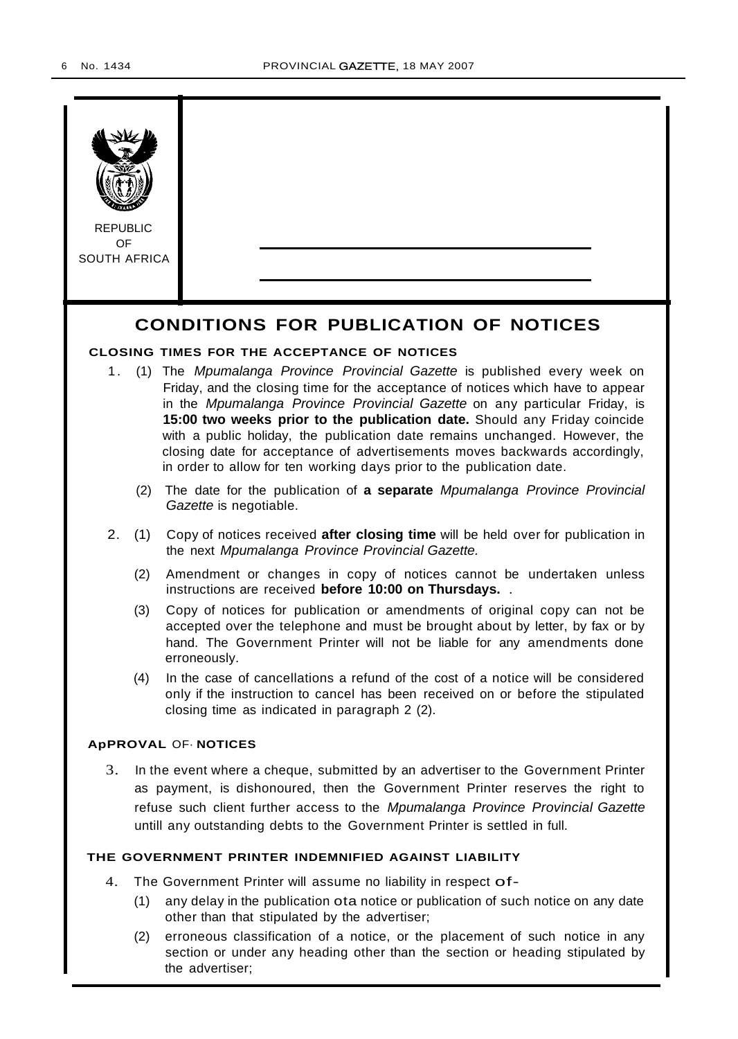REPUBLIC
OF
SOUTH AFRICA

# CONDITIONS FOR PUBLICATION OF NOTICES

## CLOSING TIMES FOR THE ACCEPTANCE OF NOTICES

1. (1) The *Mpumalanga Province Provincial Gazette* is published every week on Friday, and the closing time for the acceptance of notices which have to appear in the *Mpumalanga Province Provincial Gazette* on any particular Friday, is **15:00 two weeks prior to the publication date.** Should any Friday coincide with a public holiday, the publication date remains unchanged. However, the closing date for acceptance of advertisements moves backwards accordingly, in order to allow for ten working days prior to the publication date.

   (2) The date for the publication of **a separate** *Mpumalanga Province Provincial Gazette* is negotiable.

2. (1) Copy of notices received **after closing time** will be held over for publication in the next *Mpumalanga Province Provincial Gazette.*

   (2) Amendment or changes in copy of notices cannot be undertaken unless instructions are received **before 10:00 on Thursdays.** .

   (3) Copy of notices for publication or amendments of original copy can not be accepted over the telephone and must be brought about by letter, by fax or by hand. The Government Printer will not be liable for any amendments done erroneously.

   (4) In the case of cancellations a refund of the cost of a notice will be considered only if the instruction to cancel has been received on or before the stipulated closing time as indicated in paragraph 2 (2).

## ApPROVAL OF· NOTICES

3. In the event where a cheque, submitted by an advertiser to the Government Printer as payment, is dishonoured, then the Government Printer reserves the right to refuse such client further access to the *Mpumalanga Province Provincial Gazette* untill any outstanding debts to the Government Printer is settled in full.

## THE GOVERNMENT PRINTER INDEMNIFIED AGAINST LIABILITY

4. The Government Printer will assume no liability in respect of-

   (1) any delay in the publication ota notice or publication of such notice on any date other than that stipulated by the advertiser;

   (2) erroneous classification of a notice, or the placement of such notice in any section or under any heading other than the section or heading stipulated by the advertiser;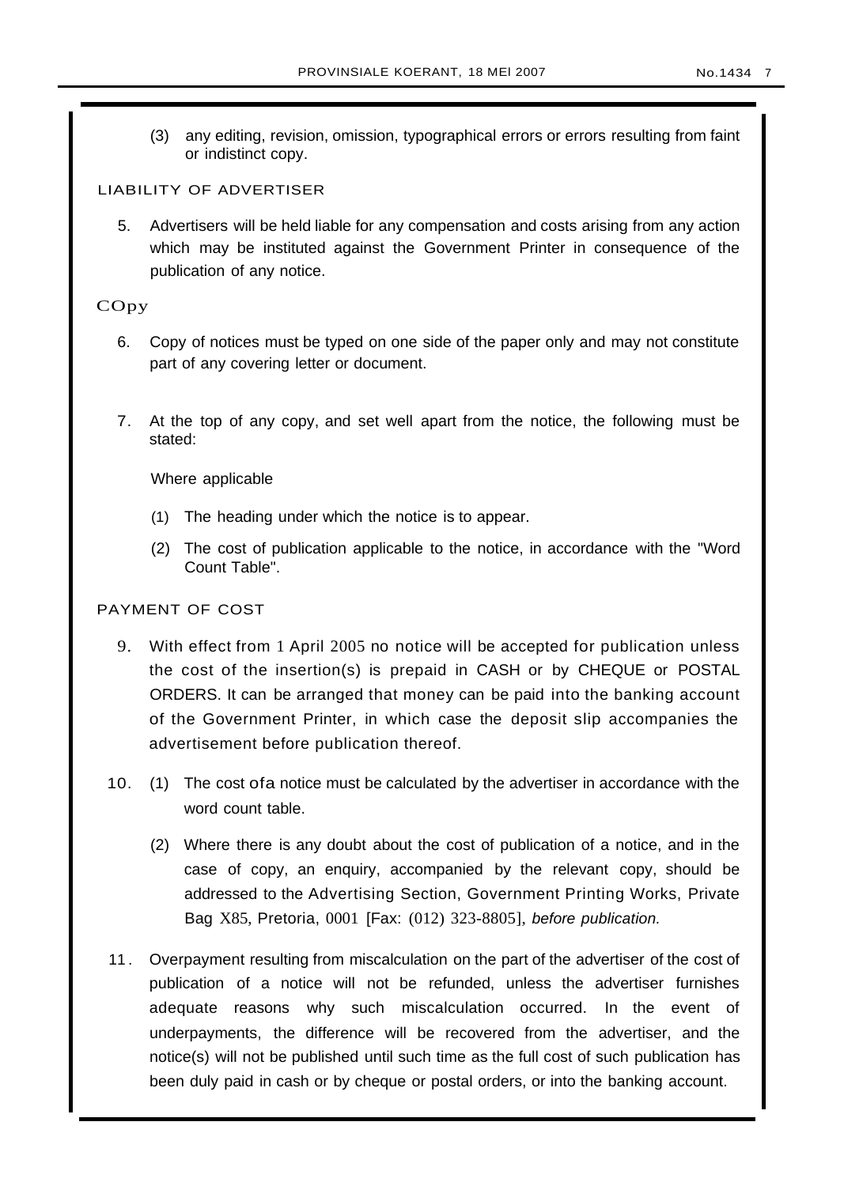(3) any editing, revision, omission, typographical errors or errors resulting from faint or indistinct copy.

LIABILITY OF ADVERTISER

5. Advertisers will be held liable for any compensation and costs arising from any action which may be instituted against the Government Printer in consequence of the publication of any notice.

COpy

6. Copy of notices must be typed on one side of the paper only and may not constitute part of any covering letter or document.

7. At the top of any copy, and set well apart from the notice, the following must be stated:

Where applicable

(1) The heading under which the notice is to appear.

(2) The cost of publication applicable to the notice, in accordance with the "Word Count Table".

PAYMENT OF COST

9. With effect from 1 April 2005 no notice will be accepted for publication unless the cost of the insertion(s) is prepaid in CASH or by CHEQUE or POSTAL ORDERS. It can be arranged that money can be paid into the banking account of the Government Printer, in which case the deposit slip accompanies the advertisement before publication thereof.

10. (1) The cost ofa notice must be calculated by the advertiser in accordance with the word count table.

(2) Where there is any doubt about the cost of publication of a notice, and in the case of copy, an enquiry, accompanied by the relevant copy, should be addressed to the Advertising Section, Government Printing Works, Private Bag X85, Pretoria, 0001 [Fax: (012) 323-8805], *before publication.*

11. Overpayment resulting from miscalculation on the part of the advertiser of the cost of publication of a notice will not be refunded, unless the advertiser furnishes adequate reasons why such miscalculation occurred. In the event of underpayments, the difference will be recovered from the advertiser, and the notice(s) will not be published until such time as the full cost of such publication has been duly paid in cash or by cheque or postal orders, or into the banking account.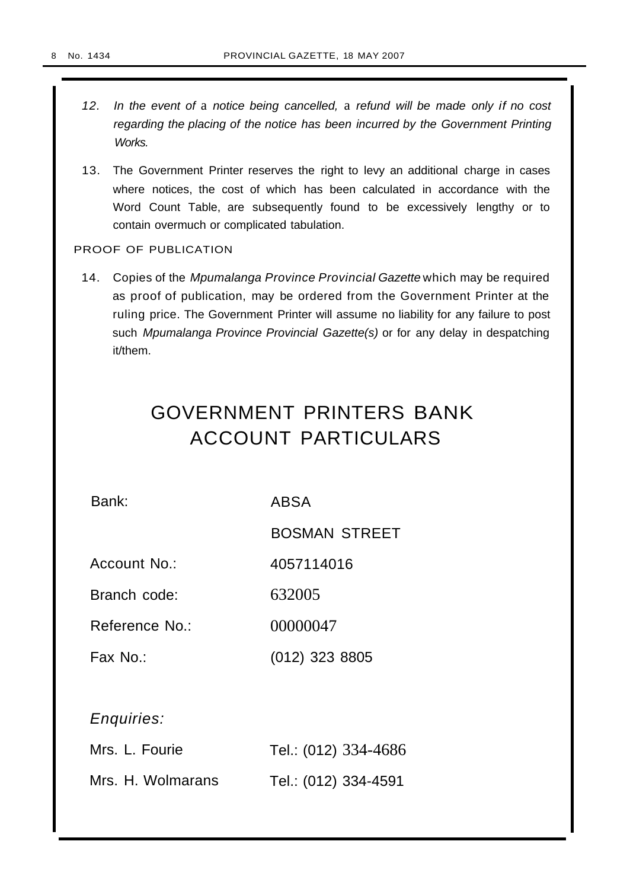12. *In the event of a notice being cancelled, a refund will be made only if no cost regarding the placing of the notice has been incurred by the Government Printing Works.*

13. The Government Printer reserves the right to levy an additional charge in cases where notices, the cost of which has been calculated in accordance with the Word Count Table, are subsequently found to be excessively lengthy or to contain overmuch or complicated tabulation.

PROOF OF PUBLICATION

14. Copies of the *Mpumalanga Province Provincial Gazette* which may be required as proof of publication, may be ordered from the Government Printer at the ruling price. The Government Printer will assume no liability for any failure to post such *Mpumalanga Province Provincial Gazette(s)* or for any delay in despatching it/them.

# GOVERNMENT PRINTERS BANK ACCOUNT PARTICULARS

| | |
|---|---|
| Bank: | ABSA |
| | BOSMAN STREET |
| Account No.: | 4057114016 |
| Branch code: | 632005 |
| Reference No.: | 00000047 |
| Fax No.: | (012) 323 8805 |

*Enquiries:*

| | |
|---|---|
| Mrs. L. Fourie | Tel.: (012) 334-4686 |
| Mrs. H. Wolmarans | Tel.: (012) 334-4591 |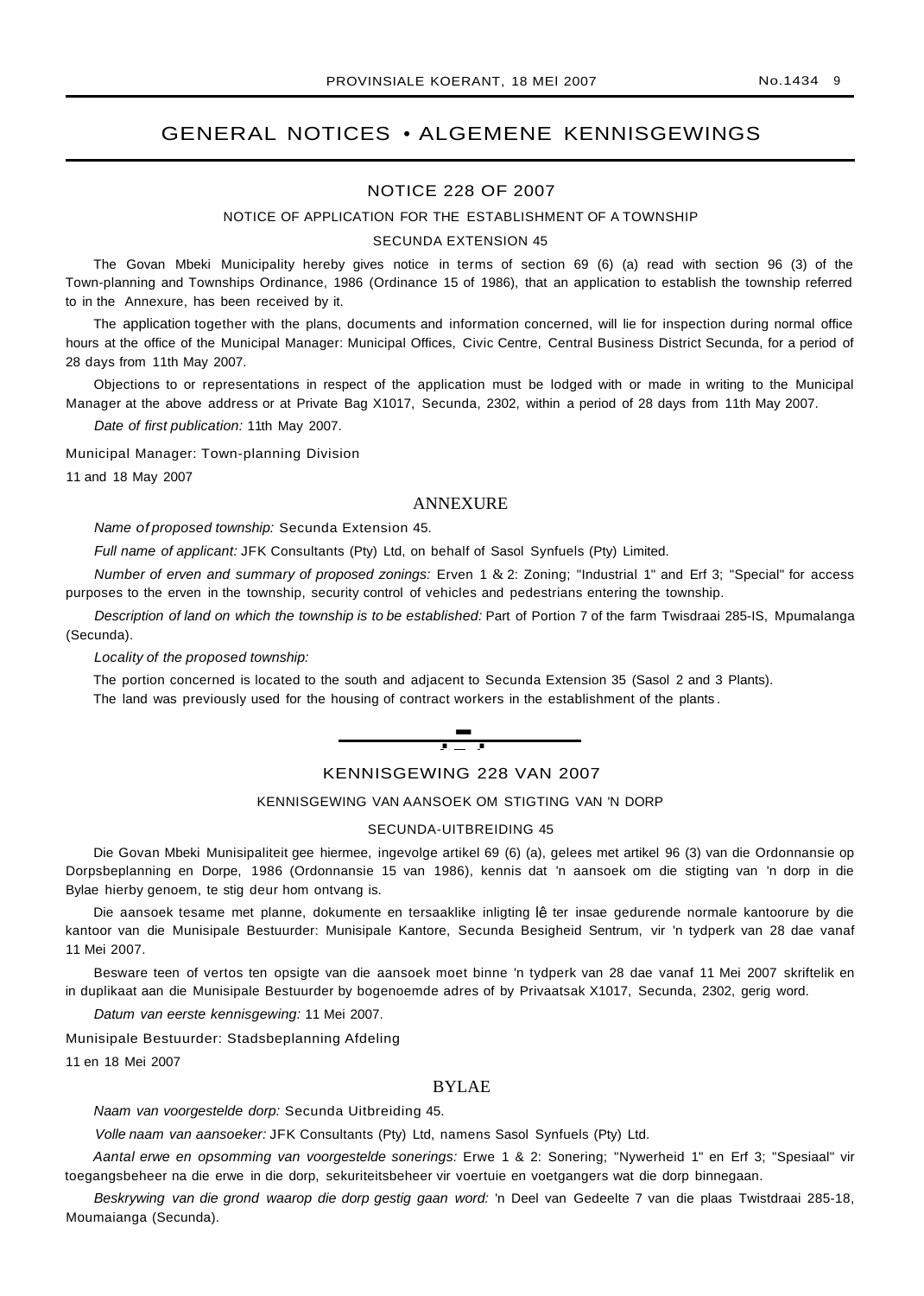# GENERAL NOTICES • ALGEMENE KENNISGEWINGS

## NOTICE 228 OF 2007

NOTICE OF APPLICATION FOR THE ESTABLISHMENT OF A TOWNSHIP

SECUNDA EXTENSION 45

The Govan Mbeki Municipality hereby gives notice in terms of section 69 (6) (a) read with section 96 (3) of the Town-planning and Townships Ordinance, 1986 (Ordinance 15 of 1986), that an application to establish the township referred to in the Annexure, has been received by it.

The application together with the plans, documents and information concerned, will lie for inspection during normal office hours at the office of the Municipal Manager: Municipal Offices, Civic Centre, Central Business District Secunda, for a period of 28 days from 11th May 2007.

Objections to or representations in respect of the application must be lodged with or made in writing to the Municipal Manager at the above address or at Private Bag X1017, Secunda, 2302, within a period of 28 days from 11th May 2007.

*Date of first publication:* 11th May 2007.

Municipal Manager: Town-planning Division

11 and 18 May 2007

### ANNEXURE

*Name of proposed township:* Secunda Extension 45.

*Full name of applicant:* JFK Consultants (Pty) Ltd, on behalf of Sasol Synfuels (Pty) Limited.

*Number of erven and summary of proposed zonings:* Erven 1 & 2: Zoning; "Industrial 1" and Erf 3; "Special" for access purposes to the erven in the township, security control of vehicles and pedestrians entering the township.

*Description of land on which the township is to be established:* Part of Portion 7 of the farm Twisdraai 285-IS, Mpumalanga (Secunda).

*Locality of the proposed township:*

The portion concerned is located to the south and adjacent to Secunda Extension 35 (Sasol 2 and 3 Plants).

The land was previously used for the housing of contract workers in the establishment of the plants.

---

## KENNISGEWING 228 VAN 2007

KENNISGEWING VAN AANSOEK OM STIGTING VAN 'N DORP

SECUNDA-UITBREIDING 45

Die Govan Mbeki Munisipaliteit gee hiermee, ingevolge artikel 69 (6) (a), gelees met artikel 96 (3) van die Ordonnansie op Dorpsbeplanning en Dorpe, 1986 (Ordonnansie 15 van 1986), kennis dat 'n aansoek om die stigting van 'n dorp in die Bylae hierby genoem, te stig deur hom ontvang is.

Die aansoek tesame met planne, dokumente en tersaaklike inligting lê ter insae gedurende normale kantoorure by die kantoor van die Munisipale Bestuurder: Munisipale Kantore, Secunda Besigheid Sentrum, vir 'n tydperk van 28 dae vanaf 11 Mei 2007.

Besware teen of vertos ten opsigte van die aansoek moet binne 'n tydperk van 28 dae vanaf 11 Mei 2007 skriftelik en in duplikaat aan die Munisipale Bestuurder by bogenoemde adres of by Privaatsak X1017, Secunda, 2302, gerig word.

*Datum van eerste kennisgewing:* 11 Mei 2007.

Munisipale Bestuurder: Stadsbeplanning Afdeling

11 en 18 Mei 2007

### BYLAE

*Naam van voorgestelde dorp:* Secunda Uitbreiding 45.

*Volle naam van aansoeker:* JFK Consultants (Pty) Ltd, namens Sasol Synfuels (Pty) Ltd.

*Aantal erwe en opsomming van voorgestelde sonerings:* Erwe 1 & 2: Sonering; "Nywerheid 1" en Erf 3; "Spesiaal" vir toegangsbeheer na die erwe in die dorp, sekuriteitsbeheer vir voertuie en voetgangers wat die dorp binnegaan.

*Beskrywing van die grond waarop die dorp gestig gaan word:* 'n Deel van Gedeelte 7 van die plaas Twistdraai 285-18, Moumaianga (Secunda).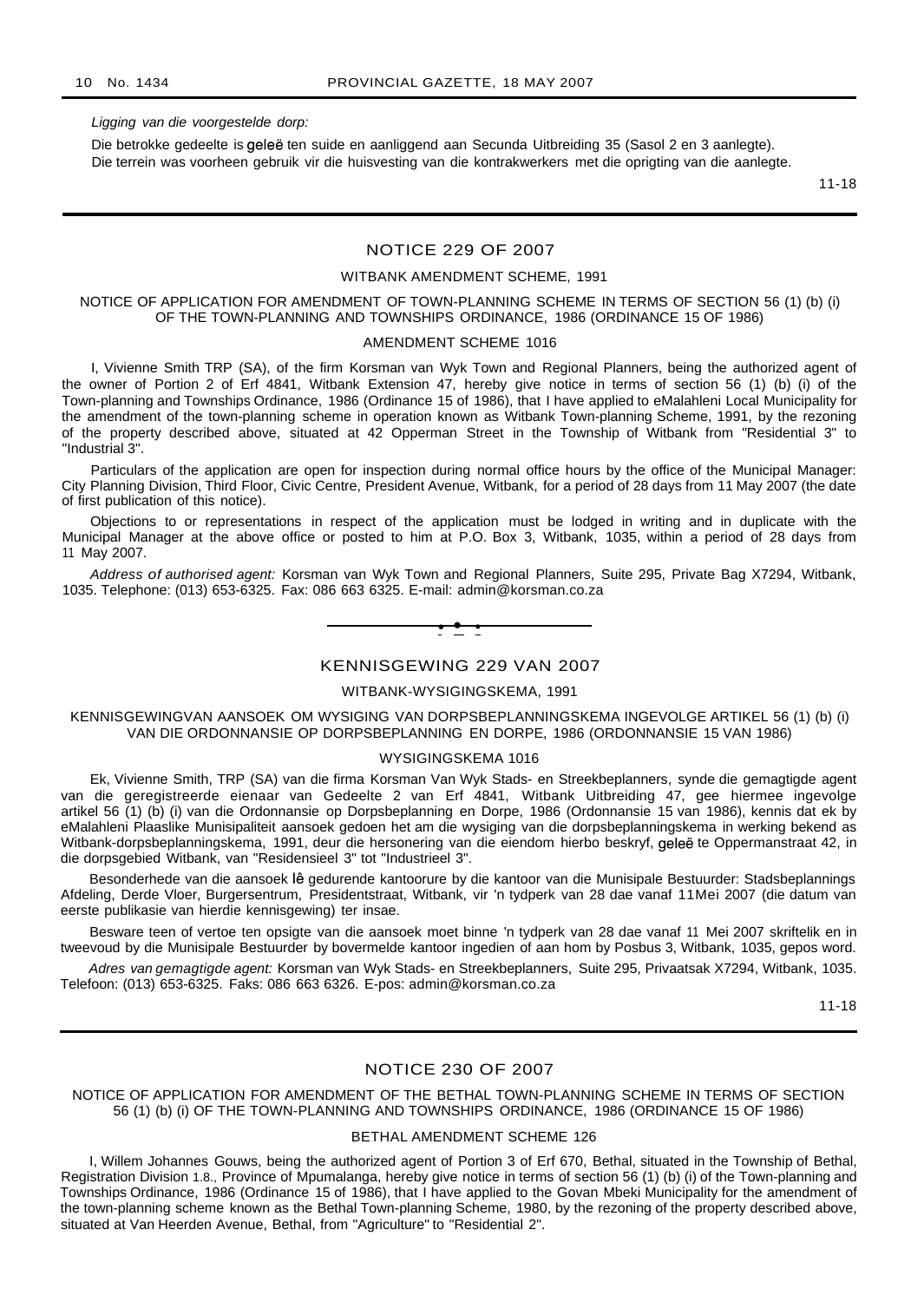*Ligging van die voorgestelde dorp:*

Die betrokke gedeelte is geleë ten suide en aanliggend aan Secunda Uitbreiding 35 (Sasol 2 en 3 aanlegte). Die terrein was voorheen gebruik vir die huisvesting van die kontrakwerkers met die oprigting van die aanlegte.

11-18

---

## NOTICE 229 OF 2007

### WITBANK AMENDMENT SCHEME, 1991

### NOTICE OF APPLICATION FOR AMENDMENT OF TOWN-PLANNING SCHEME IN TERMS OF SECTION 56 (1) (b) (i) OF THE TOWN-PLANNING AND TOWNSHIPS ORDINANCE, 1986 (ORDINANCE 15 OF 1986)

### AMENDMENT SCHEME 1016

I, Vivienne Smith TRP (SA), of the firm Korsman van Wyk Town and Regional Planners, being the authorized agent of the owner of Portion 2 of Erf 4841, Witbank Extension 47, hereby give notice in terms of section 56 (1) (b) (i) of the Town-planning and Townships Ordinance, 1986 (Ordinance 15 of 1986), that I have applied to eMalahleni Local Municipality for the amendment of the town-planning scheme in operation known as Witbank Town-planning Scheme, 1991, by the rezoning of the property described above, situated at 42 Opperman Street in the Township of Witbank from "Residential 3" to "Industrial 3".

Particulars of the application are open for inspection during normal office hours by the office of the Municipal Manager: City Planning Division, Third Floor, Civic Centre, President Avenue, Witbank, for a period of 28 days from 11 May 2007 (the date of first publication of this notice).

Objections to or representations in respect of the application must be lodged in writing and in duplicate with the Municipal Manager at the above office or posted to him at P.O. Box 3, Witbank, 1035, within a period of 28 days from 11 May 2007.

*Address of authorised agent:* Korsman van Wyk Town and Regional Planners, Suite 295, Private Bag X7294, Witbank, 1035. Telephone: (013) 653-6325. Fax: 086 663 6325. E-mail: admin@korsman.co.za

---

## KENNISGEWING 229 VAN 2007

### WITBANK-WYSIGINGSKEMA, 1991

### KENNISGEWINGVAN AANSOEK OM WYSIGING VAN DORPSBEPLANNINGSKEMA INGEVOLGE ARTIKEL 56 (1) (b) (i) VAN DIE ORDONNANSIE OP DORPSBEPLANNING EN DORPE, 1986 (ORDONNANSIE 15 VAN 1986)

### WYSIGINGSKEMA 1016

Ek, Vivienne Smith, TRP (SA) van die firma Korsman Van Wyk Stads- en Streekbeplanners, synde die gemagtigde agent van die geregistreerde eienaar van Gedeelte 2 van Erf 4841, Witbank Uitbreiding 47, gee hiermee ingevolge artikel 56 (1) (b) (i) van die Ordonnansie op Dorpsbeplanning en Dorpe, 1986 (Ordonnansie 15 van 1986), kennis dat ek by eMalahleni Plaaslike Munisipaliteit aansoek gedoen het am die wysiging van die dorpsbeplanningskema in werking bekend as Witbank-dorpsbeplanningskema, 1991, deur die hersonering van die eiendom hierbo beskryf, geleë te Oppermanstraat 42, in die dorpsgebied Witbank, van "Residensieel 3" tot "Industrieel 3".

Besonderhede van die aansoek lê gedurende kantoorure by die kantoor van die Munisipale Bestuurder: Stadsbeplannings Afdeling, Derde Vloer, Burgersentrum, Presidentstraat, Witbank, vir 'n tydperk van 28 dae vanaf 11Mei 2007 (die datum van eerste publikasie van hierdie kennisgewing) ter insae.

Besware teen of vertoe ten opsigte van die aansoek moet binne 'n tydperk van 28 dae vanaf 11 Mei 2007 skriftelik en in tweevoud by die Munisipale Bestuurder by bovermelde kantoor ingedien of aan hom by Posbus 3, Witbank, 1035, gepos word.

*Adres van gemagtigde agent:* Korsman van Wyk Stads- en Streekbeplanners, Suite 295, Privaatsak X7294, Witbank, 1035. Telefoon: (013) 653-6325. Faks: 086 663 6326. E-pos: admin@korsman.co.za

11-18

---

## NOTICE 230 OF 2007

### NOTICE OF APPLICATION FOR AMENDMENT OF THE BETHAL TOWN-PLANNING SCHEME IN TERMS OF SECTION 56 (1) (b) (i) OF THE TOWN-PLANNING AND TOWNSHIPS ORDINANCE, 1986 (ORDINANCE 15 OF 1986)

### BETHAL AMENDMENT SCHEME 126

I, Willem Johannes Gouws, being the authorized agent of Portion 3 of Erf 670, Bethal, situated in the Township of Bethal, Registration Division 1.8., Province of Mpumalanga, hereby give notice in terms of section 56 (1) (b) (i) of the Town-planning and Townships Ordinance, 1986 (Ordinance 15 of 1986), that I have applied to the Govan Mbeki Municipality for the amendment of the town-planning scheme known as the Bethal Town-planning Scheme, 1980, by the rezoning of the property described above, situated at Van Heerden Avenue, Bethal, from "Agriculture" to "Residential 2".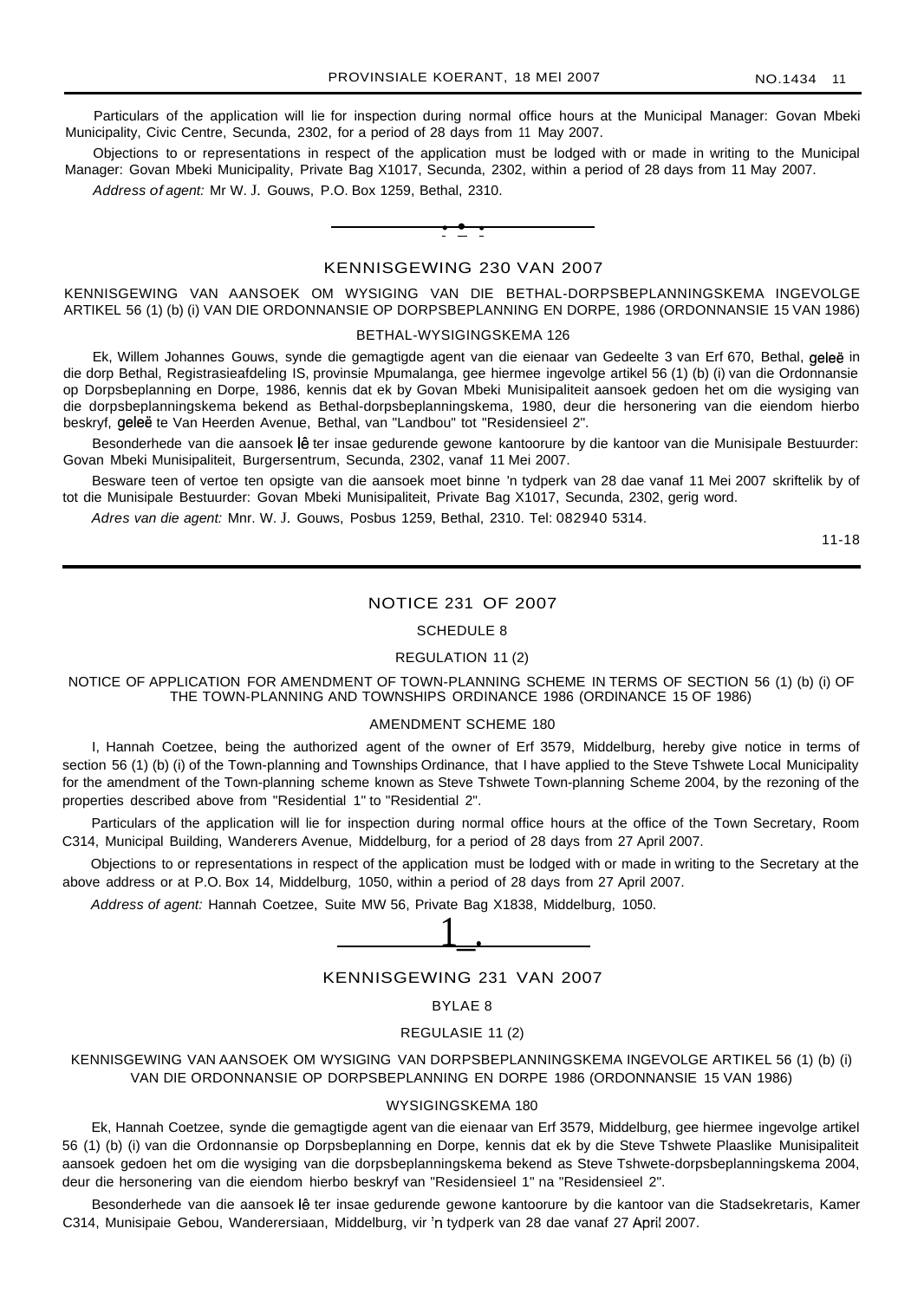Particulars of the application will lie for inspection during normal office hours at the Municipal Manager: Govan Mbeki Municipality, Civic Centre, Secunda, 2302, for a period of 28 days from 11 May 2007.

Objections to or representations in respect of the application must be lodged with or made in writing to the Municipal Manager: Govan Mbeki Municipality, Private Bag X1017, Secunda, 2302, within a period of 28 days from 11 May 2007.

*Address of agent:* Mr W. J. Gouws, P.O. Box 1259, Bethal, 2310.

---

## KENNISGEWING 230 VAN 2007

KENNISGEWING VAN AANSOEK OM WYSIGING VAN DIE BETHAL-DORPSBEPLANNINGSKEMA INGEVOLGE ARTIKEL 56 (1) (b) (i) VAN DIE ORDONNANSIE OP DORPSBEPLANNING EN DORPE, 1986 (ORDONNANSIE 15 VAN 1986)

BETHAL-WYSIGINGSKEMA 126

Ek, Willem Johannes Gouws, synde die gemagtigde agent van die eienaar van Gedeelte 3 van Erf 670, Bethal, geleë in die dorp Bethal, Registrasieafdeling IS, provinsie Mpumalanga, gee hiermee ingevolge artikel 56 (1) (b) (i) van die Ordonnansie op Dorpsbeplanning en Dorpe, 1986, kennis dat ek by Govan Mbeki Munisipaliteit aansoek gedoen het om die wysiging van die dorpsbeplanningskema bekend as Bethal-dorpsbeplanningskema, 1980, deur die hersonering van die eiendom hierbo beskryf, geleë te Van Heerden Avenue, Bethal, van "Landbou" tot "Residensieel 2".

Besonderhede van die aansoek lê ter insae gedurende gewone kantoorure by die kantoor van die Munisipale Bestuurder: Govan Mbeki Munisipaliteit, Burgersentrum, Secunda, 2302, vanaf 11 Mei 2007.

Besware teen of vertoe ten opsigte van die aansoek moet binne 'n tydperk van 28 dae vanaf 11 Mei 2007 skriftelik by of tot die Munisipale Bestuurder: Govan Mbeki Munisipaliteit, Private Bag X1017, Secunda, 2302, gerig word.

*Adres van die agent:* Mnr. W. J. Gouws, Posbus 1259, Bethal, 2310. Tel: 082940 5314.

11-18

---

## NOTICE 231 OF 2007

SCHEDULE 8

REGULATION 11 (2)

NOTICE OF APPLICATION FOR AMENDMENT OF TOWN-PLANNING SCHEME IN TERMS OF SECTION 56 (1) (b) (i) OF THE TOWN-PLANNING AND TOWNSHIPS ORDINANCE 1986 (ORDINANCE 15 OF 1986)

AMENDMENT SCHEME 180

I, Hannah Coetzee, being the authorized agent of the owner of Erf 3579, Middelburg, hereby give notice in terms of section 56 (1) (b) (i) of the Town-planning and Townships Ordinance, that I have applied to the Steve Tshwete Local Municipality for the amendment of the Town-planning scheme known as Steve Tshwete Town-planning Scheme 2004, by the rezoning of the properties described above from "Residential 1" to "Residential 2".

Particulars of the application will lie for inspection during normal office hours at the office of the Town Secretary, Room C314, Municipal Building, Wanderers Avenue, Middelburg, for a period of 28 days from 27 April 2007.

Objections to or representations in respect of the application must be lodged with or made in writing to the Secretary at the above address or at P.O. Box 14, Middelburg, 1050, within a period of 28 days from 27 April 2007.

*Address of agent:* Hannah Coetzee, Suite MW 56, Private Bag X1838, Middelburg, 1050.

---

## KENNISGEWING 231 VAN 2007

BYLAE 8

REGULASIE 11 (2)

KENNISGEWING VAN AANSOEK OM WYSIGING VAN DORPSBEPLANNINGSKEMA INGEVOLGE ARTIKEL 56 (1) (b) (i) VAN DIE ORDONNANSIE OP DORPSBEPLANNING EN DORPE 1986 (ORDONNANSIE 15 VAN 1986)

WYSIGINGSKEMA 180

Ek, Hannah Coetzee, synde die gemagtigde agent van die eienaar van Erf 3579, Middelburg, gee hiermee ingevolge artikel 56 (1) (b) (i) van die Ordonnansie op Dorpsbeplanning en Dorpe, kennis dat ek by die Steve Tshwete Plaaslike Munisipaliteit aansoek gedoen het om die wysiging van die dorpsbeplanningskema bekend as Steve Tshwete-dorpsbeplanningskema 2004, deur die hersonering van die eiendom hierbo beskryf van "Residensieel 1" na "Residensieel 2".

Besonderhede van die aansoek lê ter insae gedurende gewone kantoorure by die kantoor van die Stadsekretaris, Kamer C314, Munisipaie Gebou, Wanderersiaan, Middelburg, vir 'n tydperk van 28 dae vanaf 27 April 2007.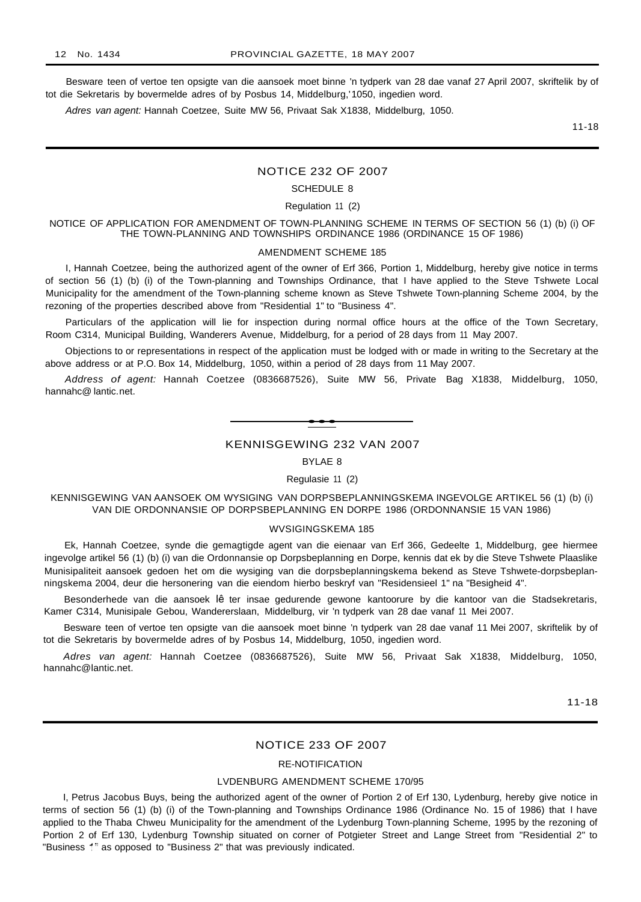Besware teen of vertoe ten opsigte van die aansoek moet binne 'n tydperk van 28 dae vanaf 27 April 2007, skriftelik by of tot die Sekretaris by bovermelde adres of by Posbus 14, Middelburg,'1050, ingedien word.

*Adres van agent:* Hannah Coetzee, Suite MW 56, Privaat Sak X1838, Middelburg, 1050.

11-18

## NOTICE 232 OF 2007

SCHEDULE 8

Regulation 11 (2)

NOTICE OF APPLICATION FOR AMENDMENT OF TOWN-PLANNING SCHEME IN TERMS OF SECTION 56 (1) (b) (i) OF THE TOWN-PLANNING AND TOWNSHIPS ORDINANCE 1986 (ORDINANCE 15 OF 1986)

AMENDMENT SCHEME 185

I, Hannah Coetzee, being the authorized agent of the owner of Erf 366, Portion 1, Middelburg, hereby give notice in terms of section 56 (1) (b) (i) of the Town-planning and Townships Ordinance, that I have applied to the Steve Tshwete Local Municipality for the amendment of the Town-planning scheme known as Steve Tshwete Town-planning Scheme 2004, by the rezoning of the properties described above from "Residential 1" to "Business 4".

Particulars of the application will lie for inspection during normal office hours at the office of the Town Secretary, Room C314, Municipal Building, Wanderers Avenue, Middelburg, for a period of 28 days from 11 May 2007.

Objections to or representations in respect of the application must be lodged with or made in writing to the Secretary at the above address or at P.O. Box 14, Middelburg, 1050, within a period of 28 days from 11 May 2007.

*Address of agent:* Hannah Coetzee (0836687526), Suite MW 56, Private Bag X1838, Middelburg, 1050, hannahc@ lantic.net.

## KENNISGEWING 232 VAN 2007

BYLAE 8

Regulasie 11 (2)

KENNISGEWING VAN AANSOEK OM WYSIGING VAN DORPSBEPLANNINGSKEMA INGEVOLGE ARTIKEL 56 (1) (b) (i) VAN DIE ORDONNANSIE OP DORPSBEPLANNING EN DORPE 1986 (ORDONNANSIE 15 VAN 1986)

WVSIGINGSKEMA 185

Ek, Hannah Coetzee, synde die gemagtigde agent van die eienaar van Erf 366, Gedeelte 1, Middelburg, gee hiermee ingevolge artikel 56 (1) (b) (i) van die Ordonnansie op Dorpsbeplanning en Dorpe, kennis dat ek by die Steve Tshwete Plaaslike Munisipaliteit aansoek gedoen het om die wysiging van die dorpsbeplanningskema bekend as Steve Tshwete-dorpsbeplanningskema 2004, deur die hersonering van die eiendom hierbo beskryf van "Residensieel 1" na "Besigheid 4".

Besonderhede van die aansoek lê ter insae gedurende gewone kantoorure by die kantoor van die Stadsekretaris, Kamer C314, Munisipale Gebou, Wandererslaan, Middelburg, vir 'n tydperk van 28 dae vanaf 11 Mei 2007.

Besware teen of vertoe ten opsigte van die aansoek moet binne 'n tydperk van 28 dae vanaf 11 Mei 2007, skriftelik by of tot die Sekretaris by bovermelde adres of by Posbus 14, Middelburg, 1050, ingedien word.

*Adres van agent:* Hannah Coetzee (0836687526), Suite MW 56, Privaat Sak X1838, Middelburg, 1050, hannahc@lantic.net.

11-18

## NOTICE 233 OF 2007

RE-NOTIFICATION

LVDENBURG AMENDMENT SCHEME 170/95

I, Petrus Jacobus Buys, being the authorized agent of the owner of Portion 2 of Erf 130, Lydenburg, hereby give notice in terms of section 56 (1) (b) (i) of the Town-planning and Townships Ordinance 1986 (Ordinance No. 15 of 1986) that I have applied to the Thaba Chweu Municipality for the amendment of the Lydenburg Town-planning Scheme, 1995 by the rezoning of Portion 2 of Erf 130, Lydenburg Township situated on corner of Potgieter Street and Lange Street from "Residential 2" to "Business 1" as opposed to "Business 2" that was previously indicated.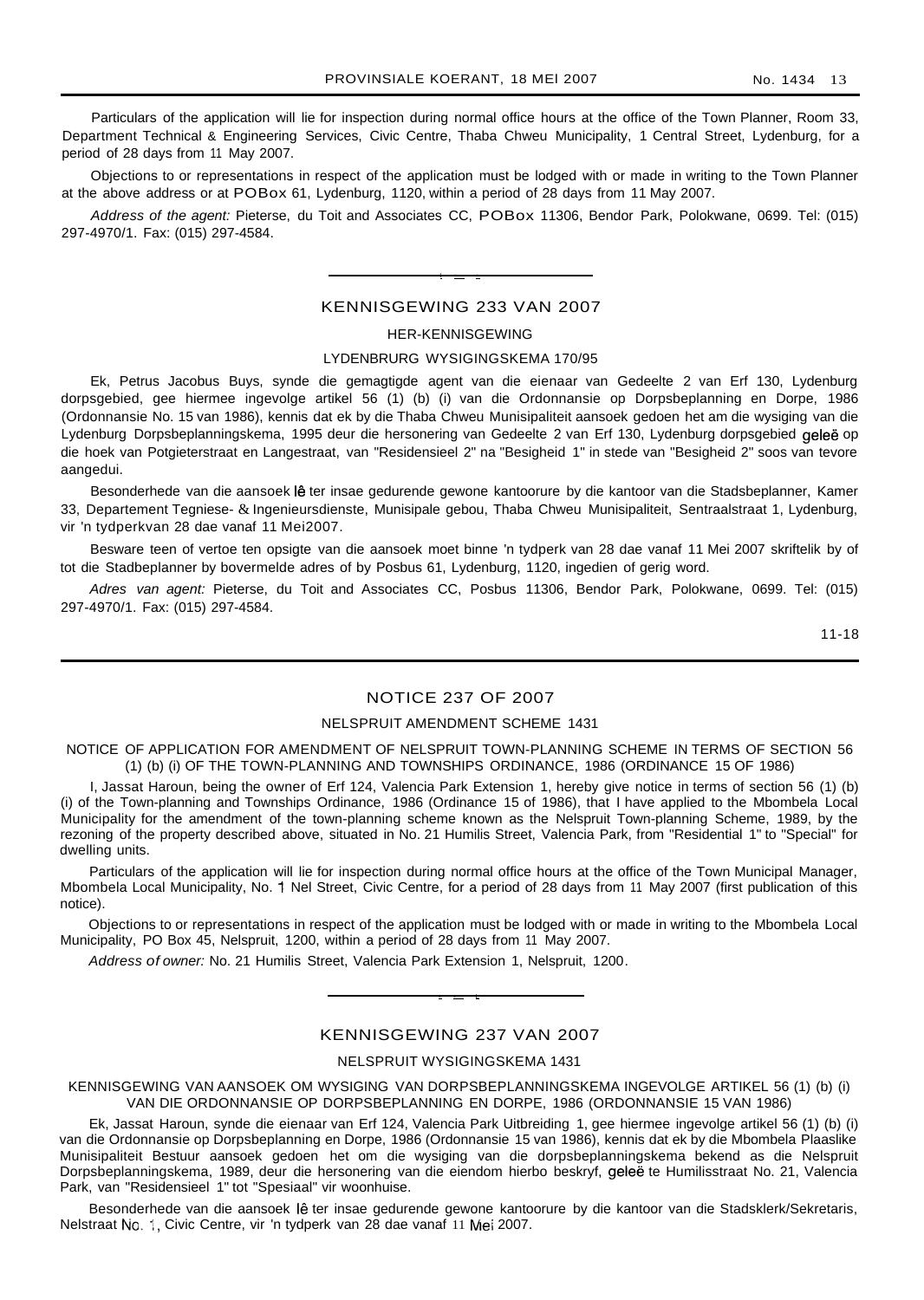Particulars of the application will lie for inspection during normal office hours at the office of the Town Planner, Room 33, Department Technical & Engineering Services, Civic Centre, Thaba Chweu Municipality, 1 Central Street, Lydenburg, for a period of 28 days from 11 May 2007.

Objections to or representations in respect of the application must be lodged with or made in writing to the Town Planner at the above address or at POBox 61, Lydenburg, 1120, within a period of 28 days from 11 May 2007.

*Address of the agent:* Pieterse, du Toit and Associates CC, POBox 11306, Bendor Park, Polokwane, 0699. Tel: (015) 297-4970/1. Fax: (015) 297-4584.

---

## KENNISGEWING 233 VAN 2007

### HER-KENNISGEWING

### LYDENBRURG WYSIGINGSKEMA 170/95

Ek, Petrus Jacobus Buys, synde die gemagtigde agent van die eienaar van Gedeelte 2 van Erf 130, Lydenburg dorpsgebied, gee hiermee ingevolge artikel 56 (1) (b) (i) van die Ordonnansie op Dorpsbeplanning en Dorpe, 1986 (Ordonnansie No. 15 van 1986), kennis dat ek by die Thaba Chweu Munisipaliteit aansoek gedoen het am die wysiging van die Lydenburg Dorpsbeplanningskema, 1995 deur die hersonering van Gedeelte 2 van Erf 130, Lydenburg dorpsgebied geleë op die hoek van Potgieterstraat en Langestraat, van "Residensieel 2" na "Besigheid 1" in stede van "Besigheid 2" soos van tevore aangedui.

Besonderhede van die aansoek lê ter insae gedurende gewone kantoorure by die kantoor van die Stadsbeplanner, Kamer 33, Departement Tegniese- & Ingenieursdienste, Munisipale gebou, Thaba Chweu Munisipaliteit, Sentraalstraat 1, Lydenburg, vir 'n tydperkvan 28 dae vanaf 11 Mei2007.

Besware teen of vertoe ten opsigte van die aansoek moet binne 'n tydperk van 28 dae vanaf 11 Mei 2007 skriftelik by of tot die Stadbeplanner by bovermelde adres of by Posbus 61, Lydenburg, 1120, ingedien of gerig word.

*Adres van agent:* Pieterse, du Toit and Associates CC, Posbus 11306, Bendor Park, Polokwane, 0699. Tel: (015) 297-4970/1. Fax: (015) 297-4584.

11-18

---

## NOTICE 237 OF 2007

### NELSPRUIT AMENDMENT SCHEME 1431

NOTICE OF APPLICATION FOR AMENDMENT OF NELSPRUIT TOWN-PLANNING SCHEME IN TERMS OF SECTION 56 (1) (b) (i) OF THE TOWN-PLANNING AND TOWNSHIPS ORDINANCE, 1986 (ORDINANCE 15 OF 1986)

I, Jassat Haroun, being the owner of Erf 124, Valencia Park Extension 1, hereby give notice in terms of section 56 (1) (b) (i) of the Town-planning and Townships Ordinance, 1986 (Ordinance 15 of 1986), that I have applied to the Mbombela Local Municipality for the amendment of the town-planning scheme known as the Nelspruit Town-planning Scheme, 1989, by the rezoning of the property described above, situated in No. 21 Humilis Street, Valencia Park, from "Residential 1" to "Special" for dwelling units.

Particulars of the application will lie for inspection during normal office hours at the office of the Town Municipal Manager, Mbombela Local Municipality, No. 1 Nel Street, Civic Centre, for a period of 28 days from 11 May 2007 (first publication of this notice).

Objections to or representations in respect of the application must be lodged with or made in writing to the Mbombela Local Municipality, PO Box 45, Nelspruit, 1200, within a period of 28 days from 11 May 2007.

*Address of owner:* No. 21 Humilis Street, Valencia Park Extension 1, Nelspruit, 1200.

---

## KENNISGEWING 237 VAN 2007

### NELSPRUIT WYSIGINGSKEMA 1431

KENNISGEWING VAN AANSOEK OM WYSIGING VAN DORPSBEPLANNINGSKEMA INGEVOLGE ARTIKEL 56 (1) (b) (i) VAN DIE ORDONNANSIE OP DORPSBEPLANNING EN DORPE, 1986 (ORDONNANSIE 15 VAN 1986)

Ek, Jassat Haroun, synde die eienaar van Erf 124, Valencia Park Uitbreiding 1, gee hiermee ingevolge artikel 56 (1) (b) (i) van die Ordonnansie op Dorpsbeplanning en Dorpe, 1986 (Ordonnansie 15 van 1986), kennis dat ek by die Mbombela Plaaslike Munisipaliteit Bestuur aansoek gedoen het om die wysiging van die dorpsbeplanningskema bekend as die Nelspruit Dorpsbeplanningskema, 1989, deur die hersonering van die eiendom hierbo beskryf, geleë te Humilisstraat No. 21, Valencia Park, van "Residensieel 1" tot "Spesiaal" vir woonhuise.

Besonderhede van die aansoek lê ter insae gedurende gewone kantoorure by die kantoor van die Stadsklerk/Sekretaris, Nelstraat No. 1, Civic Centre, vir 'n tydperk van 28 dae vanaf 11 Mei 2007.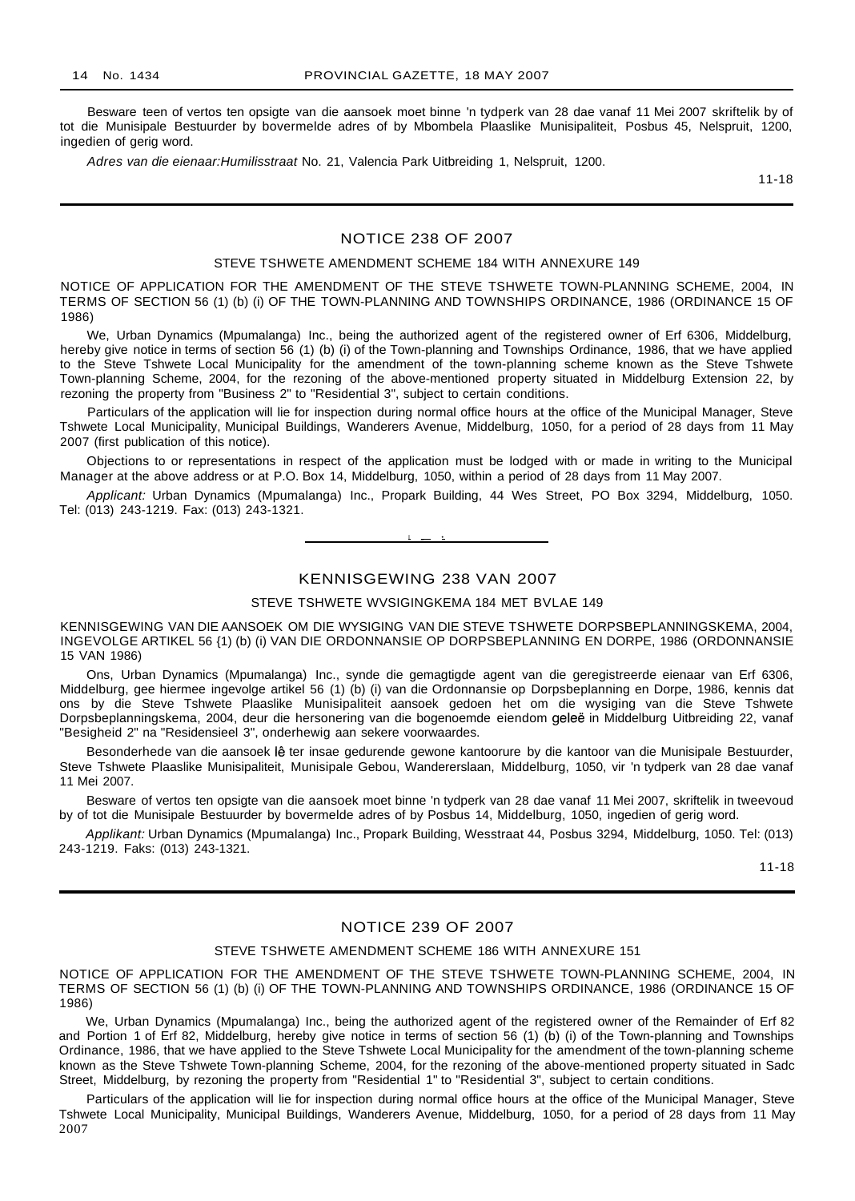Besware teen of vertos ten opsigte van die aansoek moet binne 'n tydperk van 28 dae vanaf 11 Mei 2007 skriftelik by of tot die Munisipale Bestuurder by bovermelde adres of by Mbombela Plaaslike Munisipaliteit, Posbus 45, Nelspruit, 1200, ingedien of gerig word.

*Adres van die eienaar:Humilisstraat* No. 21, Valencia Park Uitbreiding 1, Nelspruit, 1200.

11-18

---

## NOTICE 238 OF 2007

### STEVE TSHWETE AMENDMENT SCHEME 184 WITH ANNEXURE 149

NOTICE OF APPLICATION FOR THE AMENDMENT OF THE STEVE TSHWETE TOWN-PLANNING SCHEME, 2004, IN TERMS OF SECTION 56 (1) (b) (i) OF THE TOWN-PLANNING AND TOWNSHIPS ORDINANCE, 1986 (ORDINANCE 15 OF 1986)

We, Urban Dynamics (Mpumalanga) Inc., being the authorized agent of the registered owner of Erf 6306, Middelburg, hereby give notice in terms of section 56 (1) (b) (i) of the Town-planning and Townships Ordinance, 1986, that we have applied to the Steve Tshwete Local Municipality for the amendment of the town-planning scheme known as the Steve Tshwete Town-planning Scheme, 2004, for the rezoning of the above-mentioned property situated in Middelburg Extension 22, by rezoning the property from "Business 2" to "Residential 3", subject to certain conditions.

Particulars of the application will lie for inspection during normal office hours at the office of the Municipal Manager, Steve Tshwete Local Municipality, Municipal Buildings, Wanderers Avenue, Middelburg, 1050, for a period of 28 days from 11 May 2007 (first publication of this notice).

Objections to or representations in respect of the application must be lodged with or made in writing to the Municipal Manager at the above address or at P.O. Box 14, Middelburg, 1050, within a period of 28 days from 11 May 2007.

*Applicant:* Urban Dynamics (Mpumalanga) Inc., Propark Building, 44 Wes Street, PO Box 3294, Middelburg, 1050. Tel: (013) 243-1219. Fax: (013) 243-1321.

---

## KENNISGEWING 238 VAN 2007

### STEVE TSHWETE WVSIGINGKEMA 184 MET BVLAE 149

KENNISGEWING VAN DIE AANSOEK OM DIE WYSIGING VAN DIE STEVE TSHWETE DORPSBEPLANNINGSKEMA, 2004, INGEVOLGE ARTIKEL 56 {1) (b) (i) VAN DIE ORDONNANSIE OP DORPSBEPLANNING EN DORPE, 1986 (ORDONNANSIE 15 VAN 1986)

Ons, Urban Dynamics (Mpumalanga) Inc., synde die gemagtigde agent van die geregistreerde eienaar van Erf 6306, Middelburg, gee hiermee ingevolge artikel 56 (1) (b) (i) van die Ordonnansie op Dorpsbeplanning en Dorpe, 1986, kennis dat ons by die Steve Tshwete Plaaslike Munisipaliteit aansoek gedoen het om die wysiging van die Steve Tshwete Dorpsbeplanningskema, 2004, deur die hersonering van die bogenoemde eiendom geleë in Middelburg Uitbreiding 22, vanaf "Besigheid 2" na "Residensieel 3", onderhewig aan sekere voorwaardes.

Besonderhede van die aansoek lê ter insae gedurende gewone kantoorure by die kantoor van die Munisipale Bestuurder, Steve Tshwete Plaaslike Munisipaliteit, Munisipale Gebou, Wandererslaan, Middelburg, 1050, vir 'n tydperk van 28 dae vanaf 11 Mei 2007.

Besware of vertos ten opsigte van die aansoek moet binne 'n tydperk van 28 dae vanaf 11 Mei 2007, skriftelik in tweevoud by of tot die Munisipale Bestuurder by bovermelde adres of by Posbus 14, Middelburg, 1050, ingedien of gerig word.

*Applikant:* Urban Dynamics (Mpumalanga) Inc., Propark Building, Wesstraat 44, Posbus 3294, Middelburg, 1050. Tel: (013) 243-1219. Faks: (013) 243-1321.

11-18

---

## NOTICE 239 OF 2007

### STEVE TSHWETE AMENDMENT SCHEME 186 WITH ANNEXURE 151

NOTICE OF APPLICATION FOR THE AMENDMENT OF THE STEVE TSHWETE TOWN-PLANNING SCHEME, 2004, IN TERMS OF SECTION 56 (1) (b) (i) OF THE TOWN-PLANNING AND TOWNSHIPS ORDINANCE, 1986 (ORDINANCE 15 OF 1986)

We, Urban Dynamics (Mpumalanga) Inc., being the authorized agent of the registered owner of the Remainder of Erf 82 and Portion 1 of Erf 82, Middelburg, hereby give notice in terms of section 56 (1) (b) (i) of the Town-planning and Townships Ordinance, 1986, that we have applied to the Steve Tshwete Local Municipality for the amendment of the town-planning scheme known as the Steve Tshwete Town-planning Scheme, 2004, for the rezoning of the above-mentioned property situated in Sadc Street, Middelburg, by rezoning the property from "Residential 1" to "Residential 3", subject to certain conditions.

Particulars of the application will lie for inspection during normal office hours at the office of the Municipal Manager, Steve Tshwete Local Municipality, Municipal Buildings, Wanderers Avenue, Middelburg, 1050, for a period of 28 days from 11 May 2007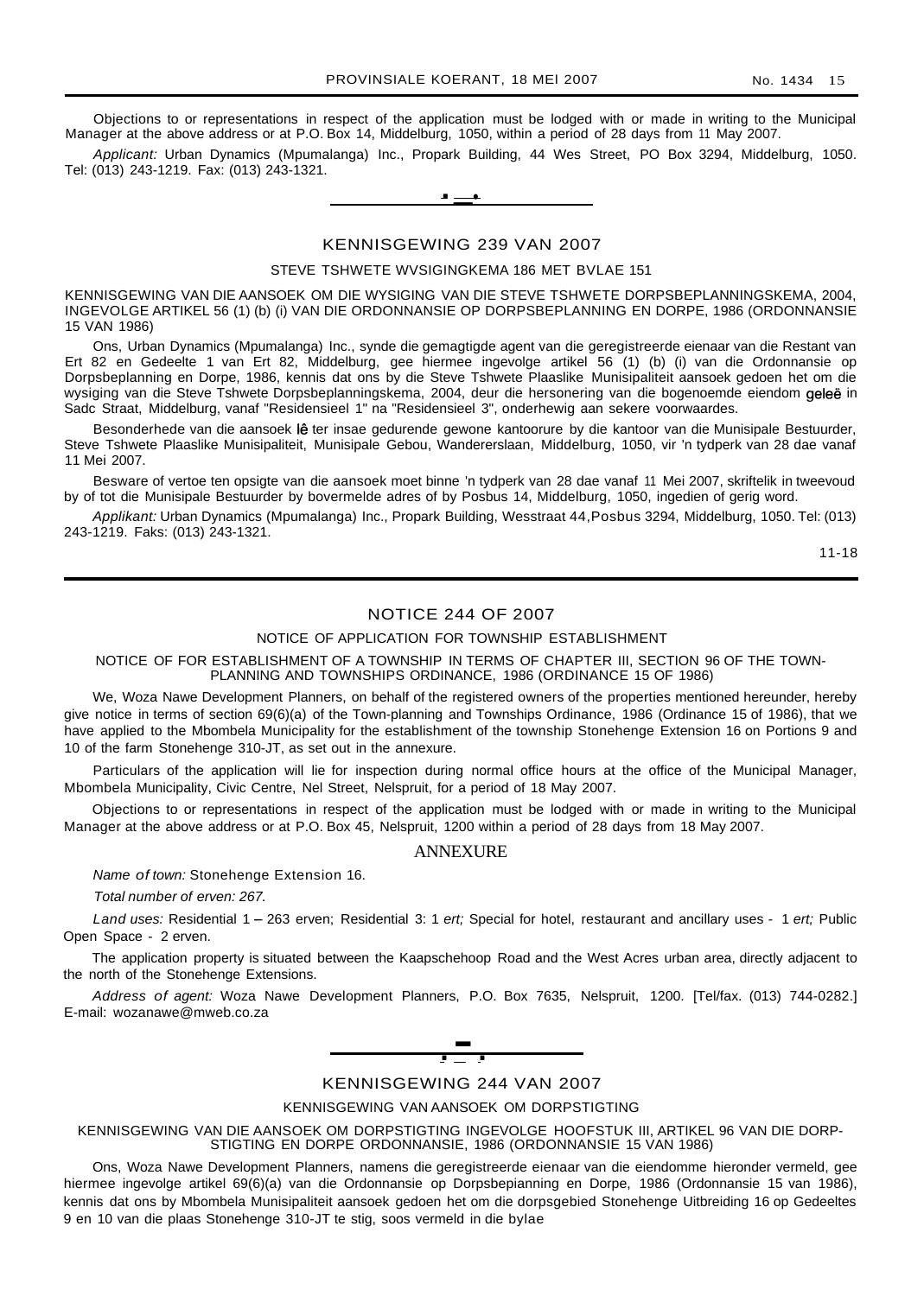Objections to or representations in respect of the application must be lodged with or made in writing to the Municipal Manager at the above address or at P.O. Box 14, Middelburg, 1050, within a period of 28 days from 11 May 2007.

*Applicant:* Urban Dynamics (Mpumalanga) Inc., Propark Building, 44 Wes Street, PO Box 3294, Middelburg, 1050. Tel: (013) 243-1219. Fax: (013) 243-1321.

---

## KENNISGEWING 239 VAN 2007

### STEVE TSHWETE WVSIGINGKEMA 186 MET BVLAE 151

KENNISGEWING VAN DIE AANSOEK OM DIE WYSIGING VAN DIE STEVE TSHWETE DORPSBEPLANNINGSKEMA, 2004, INGEVOLGE ARTIKEL 56 (1) (b) (i) VAN DIE ORDONNANSIE OP DORPSBEPLANNING EN DORPE, 1986 (ORDONNANSIE 15 VAN 1986)

Ons, Urban Dynamics (Mpumalanga) Inc., synde die gemagtigde agent van die geregistreerde eienaar van die Restant van Ert 82 en Gedeelte 1 van Ert 82, Middelburg, gee hiermee ingevolge artikel 56 (1) (b) (i) van die Ordonnansie op Dorpsbeplanning en Dorpe, 1986, kennis dat ons by die Steve Tshwete Plaaslike Munisipaliteit aansoek gedoen het om die wysiging van die Steve Tshwete Dorpsbeplanningskema, 2004, deur die hersonering van die bogenoemde eiendom geleë in Sadc Straat, Middelburg, vanaf "Residensieel 1" na "Residensieel 3", onderhewig aan sekere voorwaardes.

Besonderhede van die aansoek lê ter insae gedurende gewone kantoorure by die kantoor van die Munisipale Bestuurder, Steve Tshwete Plaaslike Munisipaliteit, Munisipale Gebou, Wandererslaan, Middelburg, 1050, vir 'n tydperk van 28 dae vanaf 11 Mei 2007.

Besware of vertoe ten opsigte van die aansoek moet binne 'n tydperk van 28 dae vanaf 11 Mei 2007, skriftelik in tweevoud by of tot die Munisipale Bestuurder by bovermelde adres of by Posbus 14, Middelburg, 1050, ingedien of gerig word.

*Applikant:* Urban Dynamics (Mpumalanga) Inc., Propark Building, Wesstraat 44, Posbus 3294, Middelburg, 1050. Tel: (013) 243-1219. Faks: (013) 243-1321.

11-18

---

## NOTICE 244 OF 2007

### NOTICE OF APPLICATION FOR TOWNSHIP ESTABLISHMENT

NOTICE OF FOR ESTABLISHMENT OF A TOWNSHIP IN TERMS OF CHAPTER III, SECTION 96 OF THE TOWN-PLANNING AND TOWNSHIPS ORDINANCE, 1986 (ORDINANCE 15 OF 1986)

We, Woza Nawe Development Planners, on behalf of the registered owners of the properties mentioned hereunder, hereby give notice in terms of section 69(6)(a) of the Town-planning and Townships Ordinance, 1986 (Ordinance 15 of 1986), that we have applied to the Mbombela Municipality for the establishment of the township Stonehenge Extension 16 on Portions 9 and 10 of the farm Stonehenge 310-JT, as set out in the annexure.

Particulars of the application will lie for inspection during normal office hours at the office of the Municipal Manager, Mbombela Municipality, Civic Centre, Nel Street, Nelspruit, for a period of 18 May 2007.

Objections to or representations in respect of the application must be lodged with or made in writing to the Municipal Manager at the above address or at P.O. Box 45, Nelspruit, 1200 within a period of 28 days from 18 May 2007.

### ANNEXURE

*Name of town:* Stonehenge Extension 16.

*Total number of erven: 267.*

*Land uses:* Residential 1 – 263 erven; Residential 3: 1 *ert;* Special for hotel, restaurant and ancillary uses - 1 *ert;* Public Open Space - 2 erven.

The application property is situated between the Kaapschehoop Road and the West Acres urban area, directly adjacent to the north of the Stonehenge Extensions.

*Address of agent:* Woza Nawe Development Planners, P.O. Box 7635, Nelspruit, 1200. [Tel/fax. (013) 744-0282.] E-mail: wozanawe@mweb.co.za

---

## KENNISGEWING 244 VAN 2007

### KENNISGEWING VAN AANSOEK OM DORPSTIGTING

KENNISGEWING VAN DIE AANSOEK OM DORPSTIGTING INGEVOLGE HOOFSTUK III, ARTIKEL 96 VAN DIE DORP-STIGTING EN DORPE ORDONNANSIE, 1986 (ORDONNANSIE 15 VAN 1986)

Ons, Woza Nawe Development Planners, namens die geregistreerde eienaar van die eiendomme hieronder vermeld, gee hiermee ingevolge artikel 69(6)(a) van die Ordonnansie op Dorpsbepianning en Dorpe, 1986 (Ordonnansie 15 van 1986), kennis dat ons by Mbombela Munisipaliteit aansoek gedoen het om die dorpsgebied Stonehenge Uitbreiding 16 op Gedeeltes 9 en 10 van die plaas Stonehenge 310-JT te stig, soos vermeld in die bylae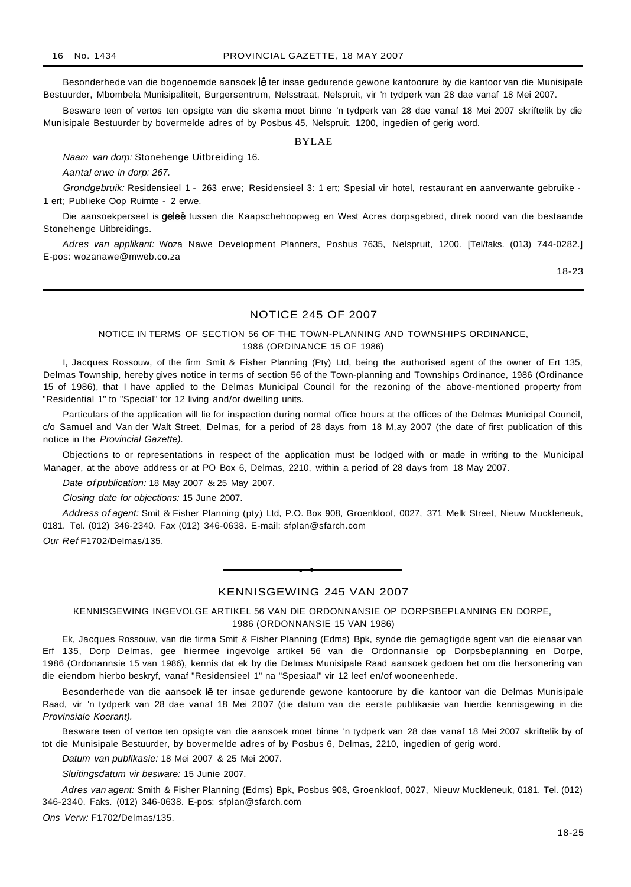Besonderhede van die bogenoemde aansoek lê ter insae gedurende gewone kantoorure by die kantoor van die Munisipale Bestuurder, Mbombela Munisipaliteit, Burgersentrum, Nelsstraat, Nelspruit, vir 'n tydperk van 28 dae vanaf 18 Mei 2007.

Besware teen of vertos ten opsigte van die skema moet binne 'n tydperk van 28 dae vanaf 18 Mei 2007 skriftelik by die Munisipale Bestuurder by bovermelde adres of by Posbus 45, Nelspruit, 1200, ingedien of gerig word.

BYLAE

*Naam van dorp:* Stonehenge Uitbreiding 16.

*Aantal erwe in dorp: 267.*

*Grondgebruik:* Residensieel 1 - 263 erwe; Residensieel 3: 1 ert; Spesial vir hotel, restaurant en aanverwante gebruike - 1 ert; Publieke Oop Ruimte - 2 erwe.

Die aansoekperseel is geleë tussen die Kaapschehoopweg en West Acres dorpsgebied, direk noord van die bestaande Stonehenge Uitbreidings.

*Adres van applikant:* Woza Nawe Development Planners, Posbus 7635, Nelspruit, 1200. [Tel/faks. (013) 744-0282.] E-pos: wozanawe@mweb.co.za

18-23

## NOTICE 245 OF 2007

### NOTICE IN TERMS OF SECTION 56 OF THE TOWN-PLANNING AND TOWNSHIPS ORDINANCE, 1986 (ORDINANCE 15 OF 1986)

I, Jacques Rossouw, of the firm Smit & Fisher Planning (Pty) Ltd, being the authorised agent of the owner of Ert 135, Delmas Township, hereby gives notice in terms of section 56 of the Town-planning and Townships Ordinance, 1986 (Ordinance 15 of 1986), that I have applied to the Delmas Municipal Council for the rezoning of the above-mentioned property from "Residential 1" to "Special" for 12 living and/or dwelling units.

Particulars of the application will lie for inspection during normal office hours at the offices of the Delmas Municipal Council, c/o Samuel and Van der Walt Street, Delmas, for a period of 28 days from 18 M,ay 2007 (the date of first publication of this notice in the *Provincial Gazette).*

Objections to or representations in respect of the application must be lodged with or made in writing to the Municipal Manager, at the above address or at PO Box 6, Delmas, 2210, within a period of 28 days from 18 May 2007.

*Date of publication:* 18 May 2007 & 25 May 2007.

*Closing date for objections:* 15 June 2007.

*Address of agent:* Smit & Fisher Planning (pty) Ltd, P.O. Box 908, Groenkloof, 0027, 371 Melk Street, Nieuw Muckleneuk, 0181. Tel. (012) 346-2340. Fax (012) 346-0638. E-mail: sfplan@sfarch.com

*Our Ref* F1702/Delmas/135.

## KENNISGEWING 245 VAN 2007

### KENNISGEWING INGEVOLGE ARTIKEL 56 VAN DIE ORDONNANSIE OP DORPSBEPLANNING EN DORPE, 1986 (ORDONNANSIE 15 VAN 1986)

Ek, Jacques Rossouw, van die firma Smit & Fisher Planning (Edms) Bpk, synde die gemagtigde agent van die eienaar van Erf 135, Dorp Delmas, gee hiermee ingevolge artikel 56 van die Ordonnansie op Dorpsbeplanning en Dorpe, 1986 (Ordonannsie 15 van 1986), kennis dat ek by die Delmas Munisipale Raad aansoek gedoen het om die hersonering van die eiendom hierbo beskryf, vanaf "Residensieel 1" na "Spesiaal" vir 12 leef en/of wooneenhede.

Besonderhede van die aansoek lê ter insae gedurende gewone kantoorure by die kantoor van die Delmas Munisipale Raad, vir 'n tydperk van 28 dae vanaf 18 Mei 2007 (die datum van die eerste publikasie van hierdie kennisgewing in die *Provinsiale Koerant).*

Besware teen of vertoe ten opsigte van die aansoek moet binne 'n tydperk van 28 dae vanaf 18 Mei 2007 skriftelik by of tot die Munisipale Bestuurder, by bovermelde adres of by Posbus 6, Delmas, 2210, ingedien of gerig word.

*Datum van publikasie:* 18 Mei 2007 & 25 Mei 2007.

*Sluitingsdatum vir besware:* 15 Junie 2007.

*Adres van agent:* Smith & Fisher Planning (Edms) Bpk, Posbus 908, Groenkloof, 0027, Nieuw Muckleneuk, 0181. Tel. (012) 346-2340. Faks. (012) 346-0638. E-pos: sfplan@sfarch.com

*Ons Verw:* F1702/Delmas/135.

18-25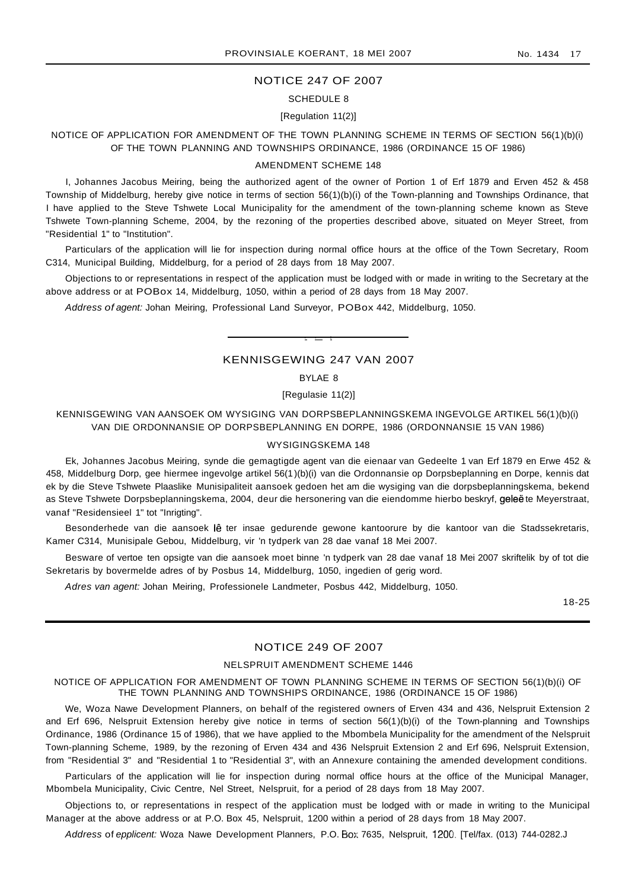## NOTICE 247 OF 2007

SCHEDULE 8

[Regulation 11(2)]

NOTICE OF APPLICATION FOR AMENDMENT OF THE TOWN PLANNING SCHEME IN TERMS OF SECTION 56(1)(b)(i) OF THE TOWN PLANNING AND TOWNSHIPS ORDINANCE, 1986 (ORDINANCE 15 OF 1986)

AMENDMENT SCHEME 148

I, Johannes Jacobus Meiring, being the authorized agent of the owner of Portion 1 of Erf 1879 and Erven 452 & 458 Township of Middelburg, hereby give notice in terms of section 56(1)(b)(i) of the Town-planning and Townships Ordinance, that I have applied to the Steve Tshwete Local Municipality for the amendment of the town-planning scheme known as Steve Tshwete Town-planning Scheme, 2004, by the rezoning of the properties described above, situated on Meyer Street, from "Residential 1" to "Institution".

Particulars of the application will lie for inspection during normal office hours at the office of the Town Secretary, Room C314, Municipal Building, Middelburg, for a period of 28 days from 18 May 2007.

Objections to or representations in respect of the application must be lodged with or made in writing to the Secretary at the above address or at POBox 14, Middelburg, 1050, within a period of 28 days from 18 May 2007.

*Address of agent:* Johan Meiring, Professional Land Surveyor, POBox 442, Middelburg, 1050.

---

## KENNISGEWING 247 VAN 2007

BYLAE 8

[Regulasie 11(2)]

KENNISGEWING VAN AANSOEK OM WYSIGING VAN DORPSBEPLANNINGSKEMA INGEVOLGE ARTIKEL 56(1)(b)(i) VAN DIE ORDONNANSIE OP DORPSBEPLANNING EN DORPE, 1986 (ORDONNANSIE 15 VAN 1986)

WYSIGINGSKEMA 148

Ek, Johannes Jacobus Meiring, synde die gemagtigde agent van die eienaar van Gedeelte 1 van Erf 1879 en Erwe 452 & 458, Middelburg Dorp, gee hiermee ingevolge artikel 56(1)(b)(i) van die Ordonnansie op Dorpsbeplanning en Dorpe, kennis dat ek by die Steve Tshwete Plaaslike Munisipaliteit aansoek gedoen het am die wysiging van die dorpsbeplanningskema, bekend as Steve Tshwete Dorpsbeplanningskema, 2004, deur die hersonering van die eiendomme hierbo beskryf, geleë te Meyerstraat, vanaf "Residensieel 1" tot "Inrigting".

Besonderhede van die aansoek lê ter insae gedurende gewone kantoorure by die kantoor van die Stadssekretaris, Kamer C314, Munisipale Gebou, Middelburg, vir 'n tydperk van 28 dae vanaf 18 Mei 2007.

Besware of vertoe ten opsigte van die aansoek moet binne 'n tydperk van 28 dae vanaf 18 Mei 2007 skriftelik by of tot die Sekretaris by bovermelde adres of by Posbus 14, Middelburg, 1050, ingedien of gerig word.

*Adres van agent:* Johan Meiring, Professionele Landmeter, Posbus 442, Middelburg, 1050.

18-25

---

## NOTICE 249 OF 2007

NELSPRUIT AMENDMENT SCHEME 1446

NOTICE OF APPLICATION FOR AMENDMENT OF TOWN PLANNING SCHEME IN TERMS OF SECTION 56(1)(b)(i) OF THE TOWN PLANNING AND TOWNSHIPS ORDINANCE, 1986 (ORDINANCE 15 OF 1986)

We, Woza Nawe Development Planners, on behalf of the registered owners of Erven 434 and 436, Nelspruit Extension 2 and Erf 696, Nelspruit Extension hereby give notice in terms of section 56(1)(b)(i) of the Town-planning and Townships Ordinance, 1986 (Ordinance 15 of 1986), that we have applied to the Mbombela Municipality for the amendment of the Nelspruit Town-planning Scheme, 1989, by the rezoning of Erven 434 and 436 Nelspruit Extension 2 and Erf 696, Nelspruit Extension, from "Residential 3" and "Residential 1 to "Residential 3", with an Annexure containing the amended development conditions.

Particulars of the application will lie for inspection during normal office hours at the office of the Municipal Manager, Mbombela Municipality, Civic Centre, Nel Street, Nelspruit, for a period of 28 days from 18 May 2007.

Objections to, or representations in respect of the application must be lodged with or made in writing to the Municipal Manager at the above address or at P.O. Box 45, Nelspruit, 1200 within a period of 28 days from 18 May 2007.

*Address of epplicent:* Woza Nawe Development Planners, P.O. Box 7635, Nelspruit, 1200. [Tel/fax. (013) 744-0282.J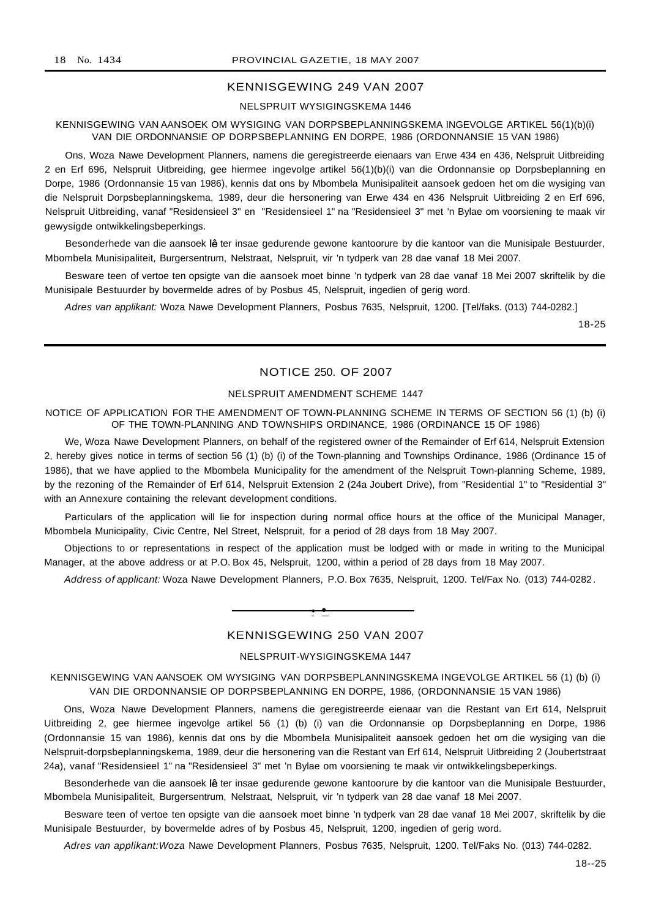## KENNISGEWING 249 VAN 2007

NELSPRUIT WYSIGINGSKEMA 1446

KENNISGEWING VAN AANSOEK OM WYSIGING VAN DORPSBEPLANNINGSKEMA INGEVOLGE ARTIKEL 56(1)(b)(i) VAN DIE ORDONNANSIE OP DORPSBEPLANNING EN DORPE, 1986 (ORDONNANSIE 15 VAN 1986)

Ons, Woza Nawe Development Planners, namens die geregistreerde eienaars van Erwe 434 en 436, Nelspruit Uitbreiding 2 en Erf 696, Nelspruit Uitbreiding, gee hiermee ingevolge artikel 56(1)(b)(i) van die Ordonnansie op Dorpsbeplanning en Dorpe, 1986 (Ordonnansie 15 van 1986), kennis dat ons by Mbombela Munisipaliteit aansoek gedoen het om die wysiging van die Nelspruit Dorpsbeplanningskema, 1989, deur die hersonering van Erwe 434 en 436 Nelspruit Uitbreiding 2 en Erf 696, Nelspruit Uitbreiding, vanaf "Residensieel 3" en "Residensieel 1" na "Residensieel 3" met 'n Bylae om voorsiening te maak vir gewysigde ontwikkelingsbeperkings.

Besonderhede van die aansoek lê ter insae gedurende gewone kantoorure by die kantoor van die Munisipale Bestuurder, Mbombela Munisipaliteit, Burgersentrum, Nelstraat, Nelspruit, vir 'n tydperk van 28 dae vanaf 18 Mei 2007.

Besware teen of vertoe ten opsigte van die aansoek moet binne 'n tydperk van 28 dae vanaf 18 Mei 2007 skriftelik by die Munisipale Bestuurder by bovermelde adres of by Posbus 45, Nelspruit, ingedien of gerig word.

*Adres van applikant:* Woza Nawe Development Planners, Posbus 7635, Nelspruit, 1200. [Tel/faks. (013) 744-0282.]

18-25

## NOTICE 250. OF 2007

NELSPRUIT AMENDMENT SCHEME 1447

NOTICE OF APPLICATION FOR THE AMENDMENT OF TOWN-PLANNING SCHEME IN TERMS OF SECTION 56 (1) (b) (i) OF THE TOWN-PLANNING AND TOWNSHIPS ORDINANCE, 1986 (ORDINANCE 15 OF 1986)

We, Woza Nawe Development Planners, on behalf of the registered owner of the Remainder of Erf 614, Nelspruit Extension 2, hereby gives notice in terms of section 56 (1) (b) (i) of the Town-planning and Townships Ordinance, 1986 (Ordinance 15 of 1986), that we have applied to the Mbombela Municipality for the amendment of the Nelspruit Town-planning Scheme, 1989, by the rezoning of the Remainder of Erf 614, Nelspruit Extension 2 (24a Joubert Drive), from "Residential 1" to "Residential 3" with an Annexure containing the relevant development conditions.

Particulars of the application will lie for inspection during normal office hours at the office of the Municipal Manager, Mbombela Municipality, Civic Centre, Nel Street, Nelspruit, for a period of 28 days from 18 May 2007.

Objections to or representations in respect of the application must be lodged with or made in writing to the Municipal Manager, at the above address or at P.O. Box 45, Nelspruit, 1200, within a period of 28 days from 18 May 2007.

*Address of applicant:* Woza Nawe Development Planners, P.O. Box 7635, Nelspruit, 1200. Tel/Fax No. (013) 744-0282.

## KENNISGEWING 250 VAN 2007

NELSPRUIT-WYSIGINGSKEMA 1447

KENNISGEWING VAN AANSOEK OM WYSIGING VAN DORPSBEPLANNINGSKEMA INGEVOLGE ARTIKEL 56 (1) (b) (i) VAN DIE ORDONNANSIE OP DORPSBEPLANNING EN DORPE, 1986, (ORDONNANSIE 15 VAN 1986)

Ons, Woza Nawe Development Planners, namens die geregistreerde eienaar van die Restant van Ert 614, Nelspruit Uitbreiding 2, gee hiermee ingevolge artikel 56 (1) (b) (i) van die Ordonnansie op Dorpsbeplanning en Dorpe, 1986 (Ordonnansie 15 van 1986), kennis dat ons by die Mbombela Munisipaliteit aansoek gedoen het om die wysiging van die Nelspruit-dorpsbeplanningskema, 1989, deur die hersonering van die Restant van Erf 614, Nelspruit Uitbreiding 2 (Joubertstraat 24a), vanaf "Residensieel 1" na "Residensieel 3" met 'n Bylae om voorsiening te maak vir ontwikkelingsbeperkings.

Besonderhede van die aansoek lê ter insae gedurende gewone kantoorure by die kantoor van die Munisipale Bestuurder, Mbombela Munisipaliteit, Burgersentrum, Nelstraat, Nelspruit, vir 'n tydperk van 28 dae vanaf 18 Mei 2007.

Besware teen of vertoe ten opsigte van die aansoek moet binne 'n tydperk van 28 dae vanaf 18 Mei 2007, skriftelik by die Munisipale Bestuurder, by bovermelde adres of by Posbus 45, Nelspruit, 1200, ingedien of gerig word.

*Adres van applikant:* Woza Nawe Development Planners, Posbus 7635, Nelspruit, 1200. Tel/Faks No. (013) 744-0282.

18--25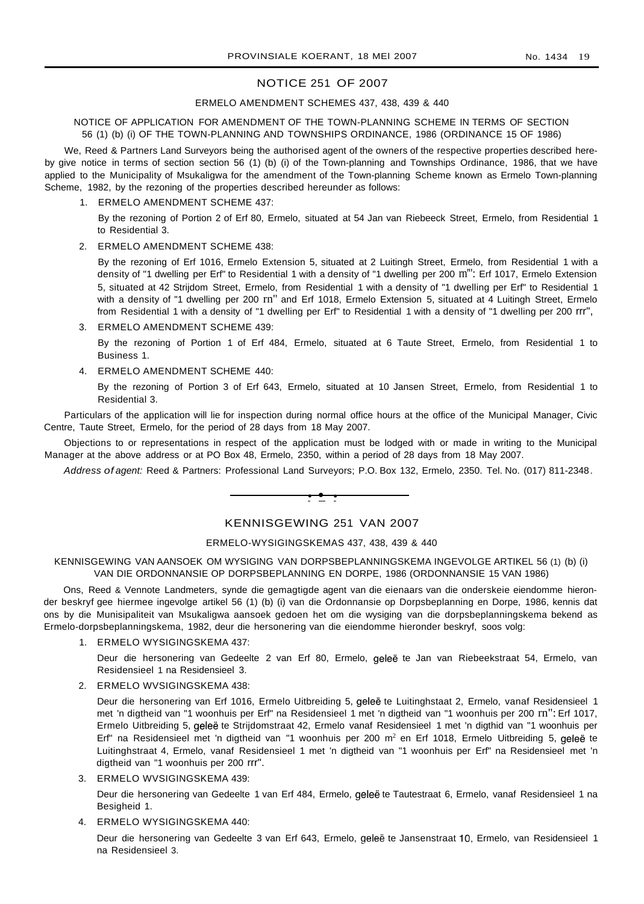## NOTICE 251 OF 2007

### ERMELO AMENDMENT SCHEMES 437, 438, 439 & 440

NOTICE OF APPLICATION FOR AMENDMENT OF THE TOWN-PLANNING SCHEME IN TERMS OF SECTION 56 (1) (b) (i) OF THE TOWN-PLANNING AND TOWNSHIPS ORDINANCE, 1986 (ORDINANCE 15 OF 1986)

We, Reed & Partners Land Surveyors being the authorised agent of the owners of the respective properties described hereby give notice in terms of section section 56 (1) (b) (i) of the Town-planning and Townships Ordinance, 1986, that we have applied to the Municipality of Msukaligwa for the amendment of the Town-planning Scheme known as Ermelo Town-planning Scheme, 1982, by the rezoning of the properties described hereunder as follows:

1. ERMELO AMENDMENT SCHEME 437:

   By the rezoning of Portion 2 of Erf 80, Ermelo, situated at 54 Jan van Riebeeck Street, Ermelo, from Residential 1 to Residential 3.

2. ERMELO AMENDMENT SCHEME 438:

   By the rezoning of Erf 1016, Ermelo Extension 5, situated at 2 Luitingh Street, Ermelo, from Residential 1 with a density of "1 dwelling per Erf" to Residential 1 with a density of "1 dwelling per 200 m'": Erf 1017, Ermelo Extension 5, situated at 42 Strijdom Street, Ermelo, from Residential 1 with a density of "1 dwelling per Erf" to Residential 1 with a density of "1 dwelling per 200 rn" and Erf 1018, Ermelo Extension 5, situated at 4 Luitingh Street, Ermelo from Residential 1 with a density of "1 dwelling per Erf" to Residential 1 with a density of "1 dwelling per 200 rrr",

3. ERMELO AMENDMENT SCHEME 439:

   By the rezoning of Portion 1 of Erf 484, Ermelo, situated at 6 Taute Street, Ermelo, from Residential 1 to Business 1.

4. ERMELO AMENDMENT SCHEME 440:

   By the rezoning of Portion 3 of Erf 643, Ermelo, situated at 10 Jansen Street, Ermelo, from Residential 1 to Residential 3.

Particulars of the application will lie for inspection during normal office hours at the office of the Municipal Manager, Civic Centre, Taute Street, Ermelo, for the period of 28 days from 18 May 2007.

Objections to or representations in respect of the application must be lodged with or made in writing to the Municipal Manager at the above address or at PO Box 48, Ermelo, 2350, within a period of 28 days from 18 May 2007.

*Address of agent:* Reed & Partners: Professional Land Surveyors; P.O. Box 132, Ermelo, 2350. Tel. No. (017) 811-2348.

---

## KENNISGEWING 251 VAN 2007

### ERMELO-WYSIGINGSKEMAS 437, 438, 439 & 440

KENNISGEWING VAN AANSOEK OM WYSIGING VAN DORPSBEPLANNINGSKEMA INGEVOLGE ARTIKEL 56 (1) (b) (i) VAN DIE ORDONNANSIE OP DORPSBEPLANNING EN DORPE, 1986 (ORDONNANSIE 15 VAN 1986)

Ons, Reed & Vennote Landmeters, synde die gemagtigde agent van die eienaars van die onderskeie eiendomme hieronder beskryf gee hiermee ingevolge artikel 56 (1) (b) (i) van die Ordonnansie op Dorpsbeplanning en Dorpe, 1986, kennis dat ons by die Munisipaliteit van Msukaligwa aansoek gedoen het om die wysiging van die dorpsbeplanningskema bekend as Ermelo-dorpsbeplanningskema, 1982, deur die hersonering van die eiendomme hieronder beskryf, soos volg:

1. ERMELO WYSIGINGSKEMA 437:

   Deur die hersonering van Gedeelte 2 van Erf 80, Ermelo, geleë te Jan van Riebeekstraat 54, Ermelo, van Residensieel 1 na Residensieel 3.

2. ERMELO WVSIGINGSKEMA 438:

   Deur die hersonering van Erf 1016, Ermelo Uitbreiding 5, geleë te Luitinghstaat 2, Ermelo, vanaf Residensieel 1 met 'n digtheid van "1 woonhuis per Erf" na Residensieel 1 met 'n digtheid van "1 woonhuis per 200 rn": Erf 1017, Ermelo Uitbreiding 5, geleë te Strijdomstraat 42, Ermelo vanaf Residensieel 1 met 'n digthid van "1 woonhuis per Erf" na Residensieel met 'n digtheid van "1 woonhuis per 200 m$^2$ en Erf 1018, Ermelo Uitbreiding 5, geleë te Luitinghstraat 4, Ermelo, vanaf Residensieel 1 met 'n digtheid van "1 woonhuis per Erf" na Residensieel met 'n digtheid van "1 woonhuis per 200 rrr".

3. ERMELO WVSIGINGSKEMA 439:

   Deur die hersonering van Gedeelte 1 van Erf 484, Ermelo, geleë te Tautestraat 6, Ermelo, vanaf Residensieel 1 na Besigheid 1.

4. ERMELO WYSIGINGSKEMA 440:

   Deur die hersonering van Gedeelte 3 van Erf 643, Ermelo, geleë te Jansenstraat 10, Ermelo, van Residensieel 1 na Residensieel 3.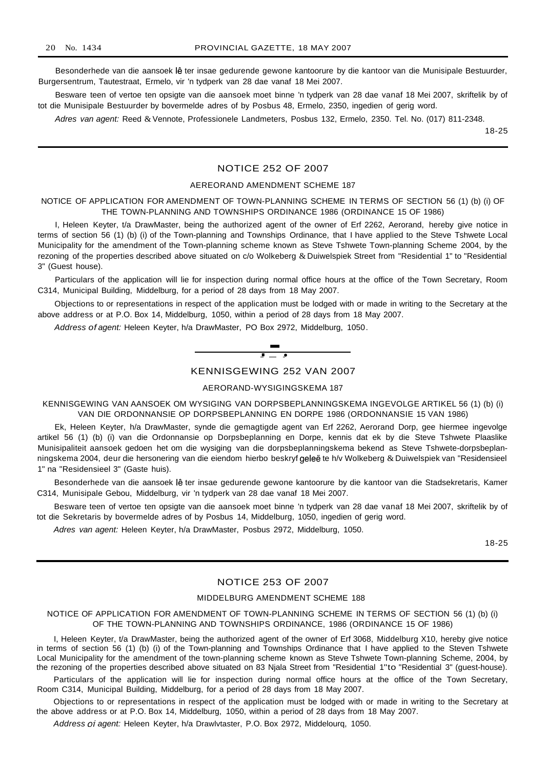Besonderhede van die aansoek lê ter insae gedurende gewone kantoorure by die kantoor van die Munisipale Bestuurder, Burgersentrum, Tautestraat, Ermelo, vir 'n tydperk van 28 dae vanaf 18 Mei 2007.

Besware teen of vertoe ten opsigte van die aansoek moet binne 'n tydperk van 28 dae vanaf 18 Mei 2007, skriftelik by of tot die Munisipale Bestuurder by bovermelde adres of by Posbus 48, Ermelo, 2350, ingedien of gerig word.

*Adres van agent:* Reed & Vennote, Professionele Landmeters, Posbus 132, Ermelo, 2350. Tel. No. (017) 811-2348.

18-25

---

## NOTICE 252 OF 2007

### AEREORAND AMENDMENT SCHEME 187

NOTICE OF APPLICATION FOR AMENDMENT OF TOWN-PLANNING SCHEME IN TERMS OF SECTION 56 (1) (b) (i) OF THE TOWN-PLANNING AND TOWNSHIPS ORDINANCE 1986 (ORDINANCE 15 OF 1986)

I, Heleen Keyter, t/a DrawMaster, being the authorized agent of the owner of Erf 2262, Aerorand, hereby give notice in terms of section 56 (1) (b) (i) of the Town-planning and Townships Ordinance, that I have applied to the Steve Tshwete Local Municipality for the amendment of the Town-planning scheme known as Steve Tshwete Town-planning Scheme 2004, by the rezoning of the properties described above situated on c/o Wolkeberg & Duiwelspiek Street from "Residential 1" to "Residential 3" (Guest house).

Particulars of the application will lie for inspection during normal office hours at the office of the Town Secretary, Room C314, Municipal Building, Middelburg, for a period of 28 days from 18 May 2007.

Objections to or representations in respect of the application must be lodged with or made in writing to the Secretary at the above address or at P.O. Box 14, Middelburg, 1050, within a period of 28 days from 18 May 2007.

*Address of agent:* Heleen Keyter, h/a DrawMaster, PO Box 2972, Middelburg, 1050.

---

## KENNISGEWING 252 VAN 2007

### AERORAND-WYSIGINGSKEMA 187

KENNISGEWING VAN AANSOEK OM WYSIGING VAN DORPSBEPLANNINGSKEMA INGEVOLGE ARTIKEL 56 (1) (b) (i) VAN DIE ORDONNANSIE OP DORPSBEPLANNING EN DORPE 1986 (ORDONNANSIE 15 VAN 1986)

Ek, Heleen Keyter, h/a DrawMaster, synde die gemagtigde agent van Erf 2262, Aerorand Dorp, gee hiermee ingevolge artikel 56 (1) (b) (i) van die Ordonnansie op Dorpsbeplanning en Dorpe, kennis dat ek by die Steve Tshwete Plaaslike Munisipaliteit aansoek gedoen het om die wysiging van die dorpsbeplanningskema bekend as Steve Tshwete-dorpsbeplanningskema 2004, deur die hersonering van die eiendom hierbo beskryf geleë te h/v Wolkeberg & Duiwelspiek van "Residensieel 1" na "Residensieel 3" (Gaste huis).

Besonderhede van die aansoek lê ter insae gedurende gewone kantoorure by die kantoor van die Stadsekretaris, Kamer C314, Munisipale Gebou, Middelburg, vir 'n tydperk van 28 dae vanaf 18 Mei 2007.

Besware teen of vertoe ten opsigte van die aansoek moet binne 'n tydperk van 28 dae vanaf 18 Mei 2007, skriftelik by of tot die Sekretaris by bovermelde adres of by Posbus 14, Middelburg, 1050, ingedien of gerig word.

*Adres van agent:* Heleen Keyter, h/a DrawMaster, Posbus 2972, Middelburg, 1050.

18-25

---

## NOTICE 253 OF 2007

### MIDDELBURG AMENDMENT SCHEME 188

NOTICE OF APPLICATION FOR AMENDMENT OF TOWN-PLANNING SCHEME IN TERMS OF SECTION 56 (1) (b) (i) OF THE TOWN-PLANNING AND TOWNSHIPS ORDINANCE, 1986 (ORDINANCE 15 OF 1986)

I, Heleen Keyter, t/a DrawMaster, being the authorized agent of the owner of Erf 3068, Middelburg X10, hereby give notice in terms of section 56 (1) (b) (i) of the Town-planning and Townships Ordinance that I have applied to the Steven Tshwete Local Municipality for the amendment of the town-planning scheme known as Steve Tshwete Town-planning Scheme, 2004, by the rezoning of the properties described above situated on 83 Njala Street from "Residential 1"to "Residential 3" (guest-house).

Particulars of the application will lie for inspection during normal office hours at the office of the Town Secretary, Room C314, Municipal Building, Middelburg, for a period of 28 days from 18 May 2007.

Objections to or representations in respect of the application must be lodged with or made in writing to the Secretary at the above address or at P.O. Box 14, Middelburg, 1050, within a period of 28 days from 18 May 2007.

*Address oi agent:* Heleen Keyter, h/a Drawlvtaster, P.O. Box 2972, Middelourq, 1050.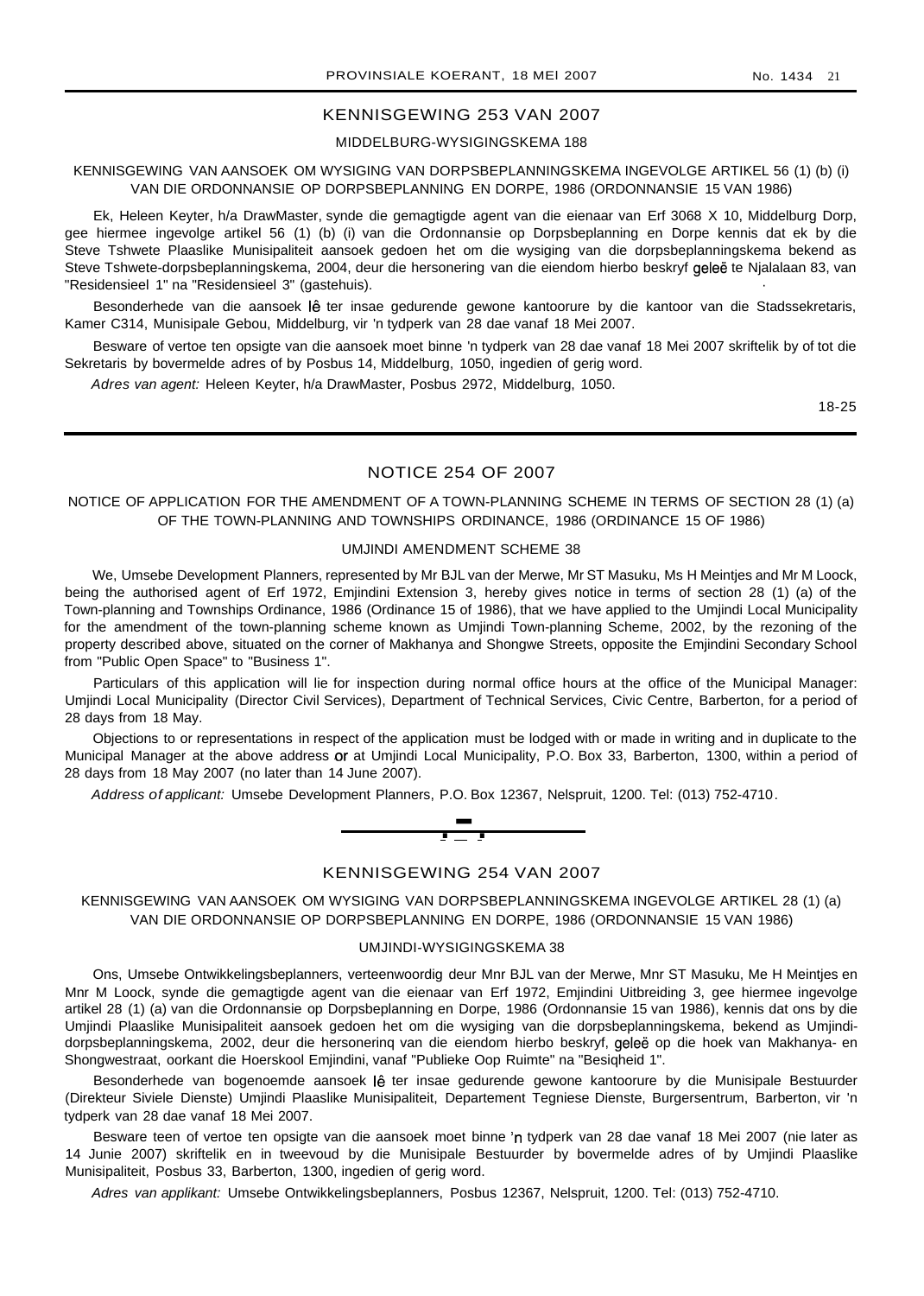## KENNISGEWING 253 VAN 2007

### MIDDELBURG-WYSIGINGSKEMA 188

KENNISGEWING VAN AANSOEK OM WYSIGING VAN DORPSBEPLANNINGSKEMA INGEVOLGE ARTIKEL 56 (1) (b) (i) VAN DIE ORDONNANSIE OP DORPSBEPLANNING EN DORPE, 1986 (ORDONNANSIE 15 VAN 1986)

Ek, Heleen Keyter, h/a DrawMaster, synde die gemagtigde agent van die eienaar van Erf 3068 X 10, Middelburg Dorp, gee hiermee ingevolge artikel 56 (1) (b) (i) van die Ordonnansie op Dorpsbeplanning en Dorpe kennis dat ek by die Steve Tshwete Plaaslike Munisipaliteit aansoek gedoen het om die wysiging van die dorpsbeplanningskema bekend as Steve Tshwete-dorpsbeplanningskema, 2004, deur die hersonering van die eiendom hierbo beskryf geleë te Njalalaan 83, van "Residensieel 1" na "Residensieel 3" (gastehuis).

Besonderhede van die aansoek lê ter insae gedurende gewone kantoorure by die kantoor van die Stadssekretaris, Kamer C314, Munisipale Gebou, Middelburg, vir 'n tydperk van 28 dae vanaf 18 Mei 2007.

Besware of vertoe ten opsigte van die aansoek moet binne 'n tydperk van 28 dae vanaf 18 Mei 2007 skriftelik by of tot die Sekretaris by bovermelde adres of by Posbus 14, Middelburg, 1050, ingedien of gerig word.

*Adres van agent:* Heleen Keyter, h/a DrawMaster, Posbus 2972, Middelburg, 1050.

18-25

---

## NOTICE 254 OF 2007

NOTICE OF APPLICATION FOR THE AMENDMENT OF A TOWN-PLANNING SCHEME IN TERMS OF SECTION 28 (1) (a) OF THE TOWN-PLANNING AND TOWNSHIPS ORDINANCE, 1986 (ORDINANCE 15 OF 1986)

### UMJINDI AMENDMENT SCHEME 38

We, Umsebe Development Planners, represented by Mr BJL van der Merwe, Mr ST Masuku, Ms H Meintjes and Mr M Loock, being the authorised agent of Erf 1972, Emjindini Extension 3, hereby gives notice in terms of section 28 (1) (a) of the Town-planning and Townships Ordinance, 1986 (Ordinance 15 of 1986), that we have applied to the Umjindi Local Municipality for the amendment of the town-planning scheme known as Umjindi Town-planning Scheme, 2002, by the rezoning of the property described above, situated on the corner of Makhanya and Shongwe Streets, opposite the Emjindini Secondary School from "Public Open Space" to "Business 1".

Particulars of this application will lie for inspection during normal office hours at the office of the Municipal Manager: Umjindi Local Municipality (Director Civil Services), Department of Technical Services, Civic Centre, Barberton, for a period of 28 days from 18 May.

Objections to or representations in respect of the application must be lodged with or made in writing and in duplicate to the Municipal Manager at the above address or at Umjindi Local Municipality, P.O. Box 33, Barberton, 1300, within a period of 28 days from 18 May 2007 (no later than 14 June 2007).

*Address of applicant:* Umsebe Development Planners, P.O. Box 12367, Nelspruit, 1200. Tel: (013) 752-4710.

---

## KENNISGEWING 254 VAN 2007

KENNISGEWING VAN AANSOEK OM WYSIGING VAN DORPSBEPLANNINGSKEMA INGEVOLGE ARTIKEL 28 (1) (a) VAN DIE ORDONNANSIE OP DORPSBEPLANNING EN DORPE, 1986 (ORDONNANSIE 15 VAN 1986)

### UMJINDI-WYSIGINGSKEMA 38

Ons, Umsebe Ontwikkelingsbeplanners, verteenwoordig deur Mnr BJL van der Merwe, Mnr ST Masuku, Me H Meintjes en Mnr M Loock, synde die gemagtigde agent van die eienaar van Erf 1972, Emjindini Uitbreiding 3, gee hiermee ingevolge artikel 28 (1) (a) van die Ordonnansie op Dorpsbeplanning en Dorpe, 1986 (Ordonnansie 15 van 1986), kennis dat ons by die Umjindi Plaaslike Munisipaliteit aansoek gedoen het om die wysiging van die dorpsbeplanningskema, bekend as Umjindi-dorpsbeplanningskema, 2002, deur die hersonering van die eiendom hierbo beskryf, geleë op die hoek van Makhanya- en Shongwestraat, oorkant die Hoerskool Emjindini, vanaf "Publieke Oop Ruimte" na "Besigheid 1".

Besonderhede van bogenoemde aansoek lê ter insae gedurende gewone kantoorure by die Munisipale Bestuurder (Direkteur Siviele Dienste) Umjindi Plaaslike Munisipaliteit, Departement Tegniese Dienste, Burgersentrum, Barberton, vir 'n tydperk van 28 dae vanaf 18 Mei 2007.

Besware teen of vertoe ten opsigte van die aansoek moet binne 'n tydperk van 28 dae vanaf 18 Mei 2007 (nie later as 14 Junie 2007) skriftelik en in tweevoud by die Munisipale Bestuurder by bovermelde adres of by Umjindi Plaaslike Munisipaliteit, Posbus 33, Barberton, 1300, ingedien of gerig word.

*Adres van applikant:* Umsebe Ontwikkelingsbeplanners, Posbus 12367, Nelspruit, 1200. Tel: (013) 752-4710.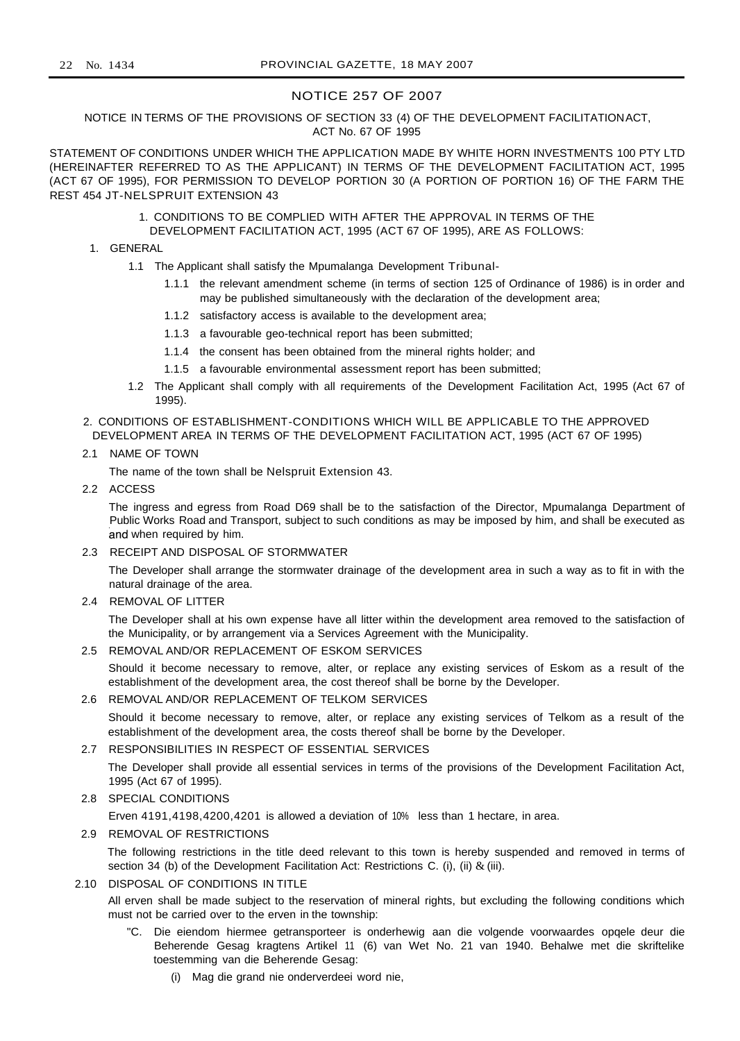## NOTICE 257 OF 2007

NOTICE IN TERMS OF THE PROVISIONS OF SECTION 33 (4) OF THE DEVELOPMENT FACILITATIONACT, ACT No. 67 OF 1995

STATEMENT OF CONDITIONS UNDER WHICH THE APPLICATION MADE BY WHITE HORN INVESTMENTS 100 PTY LTD (HEREINAFTER REFERRED TO AS THE APPLICANT) IN TERMS OF THE DEVELOPMENT FACILITATION ACT, 1995 (ACT 67 OF 1995), FOR PERMISSION TO DEVELOP PORTION 30 (A PORTION OF PORTION 16) OF THE FARM THE REST 454 JT-NELSPRUIT EXTENSION 43

1. CONDITIONS TO BE COMPLIED WITH AFTER THE APPROVAL IN TERMS OF THE DEVELOPMENT FACILITATION ACT, 1995 (ACT 67 OF 1995), ARE AS FOLLOWS:

1. GENERAL

1.1 The Applicant shall satisfy the Mpumalanga Development Tribunal-

1.1.1 the relevant amendment scheme (in terms of section 125 of Ordinance of 1986) is in order and may be published simultaneously with the declaration of the development area;

1.1.2 satisfactory access is available to the development area;

1.1.3 a favourable geo-technical report has been submitted;

1.1.4 the consent has been obtained from the mineral rights holder; and

1.1.5 a favourable environmental assessment report has been submitted;

1.2 The Applicant shall comply with all requirements of the Development Facilitation Act, 1995 (Act 67 of 1995).

2. CONDITIONS OF ESTABLISHMENT-CONDITIONS WHICH WILL BE APPLICABLE TO THE APPROVED DEVELOPMENT AREA IN TERMS OF THE DEVELOPMENT FACILITATION ACT, 1995 (ACT 67 OF 1995)

2.1 NAME OF TOWN

The name of the town shall be Nelspruit Extension 43.

2.2 ACCESS

The ingress and egress from Road D69 shall be to the satisfaction of the Director, Mpumalanga Department of Public Works Road and Transport, subject to such conditions as may be imposed by him, and shall be executed as and when required by him.

2.3 RECEIPT AND DISPOSAL OF STORMWATER

The Developer shall arrange the stormwater drainage of the development area in such a way as to fit in with the natural drainage of the area.

2.4 REMOVAL OF LITTER

The Developer shall at his own expense have all litter within the development area removed to the satisfaction of the Municipality, or by arrangement via a Services Agreement with the Municipality.

2.5 REMOVAL AND/OR REPLACEMENT OF ESKOM SERVICES

Should it become necessary to remove, alter, or replace any existing services of Eskom as a result of the establishment of the development area, the cost thereof shall be borne by the Developer.

2.6 REMOVAL AND/OR REPLACEMENT OF TELKOM SERVICES

Should it become necessary to remove, alter, or replace any existing services of Telkom as a result of the establishment of the development area, the costs thereof shall be borne by the Developer.

2.7 RESPONSIBILITIES IN RESPECT OF ESSENTIAL SERVICES

The Developer shall provide all essential services in terms of the provisions of the Development Facilitation Act, 1995 (Act 67 of 1995).

2.8 SPECIAL CONDITIONS

Erven 4191,4198,4200,4201 is allowed a deviation of 10% less than 1 hectare, in area.

2.9 REMOVAL OF RESTRICTIONS

The following restrictions in the title deed relevant to this town is hereby suspended and removed in terms of section 34 (b) of the Development Facilitation Act: Restrictions C. (i), (ii) & (iii).

2.10 DISPOSAL OF CONDITIONS IN TITLE

All erven shall be made subject to the reservation of mineral rights, but excluding the following conditions which must not be carried over to the erven in the township:

"C. Die eiendom hiermee getransporteer is onderhewig aan die volgende voorwaardes opqele deur die Beherende Gesag kragtens Artikel 11 (6) van Wet No. 21 van 1940. Behalwe met die skriftelike toestemming van die Beherende Gesag:

(i) Mag die grand nie onderverdeei word nie,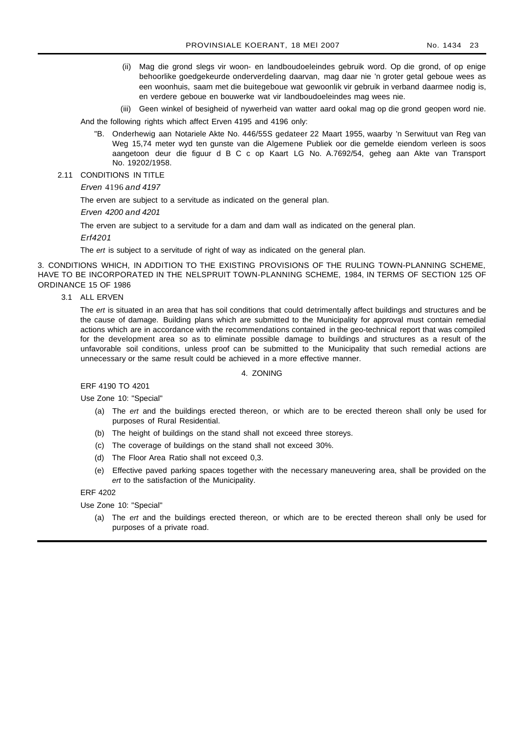(ii) Mag die grond slegs vir woon- en landboudoeleindes gebruik word. Op die grond, of op enige behoorlike goedgekeurde onderverdeling daarvan, mag daar nie 'n groter getal geboue wees as een woonhuis, saam met die buitegeboue wat gewoonlik vir gebruik in verband daarmee nodig is, en verdere geboue en bouwerke wat vir landboudoeleindes mag wees nie.

(iii) Geen winkel of besigheid of nywerheid van watter aard ookal mag op die grond geopen word nie.

And the following rights which affect Erven 4195 and 4196 only:

"B. Onderhewig aan Notariele Akte No. 446/55S gedateer 22 Maart 1955, waarby 'n Serwituut van Reg van Weg 15,74 meter wyd ten gunste van die Algemene Publiek oor die gemelde eiendom verleen is soos aangetoon deur die figuur d B C c op Kaart LG No. A.7692/54, geheg aan Akte van Transport No. 19202/1958.

2.11 CONDITIONS IN TITLE

*Erven 4196 and 4197*

The erven are subject to a servitude as indicated on the general plan.

*Erven 4200 and 4201*

The erven are subject to a servitude for a dam and dam wall as indicated on the general plan.

*Erf4201*

The *ert* is subject to a servitude of right of way as indicated on the general plan.

3. CONDITIONS WHICH, IN ADDITION TO THE EXISTING PROVISIONS OF THE RULING TOWN-PLANNING SCHEME, HAVE TO BE INCORPORATED IN THE NELSPRUIT TOWN-PLANNING SCHEME, 1984, IN TERMS OF SECTION 125 OF ORDINANCE 15 OF 1986

3.1 ALL ERVEN

The *ert* is situated in an area that has soil conditions that could detrimentally affect buildings and structures and be the cause of damage. Building plans which are submitted to the Municipality for approval must contain remedial actions which are in accordance with the recommendations contained in the geo-technical report that was compiled for the development area so as to eliminate possible damage to buildings and structures as a result of the unfavorable soil conditions, unless proof can be submitted to the Municipality that such remedial actions are unnecessary or the same result could be achieved in a more effective manner.

4. ZONING

ERF 4190 TO 4201

Use Zone 10: "Special"

(a) The *ert* and the buildings erected thereon, or which are to be erected thereon shall only be used for purposes of Rural Residential.

(b) The height of buildings on the stand shall not exceed three storeys.

(c) The coverage of buildings on the stand shall not exceed 30%.

(d) The Floor Area Ratio shall not exceed 0,3.

(e) Effective paved parking spaces together with the necessary maneuvering area, shall be provided on the *ert* to the satisfaction of the Municipality.

ERF 4202

Use Zone 10: "Special"

(a) The *ert* and the buildings erected thereon, or which are to be erected thereon shall only be used for purposes of a private road.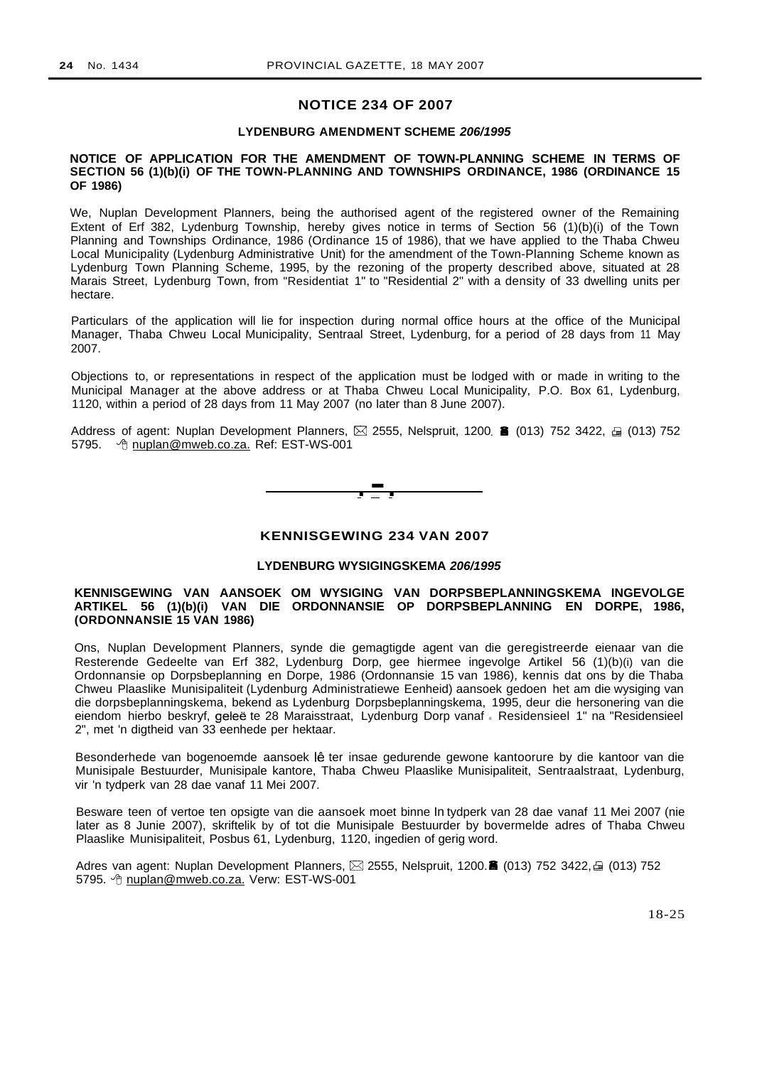## NOTICE 234 OF 2007

### LYDENBURG AMENDMENT SCHEME *206/1995*

**NOTICE OF APPLICATION FOR THE AMENDMENT OF TOWN-PLANNING SCHEME IN TERMS OF SECTION 56 (1)(b)(i) OF THE TOWN-PLANNING AND TOWNSHIPS ORDINANCE, 1986 (ORDINANCE 15 OF 1986)**

We, Nuplan Development Planners, being the authorised agent of the registered owner of the Remaining Extent of Erf 382, Lydenburg Township, hereby gives notice in terms of Section 56 (1)(b)(i) of the Town Planning and Townships Ordinance, 1986 (Ordinance 15 of 1986), that we have applied to the Thaba Chweu Local Municipality (Lydenburg Administrative Unit) for the amendment of the Town-Planning Scheme known as Lydenburg Town Planning Scheme, 1995, by the rezoning of the property described above, situated at 28 Marais Street, Lydenburg Town, from "Residentiat 1" to "Residential 2" with a density of 33 dwelling units per hectare.

Particulars of the application will lie for inspection during normal office hours at the office of the Municipal Manager, Thaba Chweu Local Municipality, Sentraal Street, Lydenburg, for a period of 28 days from 11 May 2007.

Objections to, or representations in respect of the application must be lodged with or made in writing to the Municipal Manager at the above address or at Thaba Chweu Local Municipality, P.O. Box 61, Lydenburg, 1120, within a period of 28 days from 11 May 2007 (no later than 8 June 2007).

Address of agent: Nuplan Development Planners, ✉ 2555, Nelspruit, 1200. ☎ (013) 752 3422, 🖷 (013) 752 5795. nuplan@mweb.co.za. Ref: EST-WS-001

---

## KENNISGEWING 234 VAN 2007

### LYDENBURG WYSIGINGSKEMA *206/1995*

**KENNISGEWING VAN AANSOEK OM WYSIGING VAN DORPSBEPLANNINGSKEMA INGEVOLGE ARTIKEL 56 (1)(b)(i) VAN DIE ORDONNANSIE OP DORPSBEPLANNING EN DORPE, 1986, (ORDONNANSIE 15 VAN 1986)**

Ons, Nuplan Development Planners, synde die gemagtigde agent van die geregistreerde eienaar van die Resterende Gedeelte van Erf 382, Lydenburg Dorp, gee hiermee ingevolge Artikel 56 (1)(b)(i) van die Ordonnansie op Dorpsbeplanning en Dorpe, 1986 (Ordonnansie 15 van 1986), kennis dat ons by die Thaba Chweu Plaaslike Munisipaliteit (Lydenburg Administratiewe Eenheid) aansoek gedoen het am die wysiging van die dorpsbeplanningskema, bekend as Lydenburg Dorpsbeplanningskema, 1995, deur die hersonering van die eiendom hierbo beskryf, geleë te 28 Maraisstraat, Lydenburg Dorp vanaf " Residensieel 1" na "Residensieel 2", met 'n digtheid van 33 eenhede per hektaar.

Besonderhede van bogenoemde aansoek lê ter insae gedurende gewone kantoorure by die kantoor van die Munisipale Bestuurder, Munisipale kantore, Thaba Chweu Plaaslike Munisipaliteit, Sentraalstraat, Lydenburg, vir 'n tydperk van 28 dae vanaf 11 Mei 2007.

Besware teen of vertoe ten opsigte van die aansoek moet binne In tydperk van 28 dae vanaf 11 Mei 2007 (nie later as 8 Junie 2007), skriftelik by of tot die Munisipale Bestuurder by bovermelde adres of Thaba Chweu Plaaslike Munisipaliteit, Posbus 61, Lydenburg, 1120, ingedien of gerig word.

Adres van agent: Nuplan Development Planners, ✉ 2555, Nelspruit, 1200. ☎ (013) 752 3422, 🖷 (013) 752 5795. nuplan@mweb.co.za. Verw: EST-WS-001

18-25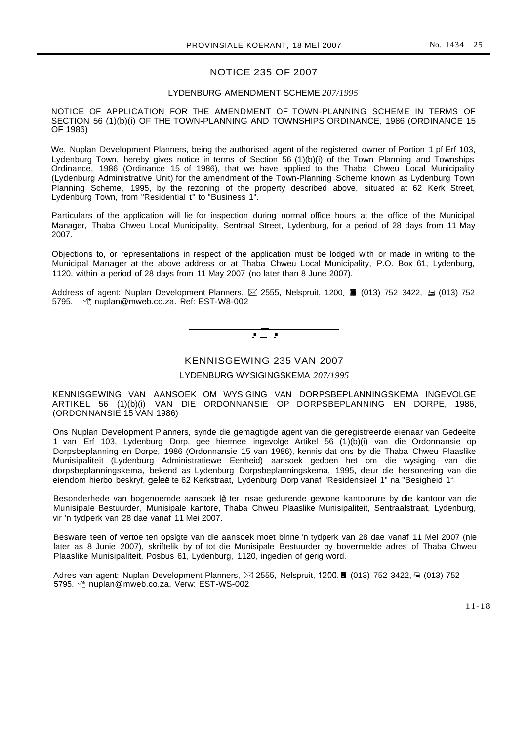## NOTICE 235 OF 2007

### LYDENBURG AMENDMENT SCHEME *207/1995*

NOTICE OF APPLICATION FOR THE AMENDMENT OF TOWN-PLANNING SCHEME IN TERMS OF SECTION 56 (1)(b)(i) OF THE TOWN-PLANNING AND TOWNSHIPS ORDINANCE, 1986 (ORDINANCE 15 OF 1986)

We, Nuplan Development Planners, being the authorised agent of the registered owner of Portion 1 pf Erf 103, Lydenburg Town, hereby gives notice in terms of Section 56 (1)(b)(i) of the Town Planning and Townships Ordinance, 1986 (Ordinance 15 of 1986), that we have applied to the Thaba Chweu Local Municipality (Lydenburg Administrative Unit) for the amendment of the Town-Planning Scheme known as Lydenburg Town Planning Scheme, 1995, by the rezoning of the property described above, situated at 62 Kerk Street, Lydenburg Town, from "Residential t" to "Business 1".

Particulars of the application will lie for inspection during normal office hours at the office of the Municipal Manager, Thaba Chweu Local Municipality, Sentraal Street, Lydenburg, for a period of 28 days from 11 May 2007.

Objections to, or representations in respect of the application must be lodged with or made in writing to the Municipal Manager at the above address or at Thaba Chweu Local Municipality, P.O. Box 61, Lydenburg, 1120, within a period of 28 days from 11 May 2007 (no later than 8 June 2007).

Address of agent: Nuplan Development Planners, ✉ 2555, Nelspruit, 1200. ☎ (013) 752 3422, 🖷 (013) 752 5795. nuplan@mweb.co.za. Ref: EST-W8-002

---

## KENNISGEWING 235 VAN 2007

### LYDENBURG WYSIGINGSKEMA *207/1995*

KENNISGEWING VAN AANSOEK OM WYSIGING VAN DORPSBEPLANNINGSKEMA INGEVOLGE ARTIKEL 56 (1)(b)(i) VAN DIE ORDONNANSIE OP DORPSBEPLANNING EN DORPE, 1986, (ORDONNANSIE 15 VAN 1986)

Ons Nuplan Development Planners, synde die gemagtigde agent van die geregistreerde eienaar van Gedeelte 1 van Erf 103, Lydenburg Dorp, gee hiermee ingevolge Artikel 56 (1)(b)(i) van die Ordonnansie op Dorpsbeplanning en Dorpe, 1986 (Ordonnansie 15 van 1986), kennis dat ons by die Thaba Chweu Plaaslike Munisipaliteit (Lydenburg Administratiewe Eenheid) aansoek gedoen het om die wysiging van die dorpsbeplanningskema, bekend as Lydenburg Dorpsbeplanningskema, 1995, deur die hersonering van die eiendom hierbo beskryf, geleë te 62 Kerkstraat, Lydenburg Dorp vanaf "Residensieel 1" na "Besigheid 1".

Besonderhede van bogenoemde aansoek lê ter insae gedurende gewone kantoorure by die kantoor van die Munisipale Bestuurder, Munisipale kantore, Thaba Chweu Plaaslike Munisipaliteit, Sentraalstraat, Lydenburg, vir 'n tydperk van 28 dae vanaf 11 Mei 2007.

Besware teen of vertoe ten opsigte van die aansoek moet binne 'n tydperk van 28 dae vanaf 11 Mei 2007 (nie later as 8 Junie 2007), skriftelik by of tot die Munisipale Bestuurder by bovermelde adres of Thaba Chweu Plaaslike Munisipaliteit, Posbus 61, Lydenburg, 1120, ingedien of gerig word.

Adres van agent: Nuplan Development Planners, ✉ 2555, Nelspruit, 1200. ☎ (013) 752 3422, 🖷 (013) 752 5795. nuplan@mweb.co.za. Verw: EST-WS-002

11-18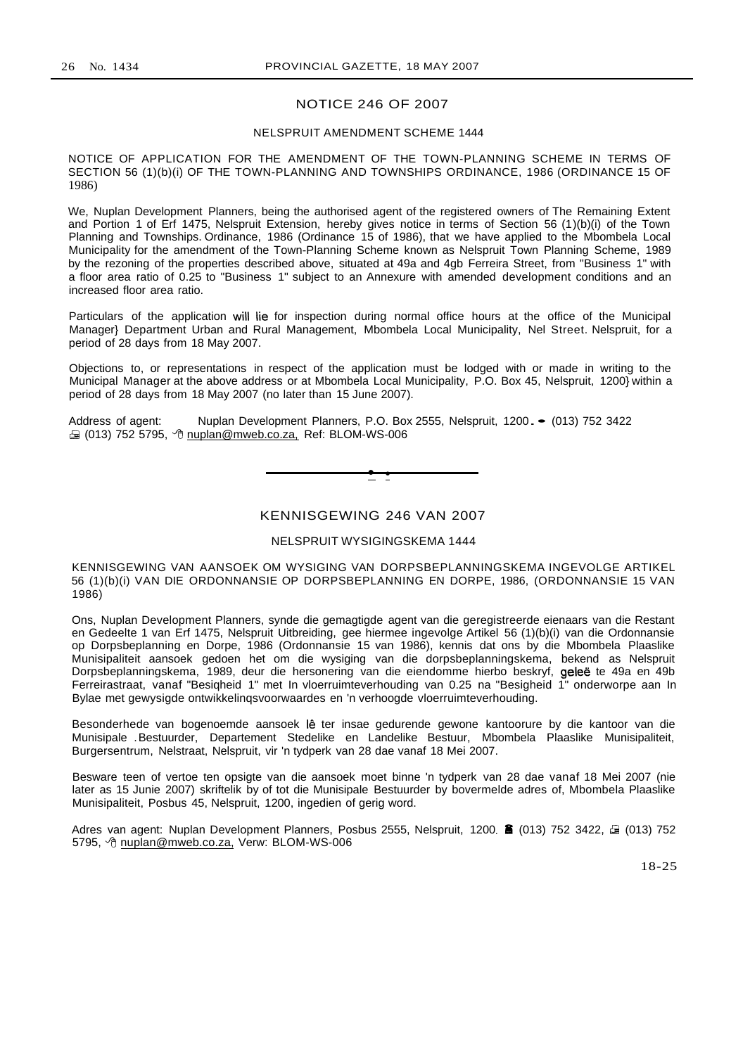## NOTICE 246 OF 2007

### NELSPRUIT AMENDMENT SCHEME 1444

NOTICE OF APPLICATION FOR THE AMENDMENT OF THE TOWN-PLANNING SCHEME IN TERMS OF SECTION 56 (1)(b)(i) OF THE TOWN-PLANNING AND TOWNSHIPS ORDINANCE, 1986 (ORDINANCE 15 OF 1986)

We, Nuplan Development Planners, being the authorised agent of the registered owners of The Remaining Extent and Portion 1 of Erf 1475, Nelspruit Extension, hereby gives notice in terms of Section 56 (1)(b)(i) of the Town Planning and Townships. Ordinance, 1986 (Ordinance 15 of 1986), that we have applied to the Mbombela Local Municipality for the amendment of the Town-Planning Scheme known as Nelspruit Town Planning Scheme, 1989 by the rezoning of the properties described above, situated at 49a and 4gb Ferreira Street, from "Business 1" with a floor area ratio of 0.25 to "Business 1" subject to an Annexure with amended development conditions and an increased floor area ratio.

Particulars of the application will lie for inspection during normal office hours at the office of the Municipal Manager} Department Urban and Rural Management, Mbombela Local Municipality, Nel Street. Nelspruit, for a period of 28 days from 18 May 2007.

Objections to, or representations in respect of the application must be lodged with or made in writing to the Municipal Manager at the above address or at Mbombela Local Municipality, P.O. Box 45, Nelspruit, 1200} within a period of 28 days from 18 May 2007 (no later than 15 June 2007).

Address of agent: Nuplan Development Planners, P.O. Box 2555, Nelspruit, 1200. (013) 752 3422 (013) 752 5795, nuplan@mweb.co.za, Ref: BLOM-WS-006

---

## KENNISGEWING 246 VAN 2007

### NELSPRUIT WYSIGINGSKEMA 1444

KENNISGEWING VAN AANSOEK OM WYSIGING VAN DORPSBEPLANNINGSKEMA INGEVOLGE ARTIKEL 56 (1)(b)(i) VAN DIE ORDONNANSIE OP DORPSBEPLANNING EN DORPE, 1986, (ORDONNANSIE 15 VAN 1986)

Ons, Nuplan Development Planners, synde die gemagtigde agent van die geregistreerde eienaars van die Restant en Gedeelte 1 van Erf 1475, Nelspruit Uitbreiding, gee hiermee ingevolge Artikel 56 (1)(b)(i) van die Ordonnansie op Dorpsbeplanning en Dorpe, 1986 (Ordonnansie 15 van 1986), kennis dat ons by die Mbombela Plaaslike Munisipaliteit aansoek gedoen het om die wysiging van die dorpsbeplanningskema, bekend as Nelspruit Dorpsbeplanningskema, 1989, deur die hersonering van die eiendomme hierbo beskryf, geleë te 49a en 49b Ferreirastraat, vanaf "Besigheid 1" met In vloerruimteverhouding van 0.25 na "Besigheid 1" onderworpe aan In Bylae met gewysigde ontwikkelinqsvoorwaardes en 'n verhoogde vloerruimteverhouding.

Besonderhede van bogenoemde aansoek lê ter insae gedurende gewone kantoorure by die kantoor van die Munisipale . Bestuurder, Departement Stedelike en Landelike Bestuur, Mbombela Plaaslike Munisipaliteit, Burgersentrum, Nelstraat, Nelspruit, vir 'n tydperk van 28 dae vanaf 18 Mei 2007.

Besware teen of vertoe ten opsigte van die aansoek moet binne 'n tydperk van 28 dae vanaf 18 Mei 2007 (nie later as 15 Junie 2007) skriftelik by of tot die Munisipale Bestuurder by bovermelde adres of, Mbombela Plaaslike Munisipaliteit, Posbus 45, Nelspruit, 1200, ingedien of gerig word.

Adres van agent: Nuplan Development Planners, Posbus 2555, Nelspruit, 1200. (013) 752 3422, (013) 752 5795, nuplan@mweb.co.za, Verw: BLOM-WS-006

18-25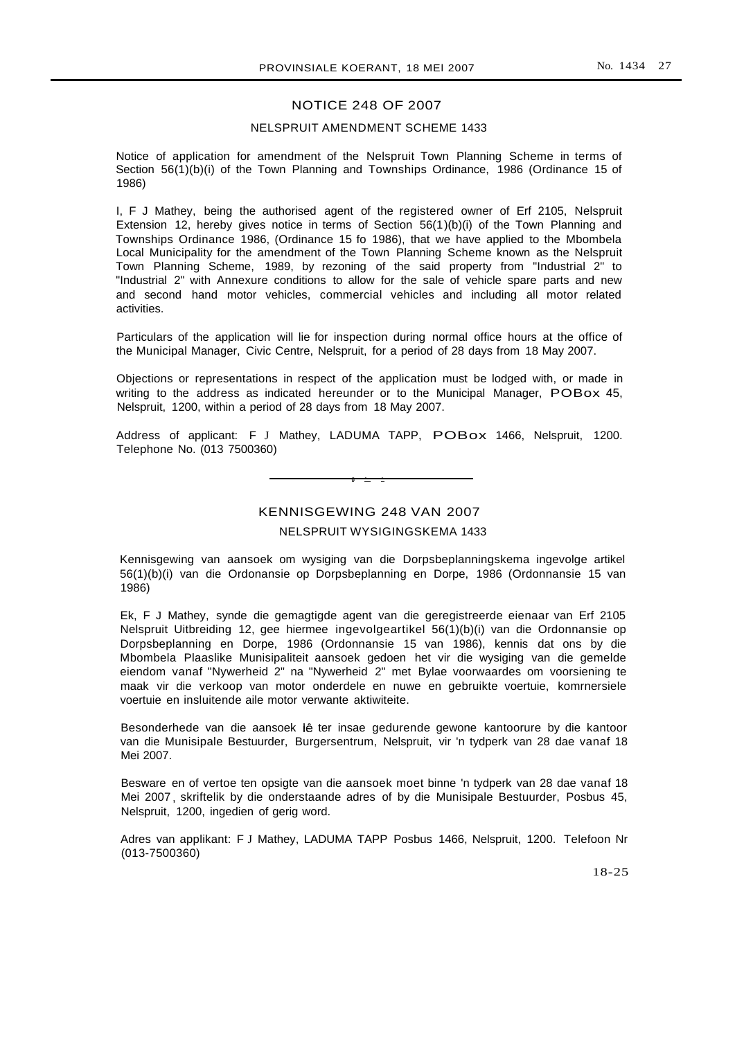## NOTICE 248 OF 2007

### NELSPRUIT AMENDMENT SCHEME 1433

Notice of application for amendment of the Nelspruit Town Planning Scheme in terms of Section 56(1)(b)(i) of the Town Planning and Townships Ordinance, 1986 (Ordinance 15 of 1986)

I, F J Mathey, being the authorised agent of the registered owner of Erf 2105, Nelspruit Extension 12, hereby gives notice in terms of Section 56(1)(b)(i) of the Town Planning and Townships Ordinance 1986, (Ordinance 15 fo 1986), that we have applied to the Mbombela Local Municipality for the amendment of the Town Planning Scheme known as the Nelspruit Town Planning Scheme, 1989, by rezoning of the said property from "Industrial 2" to "Industrial 2" with Annexure conditions to allow for the sale of vehicle spare parts and new and second hand motor vehicles, commercial vehicles and including all motor related activities.

Particulars of the application will lie for inspection during normal office hours at the office of the Municipal Manager, Civic Centre, Nelspruit, for a period of 28 days from 18 May 2007.

Objections or representations in respect of the application must be lodged with, or made in writing to the address as indicated hereunder or to the Municipal Manager, POBox 45, Nelspruit, 1200, within a period of 28 days from 18 May 2007.

Address of applicant: F J Mathey, LADUMA TAPP, POBox 1466, Nelspruit, 1200. Telephone No. (013 7500360)

---

## KENNISGEWING 248 VAN 2007

### NELSPRUIT WYSIGINGSKEMA 1433

Kennisgewing van aansoek om wysiging van die Dorpsbeplanningskema ingevolge artikel 56(1)(b)(i) van die Ordonansie op Dorpsbeplanning en Dorpe, 1986 (Ordonnansie 15 van 1986)

Ek, F J Mathey, synde die gemagtigde agent van die geregistreerde eienaar van Erf 2105 Nelspruit Uitbreiding 12, gee hiermee ingevolgeartikel 56(1)(b)(i) van die Ordonnansie op Dorpsbeplanning en Dorpe, 1986 (Ordonnansie 15 van 1986), kennis dat ons by die Mbombela Plaaslike Munisipaliteit aansoek gedoen het vir die wysiging van die gemelde eiendom vanaf "Nywerheid 2" na "Nywerheid 2" met Bylae voorwaardes om voorsiening te maak vir die verkoop van motor onderdele en nuwe en gebruikte voertuie, komrnersiele voertuie en insluitende aile motor verwante aktiwiteite.

Besonderhede van die aansoek lê ter insae gedurende gewone kantoorure by die kantoor van die Munisipale Bestuurder, Burgersentrum, Nelspruit, vir 'n tydperk van 28 dae vanaf 18 Mei 2007.

Besware en of vertoe ten opsigte van die aansoek moet binne 'n tydperk van 28 dae vanaf 18 Mei 2007, skriftelik by die onderstaande adres of by die Munisipale Bestuurder, Posbus 45, Nelspruit, 1200, ingedien of gerig word.

Adres van applikant: F J Mathey, LADUMA TAPP Posbus 1466, Nelspruit, 1200. Telefoon Nr (013-7500360)

18-25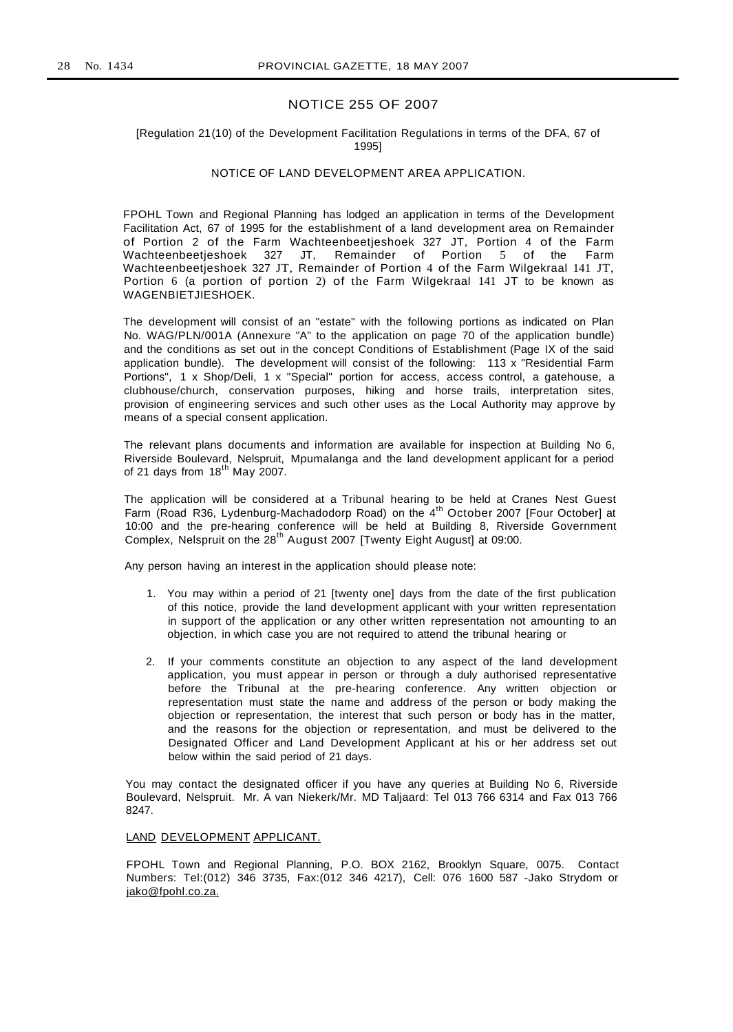## NOTICE 255 OF 2007

[Regulation 21(10) of the Development Facilitation Regulations in terms of the DFA, 67 of 1995]

NOTICE OF LAND DEVELOPMENT AREA APPLICATION.

FPOHL Town and Regional Planning has lodged an application in terms of the Development Facilitation Act, 67 of 1995 for the establishment of a land development area on Remainder of Portion 2 of the Farm Wachteenbeetjeshoek 327 JT, Portion 4 of the Farm Wachteenbeetjeshoek 327 JT, Remainder of Portion 5 of the Farm Wachteenbeetjeshoek 327 JT, Remainder of Portion 4 of the Farm Wilgekraal 141 JT, Portion 6 (a portion of portion 2) of the Farm Wilgekraal 141 JT to be known as WAGENBIETJIESHOEK.

The development will consist of an "estate" with the following portions as indicated on Plan No. WAG/PLN/001A (Annexure "A" to the application on page 70 of the application bundle) and the conditions as set out in the concept Conditions of Establishment (Page IX of the said application bundle). The development will consist of the following: 113 x "Residential Farm Portions", 1 x Shop/Deli, 1 x "Special" portion for access, access control, a gatehouse, a clubhouse/church, conservation purposes, hiking and horse trails, interpretation sites, provision of engineering services and such other uses as the Local Authority may approve by means of a special consent application.

The relevant plans documents and information are available for inspection at Building No 6, Riverside Boulevard, Nelspruit, Mpumalanga and the land development applicant for a period of 21 days from 18th May 2007.

The application will be considered at a Tribunal hearing to be held at Cranes Nest Guest Farm (Road R36, Lydenburg-Machadodorp Road) on the 4th October 2007 [Four October] at 10:00 and the pre-hearing conference will be held at Building 8, Riverside Government Complex, Nelspruit on the 28th August 2007 [Twenty Eight August] at 09:00.

Any person having an interest in the application should please note:

1. You may within a period of 21 [twenty one] days from the date of the first publication of this notice, provide the land development applicant with your written representation in support of the application or any other written representation not amounting to an objection, in which case you are not required to attend the tribunal hearing or
2. If your comments constitute an objection to any aspect of the land development application, you must appear in person or through a duly authorised representative before the Tribunal at the pre-hearing conference. Any written objection or representation must state the name and address of the person or body making the objection or representation, the interest that such person or body has in the matter, and the reasons for the objection or representation, and must be delivered to the Designated Officer and Land Development Applicant at his or her address set out below within the said period of 21 days.

You may contact the designated officer if you have any queries at Building No 6, Riverside Boulevard, Nelspruit. Mr. A van Niekerk/Mr. MD Taljaard: Tel 013 766 6314 and Fax 013 766 8247.

LAND DEVELOPMENT APPLICANT.

FPOHL Town and Regional Planning, P.O. BOX 2162, Brooklyn Square, 0075. Contact Numbers: Tel:(012) 346 3735, Fax:(012 346 4217), Cell: 076 1600 587 -Jako Strydom or jako@fpohl.co.za.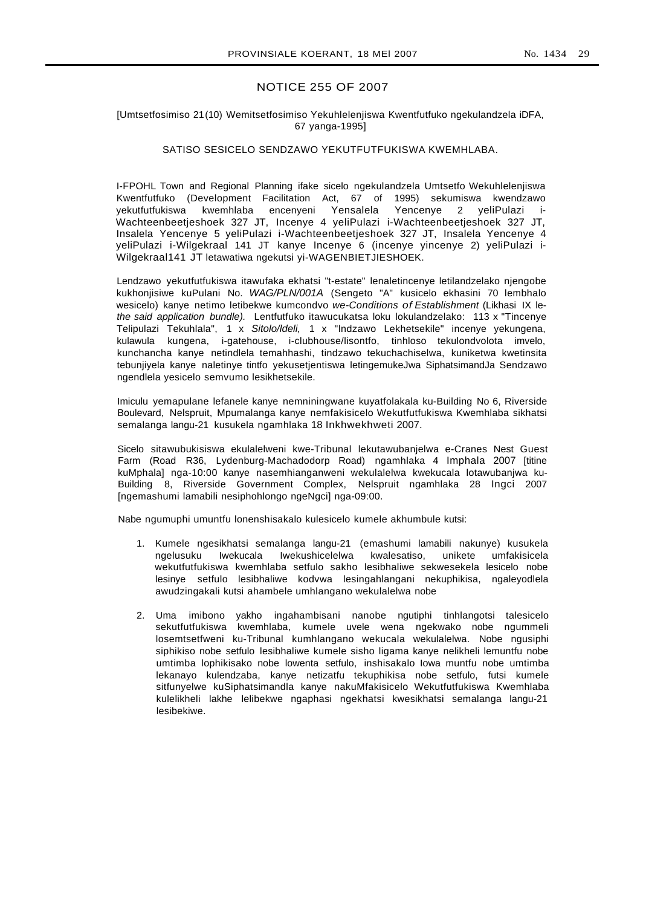# NOTICE 255 OF 2007

[Umtsetfosimiso 21(10) Wemitsetfosimiso Yekuhlelenjiswa Kwentfutfuko ngekulandzela iDFA, 67 yanga-1995]

SATISO SESICELO SENDZAWO YEKUTFUTFUKISWA KWEMHLABA.

I-FPOHL Town and Regional Planning ifake sicelo ngekulandzela Umtsetfo Wekuhlelenjiswa Kwentfutfuko (Development Facilitation Act, 67 of 1995) sekumiswa kwendzawo yekutfutfukiswa kwemhlaba encenyeni Yensalela Yencenye 2 yeliPulazi i-Wachteenbeetjeshoek 327 JT, Incenye 4 yeliPulazi i-Wachteenbeetjeshoek 327 JT, Insalela Yencenye 5 yeliPulazi i-Wachteenbeetjeshoek 327 JT, Insalela Yencenye 4 yeliPulazi i-Wilgekraal 141 JT kanye Incenye 6 (incenye yincenye 2) yeliPulazi i-Wilgekraal141 JT letawatiwa ngekutsi yi-WAGENBIETJIESHOEK.

Lendzawo yekutfutfukiswa itawufaka ekhatsi "t-estate" lenaletincenye letilandzelako njengobe kukhonjisiwe kuPulani No. *WAG/PLN/001A* (Sengeto "A" kusicelo ekhasini 70 lembhalo wesicelo) kanye netimo letibekwe kumcondvo *we-Conditions of Establishment* (Likhasi IX le-*the said application bundle).* Lentfutfuko itawucukatsa loku lokulandzelako: 113 x "Tincenye Telipulazi Tekuhlala", 1 x *Sitolo/ldeli,* 1 x "Indzawo Lekhetsekile" incenye yekungena, kulawula kungena, i-gatehouse, i-clubhouse/lisontfo, tinhloso tekulondvolota imvelo, kunchancha kanye netindlela temahhashi, tindzawo tekuchachiselwa, kuniketwa kwetinsita tebunjiyela kanye naletinye tintfo yekusetjentiswa letingemukeJwa SiphatsimandJa Sendzawo ngendlela yesicelo semvumo lesikhetsekile.

Imiculu yemapulane lefanele kanye nemniningwane kuyatfolakala ku-Building No 6, Riverside Boulevard, Nelspruit, Mpumalanga kanye nemfakisicelo Wekutfutfukiswa Kwemhlaba sikhatsi semalanga langu-21 kusukela ngamhlaka 18 Inkhwekhweti 2007.

Sicelo sitawubukisiswa ekulalelweni kwe-Tribunal lekutawubanjelwa e-Cranes Nest Guest Farm (Road R36, Lydenburg-Machadodorp Road) ngamhlaka 4 Imphala 2007 [titine kuMphala] nga-10:00 kanye nasemhianganweni wekulalelwa kwekucala lotawubanjwa ku-Building 8, Riverside Government Complex, Nelspruit ngamhlaka 28 Ingci 2007 [ngemashumi lamabili nesiphohlongo ngeNgci] nga-09:00.

Nabe ngumuphi umuntfu lonenshisakalo kulesicelo kumele akhumbule kutsi:

1. Kumele ngesikhatsi semalanga langu-21 (emashumi lamabili nakunye) kusukela ngelusuku lwekucala lwekushicelelwa kwalesatiso, unikete umfakisicela wekutfutfukiswa kwemhlaba setfulo sakho lesibhaliwe sekwesekela lesicelo nobe lesinye setfulo lesibhaliwe kodvwa lesingahlangani nekuphikisa, ngaleyodlela awudzingakali kutsi ahambele umhlangano wekulalelwa nobe

2. Uma imibono yakho ingahambisani nanobe ngutiphi tinhlangotsi talesicelo sekutfutfukiswa kwemhlaba, kumele uvele wena ngekwako nobe ngummeli losemtsetfweni ku-Tribunal kumhlangano wekucala wekulalelwa. Nobe ngusiphi siphikiso nobe setfulo lesibhaliwe kumele sisho ligama kanye nelikheli lemuntfu nobe umtimba lophikisako nobe lowenta setfulo, inshisakalo lowa muntfu nobe umtimba lekanayo kulendzaba, kanye netizatfu tekuphikisa nobe setfulo, futsi kumele sitfunyelwe kuSiphatsimandla kanye nakuMfakisicelo Wekutfutfukiswa Kwemhlaba kulelikheli lakhe lelibekwe ngaphasi ngekhatsi kwesikhatsi semalanga langu-21 lesibekiwe.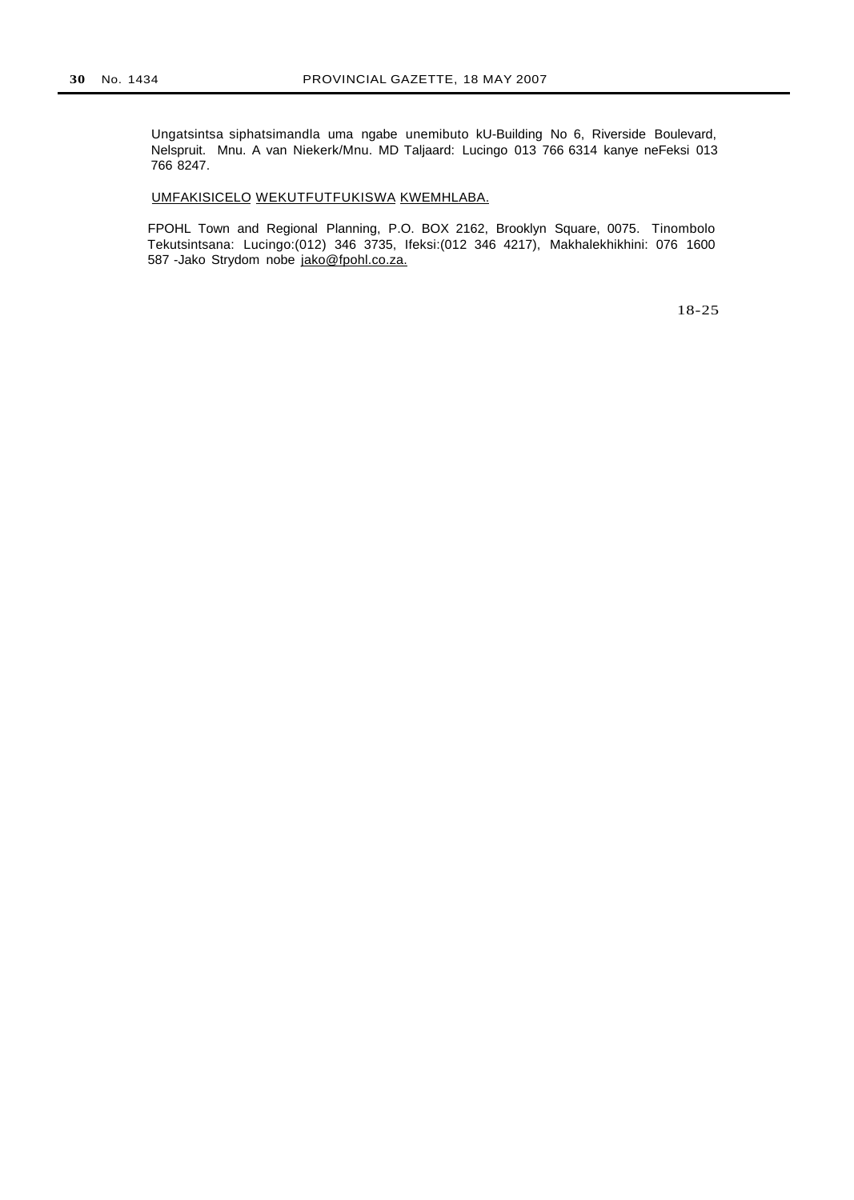Ungatsintsa siphatsimandla uma ngabe unemibuto kU-Building No 6, Riverside Boulevard, Nelspruit. Mnu. A van Niekerk/Mnu. MD Taljaard: Lucingo 013 766 6314 kanye neFeksi 013 766 8247.

UMFAKISICELO WEKUTFUTFUKISWA KWEMHLABA.

FPOHL Town and Regional Planning, P.O. BOX 2162, Brooklyn Square, 0075. Tinombolo Tekutsintsana: Lucingo:(012) 346 3735, Ifeksi:(012 346 4217), Makhalekhikhini: 076 1600 587 -Jako Strydom nobe jako@fpohl.co.za.

18-25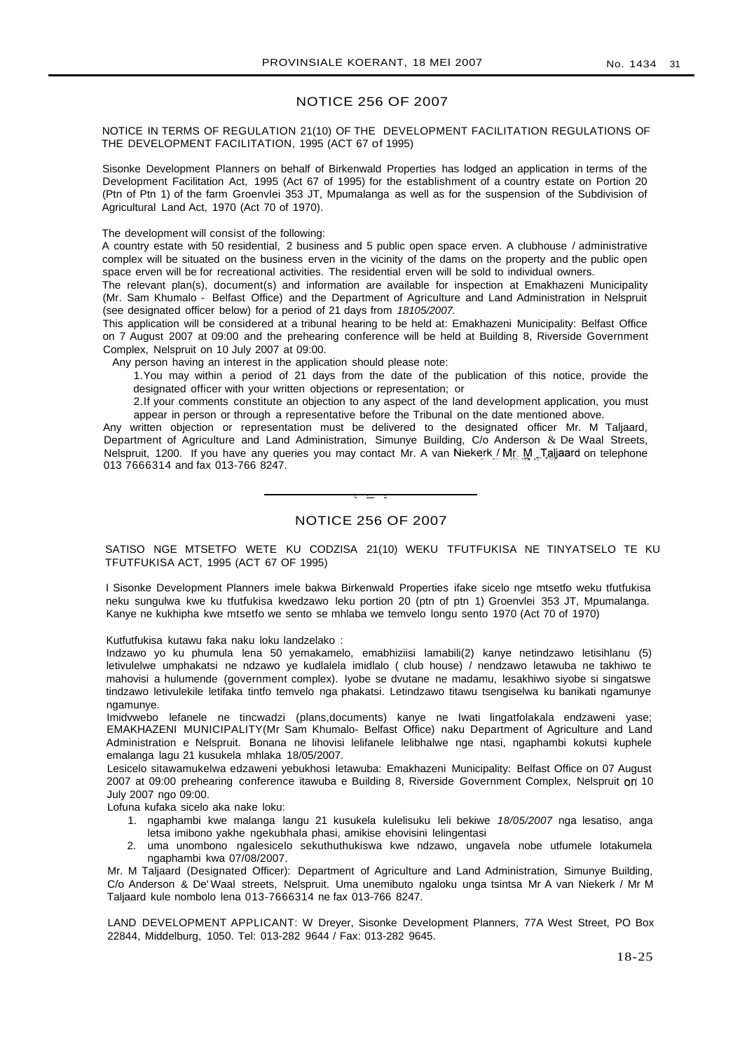## NOTICE 256 OF 2007

NOTICE IN TERMS OF REGULATION 21(10) OF THE DEVELOPMENT FACILITATION REGULATIONS OF THE DEVELOPMENT FACILITATION, 1995 (ACT 67 of 1995)

Sisonke Development Planners on behalf of Birkenwald Properties has lodged an application in terms of the Development Facilitation Act, 1995 (Act 67 of 1995) for the establishment of a country estate on Portion 20 (Ptn of Ptn 1) of the farm Groenvlei 353 JT, Mpumalanga as well as for the suspension of the Subdivision of Agricultural Land Act, 1970 (Act 70 of 1970).

The development will consist of the following:

A country estate with 50 residential, 2 business and 5 public open space erven. A clubhouse / administrative complex will be situated on the business erven in the vicinity of the dams on the property and the public open space erven will be for recreational activities. The residential erven will be sold to individual owners.

The relevant plan(s), document(s) and information are available for inspection at Emakhazeni Municipality (Mr. Sam Khumalo - Belfast Office) and the Department of Agriculture and Land Administration in Nelspruit (see designated officer below) for a period of 21 days from *18105/2007.*

This application will be considered at a tribunal hearing to be held at: Emakhazeni Municipality: Belfast Office on 7 August 2007 at 09:00 and the prehearing conference will be held at Building 8, Riverside Government Complex, Nelspruit on 10 July 2007 at 09:00.

Any person having an interest in the application should please note:

1. You may within a period of 21 days from the date of the publication of this notice, provide the designated officer with your written objections or representation; or
2. If your comments constitute an objection to any aspect of the land development application, you must appear in person or through a representative before the Tribunal on the date mentioned above.

Any written objection or representation must be delivered to the designated officer Mr. M Taljaard, Department of Agriculture and Land Administration, Simunye Building, C/o Anderson & De Waal Streets, Nelspruit, 1200. If you have any queries you may contact Mr. A van Niekerk / Mr. M Taljaard on telephone 013 7666314 and fax 013-766 8247.

---

## NOTICE 256 OF 2007

SATISO NGE MTSETFO WETE KU CODZISA 21(10) WEKU TFUTFUKISA NE TINYATSELO TE KU TFUTFUKISA ACT, 1995 (ACT 67 OF 1995)

I Sisonke Development Planners imele bakwa Birkenwald Properties ifake sicelo nge mtsetfo weku tfutfukisa neku sungulwa kwe ku tfutfukisa kwedzawo leku portion 20 (ptn of ptn 1) Groenvlei 353 JT, Mpumalanga. Kanye ne kukhipha kwe mtsetfo we sento se mhlaba we temvelo longu sento 1970 (Act 70 of 1970)

Kutfutfukisa kutawu faka naku loku landzelako :

Indzawo yo ku phumula lena 50 yemakamelo, emabhiziisi lamabili(2) kanye netindzawo letisihlanu (5) letivulelwe umphakatsi ne ndzawo ye kudlalela imidlalo ( club house) / nendzawo letawuba ne takhiwo te mahovisi a hulumende (government complex). Iyobe se dvutane ne madamu, lesakhiwo siyobe si singatswe tindzawo letivulekile letifaka tintfo temvelo nga phakatsi. Letindzawo titawu tsengiselwa ku banikati ngamunye ngamunye.

Imidvwebo lefanele ne tincwadzi (plans,documents) kanye ne Iwati lingatfolakala endzaweni yase; EMAKHAZENI MUNICIPALITY(Mr Sam Khumalo- Belfast Office) naku Department of Agriculture and Land Administration e Nelspruit. Bonana ne lihovisi lelifanele lelibhalwe nge ntasi, ngaphambi kokutsi kuphele emalanga lagu 21 kusukela mhlaka 18/05/2007.

Lesicelo sitawamukelwa edzaweni yebukhosi letawuba: Emakhazeni Municipality: Belfast Office on 07 August 2007 at 09:00 prehearing conference itawuba e Building 8, Riverside Government Complex, Nelspruit on 10 July 2007 ngo 09:00.

Lofuna kufaka sicelo aka nake loku:

1. ngaphambi kwe malanga langu 21 kusukela kulelisuku leli bekiwe *18/05/2007* nga lesatiso, anga letsa imibono yakhe ngekubhala phasi, amikise ehovisini lelingentasi
2. uma unombono ngalesicelo sekuthuthukiswa kwe ndzawo, ungavela nobe utfumele lotakumela ngaphambi kwa 07/08/2007.

Mr. M Taljaard (Designated Officer): Department of Agriculture and Land Administration, Simunye Building, C/o Anderson & De'Waal streets, Nelspruit. Uma unemibuto ngaloku unga tsintsa Mr A van Niekerk / Mr M Taljaard kule nombolo lena 013-7666314 ne fax 013-766 8247.

LAND DEVELOPMENT APPLICANT: W Dreyer, Sisonke Development Planners, 77A West Street, PO Box 22844, Middelburg, 1050. Tel: 013-282 9644 / Fax: 013-282 9645.

18-25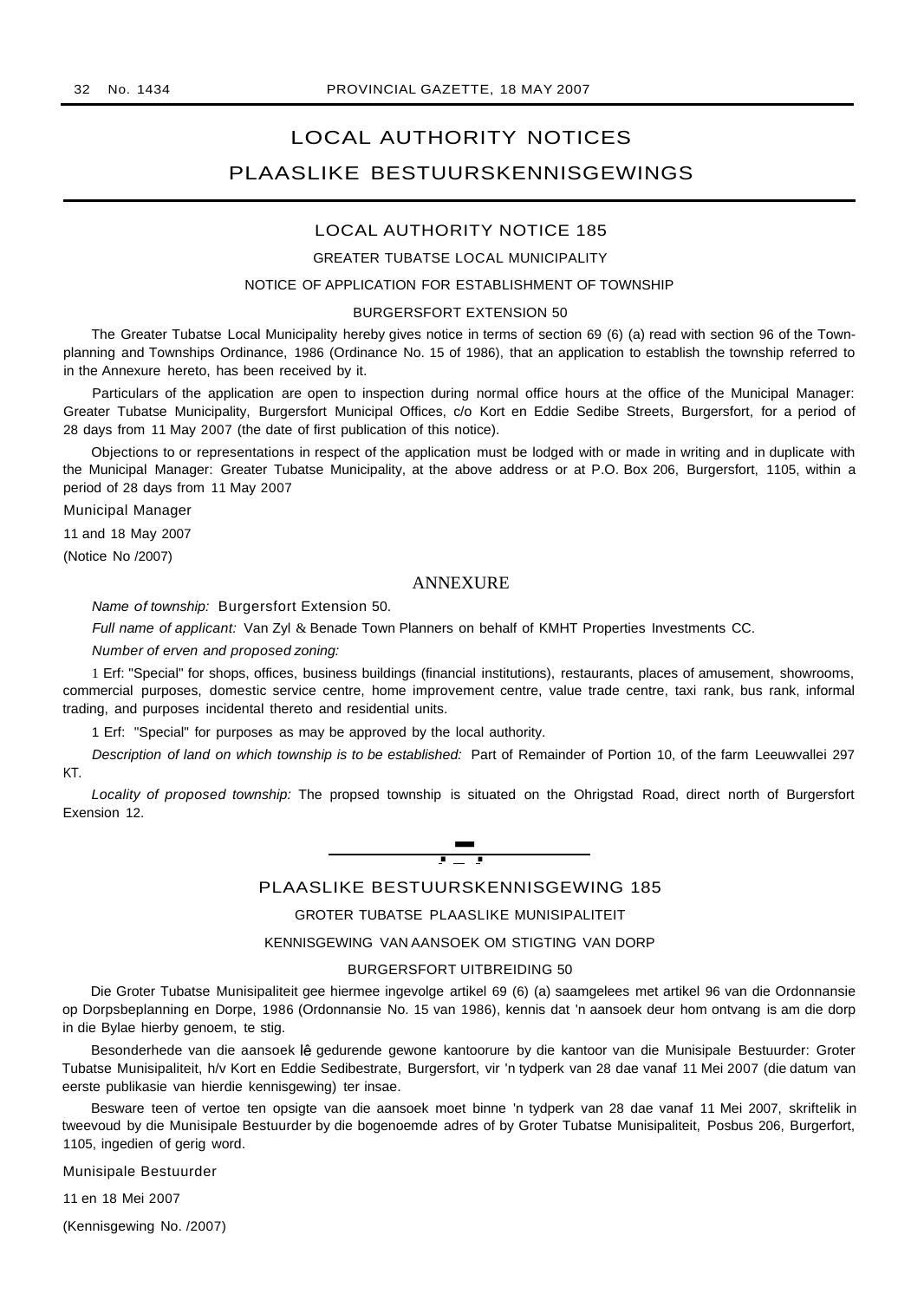# LOCAL AUTHORITY NOTICES

# PLAASLIKE BESTUURSKENNISGEWINGS

## LOCAL AUTHORITY NOTICE 185

GREATER TUBATSE LOCAL MUNICIPALITY

NOTICE OF APPLICATION FOR ESTABLISHMENT OF TOWNSHIP

BURGERSFORT EXTENSION 50

The Greater Tubatse Local Municipality hereby gives notice in terms of section 69 (6) (a) read with section 96 of the Town-planning and Townships Ordinance, 1986 (Ordinance No. 15 of 1986), that an application to establish the township referred to in the Annexure hereto, has been received by it.

Particulars of the application are open to inspection during normal office hours at the office of the Municipal Manager: Greater Tubatse Municipality, Burgersfort Municipal Offices, c/o Kort en Eddie Sedibe Streets, Burgersfort, for a period of 28 days from 11 May 2007 (the date of first publication of this notice).

Objections to or representations in respect of the application must be lodged with or made in writing and in duplicate with the Municipal Manager: Greater Tubatse Municipality, at the above address or at P.O. Box 206, Burgersfort, 1105, within a period of 28 days from 11 May 2007

Municipal Manager

11 and 18 May 2007

(Notice No /2007)

### ANNEXURE

*Name of township:* Burgersfort Extension 50.

*Full name of applicant:* Van Zyl & Benade Town Planners on behalf of KMHT Properties Investments CC.

*Number of erven and proposed zoning:*

1 Erf: "Special" for shops, offices, business buildings (financial institutions), restaurants, places of amusement, showrooms, commercial purposes, domestic service centre, home improvement centre, value trade centre, taxi rank, bus rank, informal trading, and purposes incidental thereto and residential units.

1 Erf: "Special" for purposes as may be approved by the local authority.

*Description of land on which township is to be established:* Part of Remainder of Portion 10, of the farm Leeuwvallei 297 KT.

*Locality of proposed township:* The propsed township is situated on the Ohrigstad Road, direct north of Burgersfort Exension 12.

---

## PLAASLIKE BESTUURSKENNISGEWING 185

GROTER TUBATSE PLAASLIKE MUNISIPALITEIT

KENNISGEWING VAN AANSOEK OM STIGTING VAN DORP

BURGERSFORT UITBREIDING 50

Die Groter Tubatse Munisipaliteit gee hiermee ingevolge artikel 69 (6) (a) saamgelees met artikel 96 van die Ordonnansie op Dorpsbeplanning en Dorpe, 1986 (Ordonnansie No. 15 van 1986), kennis dat 'n aansoek deur hom ontvang is am die dorp in die Bylae hierby genoem, te stig.

Besonderhede van die aansoek lê gedurende gewone kantoorure by die kantoor van die Munisipale Bestuurder: Groter Tubatse Munisipaliteit, h/v Kort en Eddie Sedibestrate, Burgersfort, vir 'n tydperk van 28 dae vanaf 11 Mei 2007 (die datum van eerste publikasie van hierdie kennisgewing) ter insae.

Besware teen of vertoe ten opsigte van die aansoek moet binne 'n tydperk van 28 dae vanaf 11 Mei 2007, skriftelik in tweevoud by die Munisipale Bestuurder by die bogenoemde adres of by Groter Tubatse Munisipaliteit, Posbus 206, Burgerfort, 1105, ingedien of gerig word.

Munisipale Bestuurder

11 en 18 Mei 2007

(Kennisgewing No. /2007)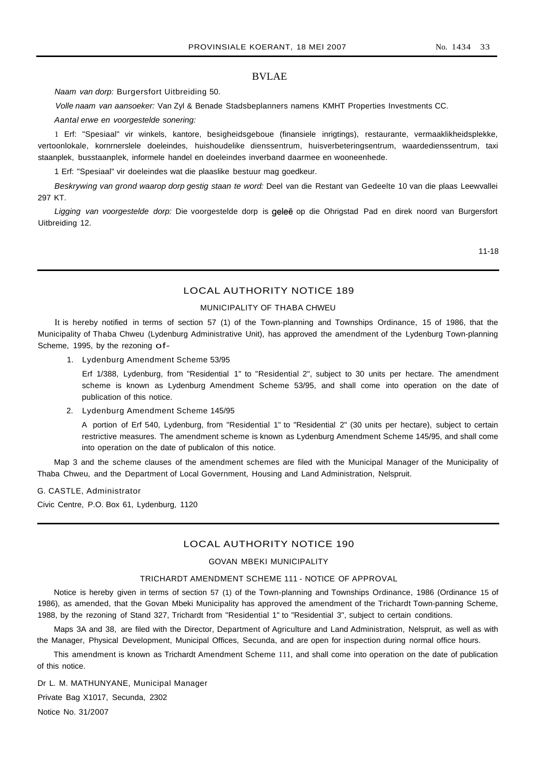## BYLAE

*Naam van dorp:* Burgersfort Uitbreiding 50.

*Volle naam van aansoeker:* Van Zyl & Benade Stadsbeplanners namens KMHT Properties Investments CC.

*Aantal erwe en voorgestelde sonering:*

1 Erf: "Spesiaal" vir winkels, kantore, besigheidsgeboue (finansiele inrigtings), restaurante, vermaaklikheidsplekke, vertoonlokale, kornrnerslele doeleindes, huishoudelike dienssentrum, huisverbeteringsentrum, waardedienssentrum, taxi staanplek, busstaanplek, informele handel en doeleindes inverband daarmee en wooneenhede.

1 Erf: "Spesiaal" vir doeleindes wat die plaaslike bestuur mag goedkeur.

*Beskrywing van grond waarop dorp gestig staan te word:* Deel van die Restant van Gedeelte 10 van die plaas Leewvallei 297 KT.

*Ligging van voorgestelde dorp:* Die voorgestelde dorp is geleë op die Ohrigstad Pad en direk noord van Burgersfort Uitbreiding 12.

11-18

---

## LOCAL AUTHORITY NOTICE 189

### MUNICIPALITY OF THABA CHWEU

It is hereby notified in terms of section 57 (1) of the Town-planning and Townships Ordinance, 15 of 1986, that the Municipality of Thaba Chweu (Lydenburg Administrative Unit), has approved the amendment of the Lydenburg Town-planning Scheme, 1995, by the rezoning of-

1. Lydenburg Amendment Scheme 53/95

   Erf 1/388, Lydenburg, from "Residential 1" to "Residential 2", subject to 30 units per hectare. The amendment scheme is known as Lydenburg Amendment Scheme 53/95, and shall come into operation on the date of publication of this notice.

2. Lydenburg Amendment Scheme 145/95

   A portion of Erf 540, Lydenburg, from "Residential 1" to "Residential 2" (30 units per hectare), subject to certain restrictive measures. The amendment scheme is known as Lydenburg Amendment Scheme 145/95, and shall come into operation on the date of publicalon of this notice.

Map 3 and the scheme clauses of the amendment schemes are filed with the Municipal Manager of the Municipality of Thaba Chweu, and the Department of Local Government, Housing and Land Administration, Nelspruit.

G. CASTLE, Administrator

Civic Centre, P.O. Box 61, Lydenburg, 1120

---

## LOCAL AUTHORITY NOTICE 190

### GOVAN MBEKI MUNICIPALITY

### TRICHARDT AMENDMENT SCHEME 111 - NOTICE OF APPROVAL

Notice is hereby given in terms of section 57 (1) of the Town-planning and Townships Ordinance, 1986 (Ordinance 15 of 1986), as amended, that the Govan Mbeki Municipality has approved the amendment of the Trichardt Town-panning Scheme, 1988, by the rezoning of Stand 327, Trichardt from "Residential 1" to "Residential 3", subject to certain conditions.

Maps 3A and 38, are filed with the Director, Department of Agriculture and Land Administration, Nelspruit, as well as with the Manager, Physical Development, Municipal Offices, Secunda, and are open for inspection during normal office hours.

This amendment is known as Trichardt Amendment Scheme 111, and shall come into operation on the date of publication of this notice.

Dr L. M. MATHUNYANE, Municipal Manager

Private Bag X1017, Secunda, 2302

Notice No. 31/2007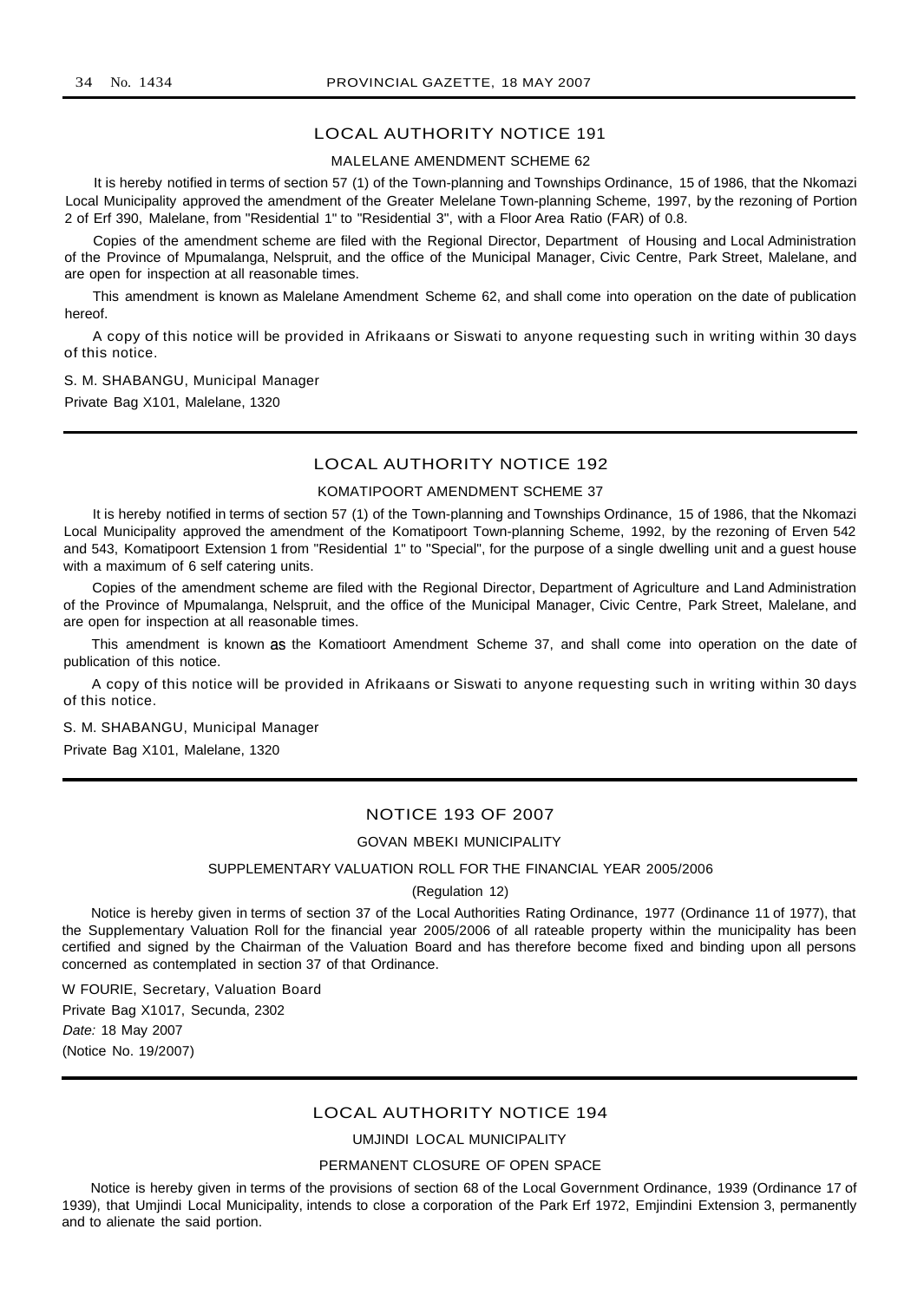## LOCAL AUTHORITY NOTICE 191

### MALELANE AMENDMENT SCHEME 62

It is hereby notified in terms of section 57 (1) of the Town-planning and Townships Ordinance, 15 of 1986, that the Nkomazi Local Municipality approved the amendment of the Greater Melelane Town-planning Scheme, 1997, by the rezoning of Portion 2 of Erf 390, Malelane, from "Residential 1" to "Residential 3", with a Floor Area Ratio (FAR) of 0.8.

Copies of the amendment scheme are filed with the Regional Director, Department of Housing and Local Administration of the Province of Mpumalanga, Nelspruit, and the office of the Municipal Manager, Civic Centre, Park Street, Malelane, and are open for inspection at all reasonable times.

This amendment is known as Malelane Amendment Scheme 62, and shall come into operation on the date of publication hereof.

A copy of this notice will be provided in Afrikaans or Siswati to anyone requesting such in writing within 30 days of this notice.

S. M. SHABANGU, Municipal Manager

Private Bag X101, Malelane, 1320

## LOCAL AUTHORITY NOTICE 192

### KOMATIPOORT AMENDMENT SCHEME 37

It is hereby notified in terms of section 57 (1) of the Town-planning and Townships Ordinance, 15 of 1986, that the Nkomazi Local Municipality approved the amendment of the Komatipoort Town-planning Scheme, 1992, by the rezoning of Erven 542 and 543, Komatipoort Extension 1 from "Residential 1" to "Special", for the purpose of a single dwelling unit and a guest house with a maximum of 6 self catering units.

Copies of the amendment scheme are filed with the Regional Director, Department of Agriculture and Land Administration of the Province of Mpumalanga, Nelspruit, and the office of the Municipal Manager, Civic Centre, Park Street, Malelane, and are open for inspection at all reasonable times.

This amendment is known as the Komatioort Amendment Scheme 37, and shall come into operation on the date of publication of this notice.

A copy of this notice will be provided in Afrikaans or Siswati to anyone requesting such in writing within 30 days of this notice.

S. M. SHABANGU, Municipal Manager

Private Bag X101, Malelane, 1320

## NOTICE 193 OF 2007

### GOVAN MBEKI MUNICIPALITY

### SUPPLEMENTARY VALUATION ROLL FOR THE FINANCIAL YEAR 2005/2006

(Regulation 12)

Notice is hereby given in terms of section 37 of the Local Authorities Rating Ordinance, 1977 (Ordinance 11 of 1977), that the Supplementary Valuation Roll for the financial year 2005/2006 of all rateable property within the municipality has been certified and signed by the Chairman of the Valuation Board and has therefore become fixed and binding upon all persons concerned as contemplated in section 37 of that Ordinance.

W FOURIE, Secretary, Valuation Board

Private Bag X1017, Secunda, 2302

*Date:* 18 May 2007

(Notice No. 19/2007)

## LOCAL AUTHORITY NOTICE 194

### UMJINDI LOCAL MUNICIPALITY

### PERMANENT CLOSURE OF OPEN SPACE

Notice is hereby given in terms of the provisions of section 68 of the Local Government Ordinance, 1939 (Ordinance 17 of 1939), that Umjindi Local Municipality, intends to close a corporation of the Park Erf 1972, Emjindini Extension 3, permanently and to alienate the said portion.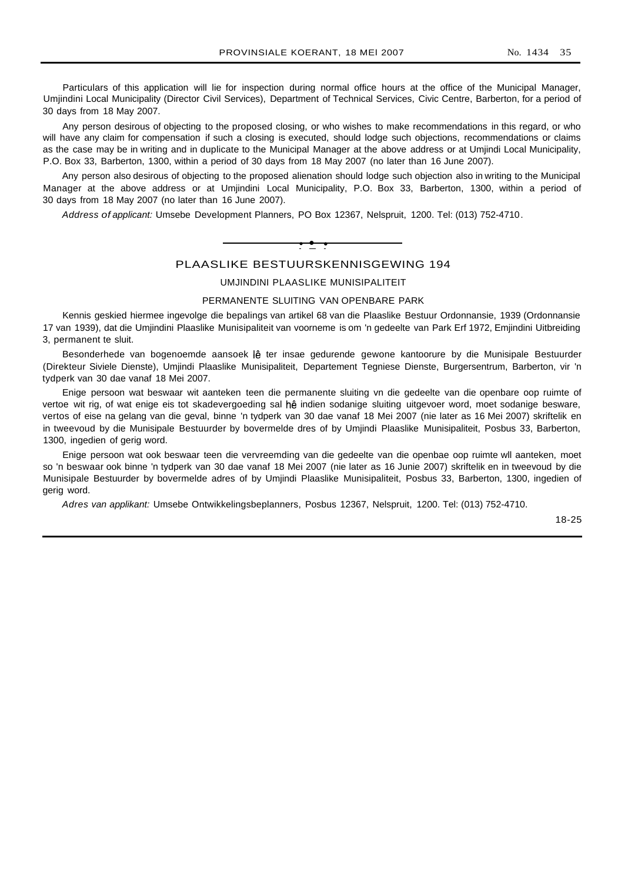Particulars of this application will lie for inspection during normal office hours at the office of the Municipal Manager, Umjindini Local Municipality (Director Civil Services), Department of Technical Services, Civic Centre, Barberton, for a period of 30 days from 18 May 2007.

Any person desirous of objecting to the proposed closing, or who wishes to make recommendations in this regard, or who will have any claim for compensation if such a closing is executed, should lodge such objections, recommendations or claims as the case may be in writing and in duplicate to the Municipal Manager at the above address or at Umjindi Local Municipality, P.O. Box 33, Barberton, 1300, within a period of 30 days from 18 May 2007 (no later than 16 June 2007).

Any person also desirous of objecting to the proposed alienation should lodge such objection also in writing to the Municipal Manager at the above address or at Umjindini Local Municipality, P.O. Box 33, Barberton, 1300, within a period of 30 days from 18 May 2007 (no later than 16 June 2007).

*Address of applicant:* Umsebe Development Planners, PO Box 12367, Nelspruit, 1200. Tel: (013) 752-4710.

---

## PLAASLIKE BESTUURSKENNISGEWING 194

### UMJINDINI PLAASLIKE MUNISIPALITEIT

### PERMANENTE SLUITING VAN OPENBARE PARK

Kennis geskied hiermee ingevolge die bepalings van artikel 68 van die Plaaslike Bestuur Ordonnansie, 1939 (Ordonnansie 17 van 1939), dat die Umjindini Plaaslike Munisipaliteit van voorneme is om 'n gedeelte van Park Erf 1972, Emjindini Uitbreiding 3, permanent te sluit.

Besonderhede van bogenoemde aansoek lê ter insae gedurende gewone kantoorure by die Munisipale Bestuurder (Direkteur Siviele Dienste), Umjindi Plaaslike Munisipaliteit, Departement Tegniese Dienste, Burgersentrum, Barberton, vir 'n tydperk van 30 dae vanaf 18 Mei 2007.

Enige persoon wat beswaar wit aanteken teen die permanente sluiting vn die gedeelte van die openbare oop ruimte of vertoe wit rig, of wat enige eis tot skadevergoeding sal hê indien sodanige sluiting uitgevoer word, moet sodanige besware, vertos of eise na gelang van die geval, binne 'n tydperk van 30 dae vanaf 18 Mei 2007 (nie later as 16 Mei 2007) skriftelik en in tweevoud by die Munisipale Bestuurder by bovermelde dres of by Umjindi Plaaslike Munisipaliteit, Posbus 33, Barberton, 1300, ingedien of gerig word.

Enige persoon wat ook beswaar teen die vervreemding van die gedeelte van die openbae oop ruimte wll aanteken, moet so 'n beswaar ook binne 'n tydperk van 30 dae vanaf 18 Mei 2007 (nie later as 16 Junie 2007) skriftelik en in tweevoud by die Munisipale Bestuurder by bovermelde adres of by Umjindi Plaaslike Munisipaliteit, Posbus 33, Barberton, 1300, ingedien of gerig word.

*Adres van applikant:* Umsebe Ontwikkelingsbeplanners, Posbus 12367, Nelspruit, 1200. Tel: (013) 752-4710.

18-25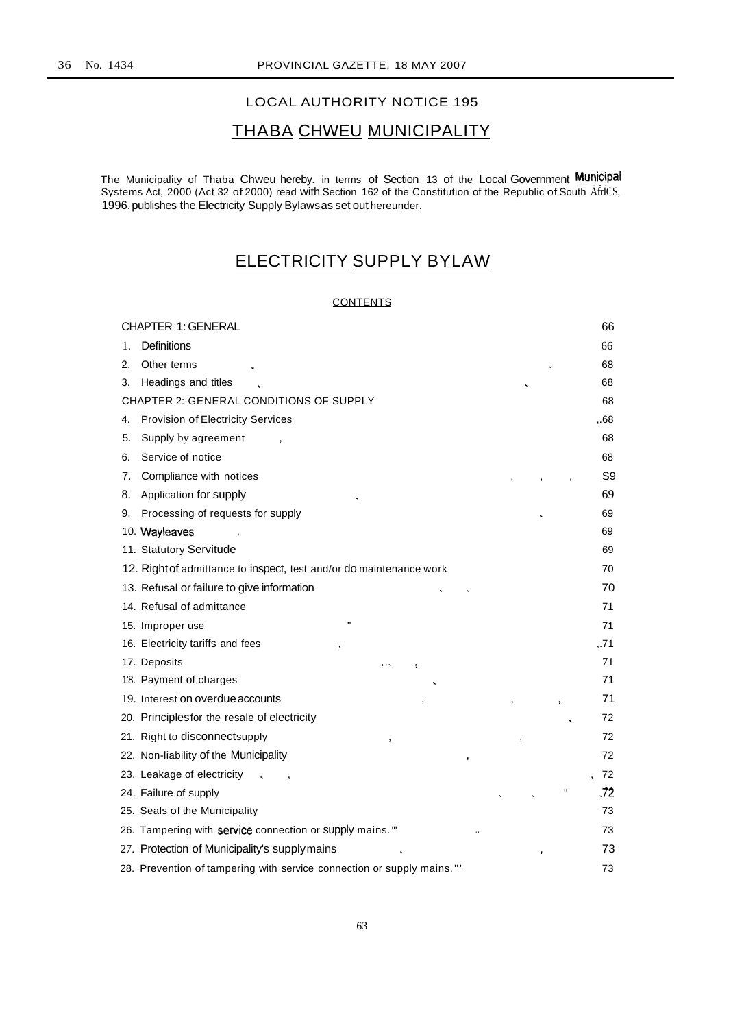LOCAL AUTHORITY NOTICE 195

# THABA CHWEU MUNICIPALITY

The Municipality of Thaba Chweu hereby. in terms of Section 13 of the Local Government Municipal Systems Act, 2000 (Act 32 of 2000) read with Section 162 of the Constitution of the Republic of South AfrICS, 1996. publishes the Electricity Supply Bylaws as set out hereunder.

# ELECTRICITY SUPPLY BYLAW

## CONTENTS

| | |
|---|---|
| CHAPTER 1: GENERAL | 66 |
| 1. Definitions | 66 |
| 2. Other terms | 68 |
| 3. Headings and titles | 68 |
| CHAPTER 2: GENERAL CONDITIONS OF SUPPLY | 68 |
| 4. Provision of Electricity Services | 68 |
| 5. Supply by agreement | 68 |
| 6. Service of notice | 68 |
| 7. Compliance with notices | S9 |
| 8. Application for supply | 69 |
| 9. Processing of requests for supply | 69 |
| 10. Wayleaves | 69 |
| 11. Statutory Servitude | 69 |
| 12. Right of admittance to inspect, test and/or do maintenance work | 70 |
| 13. Refusal or failure to give information | 70 |
| 14. Refusal of admittance | 71 |
| 15. Improper use | 71 |
| 16. Electricity tariffs and fees | 71 |
| 17. Deposits | 71 |
| 18. Payment of charges | 71 |
| 19. Interest on overdue accounts | 71 |
| 20. Principles for the resale of electricity | 72 |
| 21. Right to disconnect supply | 72 |
| 22. Non-liability of the Municipality | 72 |
| 23. Leakage of electricity | 72 |
| 24. Failure of supply | 72 |
| 25. Seals of the Municipality | 73 |
| 26. Tampering with service connection or supply mains. | 73 |
| 27. Protection of Municipality's supply mains | 73 |
| 28. Prevention of tampering with service connection or supply mains. | 73 |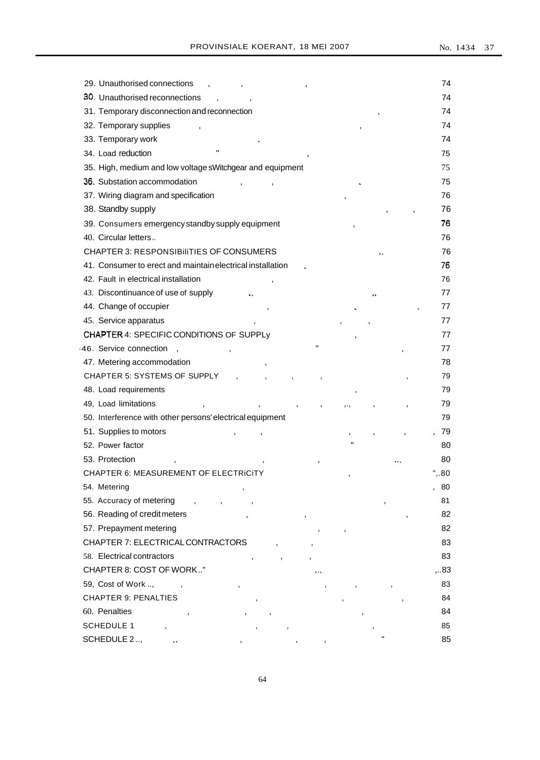| | |
|---|---|
| 29. Unauthorised connections | 74 |
| 30. Unauthorised reconnections | 74 |
| 31. Temporary disconnection and reconnection | 74 |
| 32. Temporary supplies | 74 |
| 33. Temporary work | 74 |
| 34. Load reduction | 75 |
| 35. High, medium and low voltage sWitchgear and equipment | 75 |
| 36. Substation accommodation | 75 |
| 37. Wiring diagram and specification | 76 |
| 38. Standby supply | 76 |
| 39. Consumers emergency standby supply equipment | 76 |
| 40. Circular letters | 76 |
| CHAPTER 3: RESPONSIBILITIES OF CONSUMERS | 76 |
| 41. Consumer to erect and maintain electrical installation | 76 |
| 42. Fault in electrical installation | 76 |
| 43. Discontinuance of use of supply | 77 |
| 44. Change of occupier | 77 |
| 45. Service apparatus | 77 |
| CHAPTER 4: SPECIFIC CONDITIONS OF SUPPLY | 77 |
| 46. Service connection | 77 |
| 47. Metering accommodation | 78 |
| CHAPTER 5: SYSTEMS OF SUPPLY | 79 |
| 48. Load requirements | 79 |
| 49. Load limitations | 79 |
| 50. Interference with other persons' electrical equipment | 79 |
| 51. Supplies to motors | 79 |
| 52. Power factor | 80 |
| 53. Protection | 80 |
| CHAPTER 6: MEASUREMENT OF ELECTRICITY | 80 |
| 54. Metering | 80 |
| 55. Accuracy of metering | 81 |
| 56. Reading of credit meters | 82 |
| 57. Prepayment metering | 82 |
| CHAPTER 7: ELECTRICAL CONTRACTORS | 83 |
| 58. Electrical contractors | 83 |
| CHAPTER 8: COST OF WORK | 83 |
| 59. Cost of Work | 83 |
| CHAPTER 9: PENALTIES | 84 |
| 60. Penalties | 84 |
| SCHEDULE 1 | 85 |
| SCHEDULE 2 | 85 |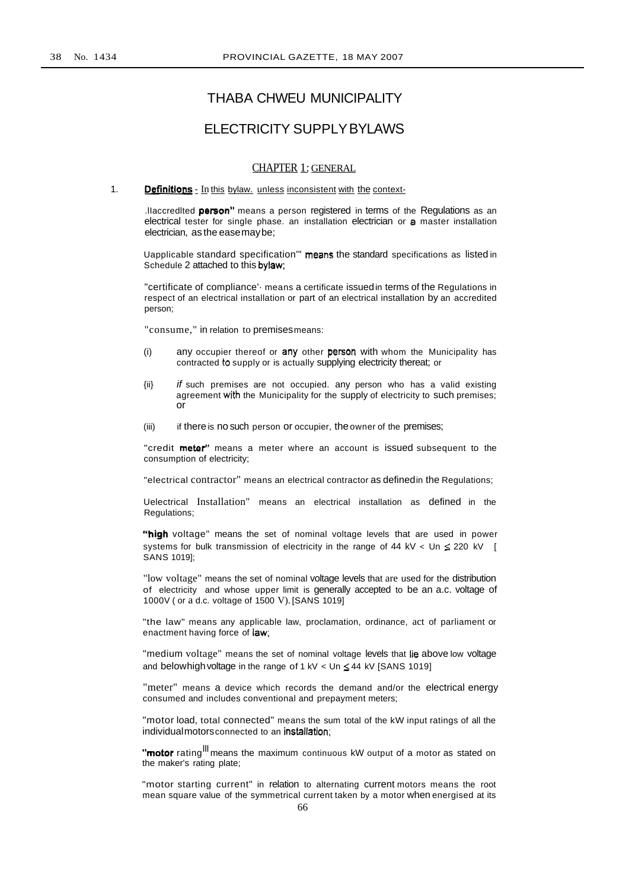# THABA CHWEU MUNICIPALITY

## ELECTRICITY SUPPLY BYLAWS

### CHAPTER 1: GENERAL

1. **Definitions** - In this bylaw. unless inconsistent with the context-

.llaccredlted **person"** means a person registered in terms of the Regulations as an electrical tester for single phase. an installation electrician or a master installation electrician, as the ease may be;

Uapplicable standard specification'" means the standard specifications as listed in Schedule 2 attached to this bylaw;

"certificate of compliance'· means a certificate issued in terms of the Regulations in respect of an electrical installation or part of an electrical installation by an accredited person;

"consume," in relation to premises means:

(i) any occupier thereof or any other person with whom the Municipality has contracted to supply or is actually supplying electricity thereat; or

{ii} *if* such premises are not occupied. any person who has a valid existing agreement with the Municipality for the supply of electricity to such premises; or

(iii) if there is no such person or occupier, the owner of the premises;

"credit **meter"** means a meter where an account is issued subsequent to the consumption of electricity;

"electrical contractor" means an electrical contractor as defined in the Regulations;

Uelectrical Installation" means an electrical installation as defined in the Regulations;

**"high** voltage" means the set of nominal voltage levels that are used in power systems for bulk transmission of electricity in the range of 44 kV < Un ≤ 220 kV [ SANS 1019];

"low voltage" means the set of nominal voltage levels that are used for the distribution of electricity and whose upper limit is generally accepted to be an a.c. voltage of 1000V ( or a d.c. voltage of 1500 V). [SANS 1019]

"the law" means any applicable law, proclamation, ordinance, act of parliament or enactment having force of law;

"medium voltage" means the set of nominal voltage levels that lie above low voltage and below high voltage in the range of 1 kV < Un ≤ 44 kV [SANS 1019]

"meter" means a device which records the demand and/or the electrical energy consumed and includes conventional and prepayment meters;

"motor load, total connected" means the sum total of the kW input ratings of all the individual motors connected to an installation;

**"motor** rating lll means the maximum continuous kW output of a motor as stated on the maker's rating plate;

"motor starting current" in relation to alternating current motors means the root mean square value of the symmetrical current taken by a motor when energised at its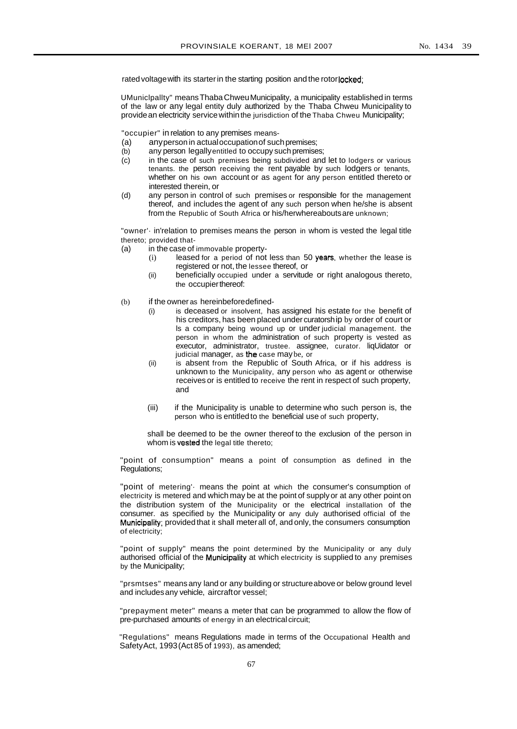rated voltage with its starter in the starting position and the rotor locked;

UMunicIpallty" means Thaba Chweu Municipality, a municipality established in terms of the law or any legal entity duly authorized by the Thaba Chweu Municipality to provide an electricity service within the jurisdiction of the Thaba Chweu Municipality;

"occupier" in relation to any premises means-

(a) any person in actual occupation of such premises;
(b) any person legally entitled to occupy such premises;
(c) in the case of such premises being subdivided and let to lodgers or various tenants. the person receiving the rent payable by such lodgers or tenants, whether on his own account or as agent for any person entitled thereto or interested therein, or
(d) any person in control of such premises or responsible for the management thereof, and includes the agent of any such person when he/she is absent from the Republic of South Africa or his/herwhereabouts are unknown;

"owner'· in'relation to premises means the person in whom is vested the legal title thereto; provided that-

(a) in the case of immovable property-
    (i) leased for a period of not less than 50 years, whether the lease is registered or not, the lessee thereof, or
    (ii) beneficially occupied under a servitude or right analogous thereto, the occupier thereof:

(b) if the owner as hereinbeforedefined-
    (i) is deceased or insolvent, has assigned his estate for the benefit of his creditors, has been placed under curatorship by order of court or Is a company being wound up or under judicial management. the person in whom the administration of such property is vested as executor, administrator, trustee. assignee, curator. liqUidator or judicial manager, as the case may be, or
    (ii) is absent from the Republic of South Africa, or if his address is unknown to the Municipality, any person who as agent or otherwise receives or is entitled to receive the rent in respect of such property, and
    (iii) if the Municipality is unable to determine who such person is, the person who is entitled to the beneficial use of such property,

    shall be deemed to be the owner thereof to the exclusion of the person in whom is vested the legal title thereto;

"point of consumption" means a point of consumption as defined in the Regulations;

"point of metering'· means the point at which the consumer's consumption of electricity is metered and which may be at the point of supply or at any other point on the distribution system of the Municipality or the electrical installation of the consumer. as specified by the Municipality or any duly authorised official of the Municipality; provided that it shall meter all of, and only, the consumers consumption of electricity;

"point of supply" means the point determined by the Municipality or any duly authorised official of the Municipality at which electricity is supplied to any premises by the Municipality;

"prsmtses" means any land or any building or structure above or below ground level and includes any vehicle, aircraft or vessel;

"prepayment meter" means a meter that can be programmed to allow the flow of pre-purchased amounts of energy in an electrical circuit;

"Regulations" means Regulations made in terms of the Occupational Health and Safety Act, 1993 (Act 85 of 1993), as amended;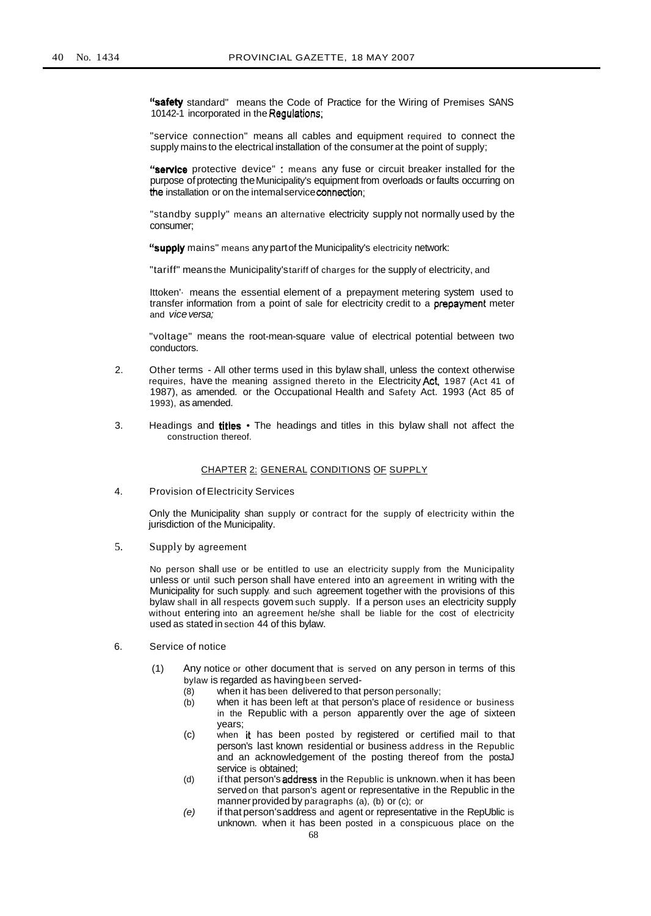"safety standard" means the Code of Practice for the Wiring of Premises SANS 10142-1 incorporated in the Regulations;

"service connection" means all cables and equipment required to connect the supply mains to the electrical installation of the consumer at the point of supply;

"service protective device" : means any fuse or circuit breaker installed for the purpose of protecting the Municipality's equipment from overloads or faults occurring on the installation or on the intemal service connection;

"standby supply" means an alternative electricity supply not normally used by the consumer;

"supply mains" means any part of the Municipality's electricity network:

"tariff" means the Municipality's tariff of charges for the supply of electricity, and

Ittoken'· means the essential element of a prepayment metering system used to transfer information from a point of sale for electricity credit to a prepayment meter and *vice versa;*

"voltage" means the root-mean-square value of electrical potential between two conductors.

2. Other terms - All other terms used in this bylaw shall, unless the context otherwise requires, have the meaning assigned thereto in the Electricity Act, 1987 (Act 41 of 1987), as amended. or the Occupational Health and Safety Act. 1993 (Act 85 of 1993), as amended.

3. Headings and titles • The headings and titles in this bylaw shall not affect the construction thereof.

## CHAPTER 2: GENERAL CONDITIONS OF SUPPLY

4. Provision of Electricity Services

Only the Municipality shan supply or contract for the supply of electricity within the jurisdiction of the Municipality.

5. Supply by agreement

No person shall use or be entitled to use an electricity supply from the Municipality unless or until such person shall have entered into an agreement in writing with the Municipality for such supply, and such agreement together with the provisions of this bylaw shall in all respects govem such supply. If a person uses an electricity supply without entering into an agreement he/she shall be liable for the cost of electricity used as stated in section 44 of this bylaw.

6. Service of notice

(1) Any notice or other document that is served on any person in terms of this bylaw is regarded as having been served-

- (8) when it has been delivered to that person personally;
- (b) when it has been left at that person's place of residence or business in the Republic with a person apparently over the age of sixteen years;
- (c) when it has been posted by registered or certified mail to that person's last known residential or business address in the Republic and an acknowledgement of the posting thereof from the postaJ service is obtained;
- (d) if that person's address in the Republic is unknown. when it has been served on that parson's agent or representative in the Republic in the manner provided by paragraphs (a), (b) or (c); or
- *(e)* if that person's address and agent or representative in the RepUblic is unknown. when it has been posted in a conspicuous place on the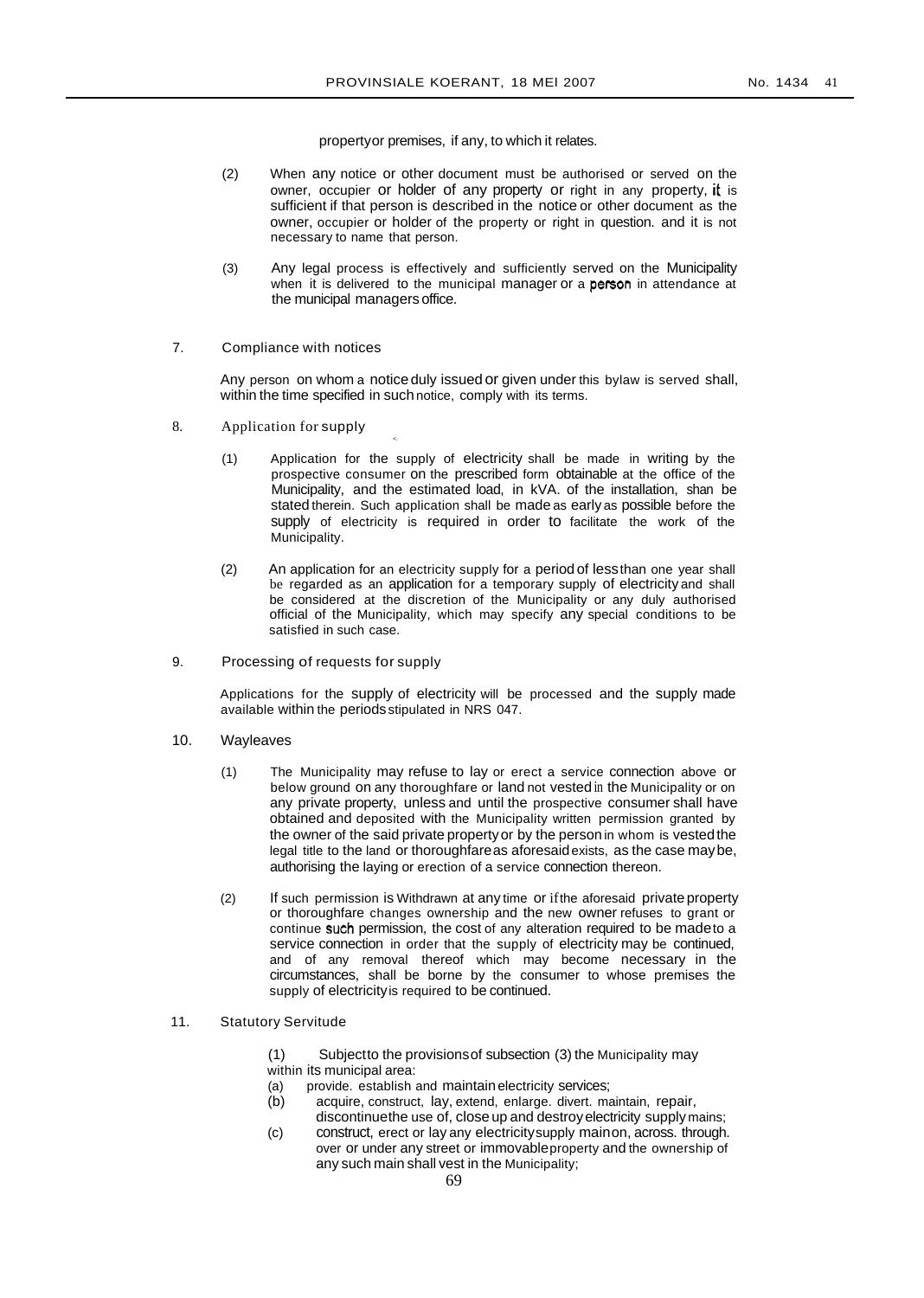property or premises, if any, to which it relates.

(2) When any notice or other document must be authorised or served on the owner, occupier or holder of any property or right in any property, it is sufficient if that person is described in the notice or other document as the owner, occupier or holder of the property or right in question. and it is not necessary to name that person.

(3) Any legal process is effectively and sufficiently served on the Municipality when it is delivered to the municipal manager or a person in attendance at the municipal managers office.

7. Compliance with notices

Any person on whom a notice duly issued or given under this bylaw is served shall, within the time specified in such notice, comply with its terms.

8. Application for supply

(1) Application for the supply of electricity shall be made in writing by the prospective consumer on the prescribed form obtainable at the office of the Municipality, and the estimated load, in kVA. of the installation, shan be stated therein. Such application shall be made as early as possible before the supply of electricity is required in order to facilitate the work of the Municipality.

(2) An application for an electricity supply for a period of less than one year shall be regarded as an application for a temporary supply of electricity and shall be considered at the discretion of the Municipality or any duly authorised official of the Municipality, which may specify any special conditions to be satisfied in such case.

9. Processing of requests for supply

Applications for the supply of electricity will be processed and the supply made available within the periods stipulated in NRS 047.

10. Wayleaves

(1) The Municipality may refuse to lay or erect a service connection above or below ground on any thoroughfare or land not vested in the Municipality or on any private property, unless and until the prospective consumer shall have obtained and deposited with the Municipality written permission granted by the owner of the said private property or by the person in whom is vested the legal title to the land or thoroughfare as aforesaid exists, as the case may be, authorising the laying or erection of a service connection thereon.

(2) If such permission is Withdrawn at any time or if the aforesaid private property or thoroughfare changes ownership and the new owner refuses to grant or continue such permission, the cost of any alteration required to be made to a service connection in order that the supply of electricity may be continued, and of any removal thereof which may become necessary in the circumstances, shall be borne by the consumer to whose premises the supply of electricity is required to be continued.

11. Statutory Servitude

(1) Subject to the provisions of subsection (3) the Municipality may within its municipal area:

(a) provide. establish and maintain electricity services;

(b) acquire, construct, lay, extend, enlarge. divert. maintain, repair, discontinue the use of, close up and destroy electricity supply mains;

(c) construct, erect or lay any electricity supply main on, across. through. over or under any street or immovable property and the ownership of any such main shall vest in the Municipality;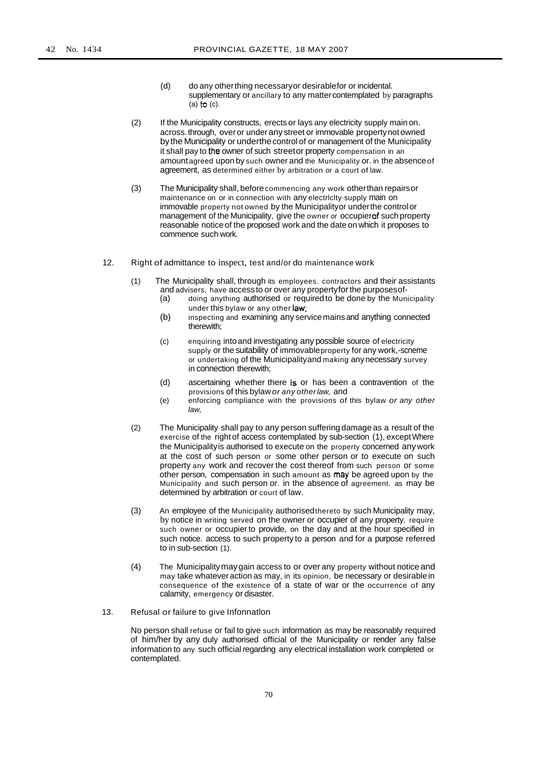(d) do any other thing necessary or desirable for or incidental. supplementary or ancillary to any matter contemplated by paragraphs (a) to (c).

(2) If the Municipality constructs, erects or lays any electricity supply main on. across. through, over or under any street or immovable property not owned by the Municipality or under the control of or management of the Municipality it shall pay to the owner of such street or property compensation in an amount agreed upon by such owner and the Municipality or. in the absence of agreement, as determined either by arbitration or a court of law.

(3) The Municipality shall, before commencing any work other than repairs or maintenance on or in connection with any electrlclty·supply main on immovable property not owned by the Municipality or under the control or management of the Municipality, give the owner or occupier of such property reasonable notice of the proposed work and the date on which it proposes to commence such work.

12. Right of admittance to inspect, test and/or do maintenance work

(1) The Municipality shall, through its employees. contractors and their assistants and advisers, have access to or over any property for the purposes of-

(a) doing anything authorised or required to be done by the Municipality under this bylaw or any other law;

(b) inspecting and examining any service mains and anything connected therewith;

(c) enquiring into and investigating any possible source of electricity supply or the suitability of immovable property for any work,-scneme or undertaking of the Municipality and making any necessary survey in connection therewith;

(d) ascertaining whether there is or has been a contravention of the provisions of this bylaw *or any other law,* and

(e) enforcing compliance with the provisions of this bylaw *or any other law,*

(2) The Municipality shall pay to any person suffering damage as a result of the exercise of the right of access contemplated by sub-section (1), except Where the Municipality is authorised to execute on the property concerned any work at the cost of such person or some other person or to execute on such property any work and recover the cost thereof from such person or some other person, compensation in such amount as may be agreed upon by the Municipality and such person or. in the absence of agreement. as may be determined by arbitration or court of law.

(3) An employee of the Municipality authorised thereto by such Municipality may, by notice in writing served on the owner or occupier of any property. require such owner or occupier to provide, on the day and at the hour specified in such notice. access to such property to a person and for a purpose referred to in sub-section (1).

(4) The Municipality may gain access to or over any property without notice and may take whatever action as may, in its opinion, be necessary or desirable in consequence of the existence of a state of war or the occurrence of any calamity, emergency or disaster.

13. Refusal or failure to give Infonnatlon

No person shall refuse or fail to give such information as may be reasonably required of him/her by any duly authorised official of the Municipality or render any false information to any such official regarding any electrical installation work completed or contemplated.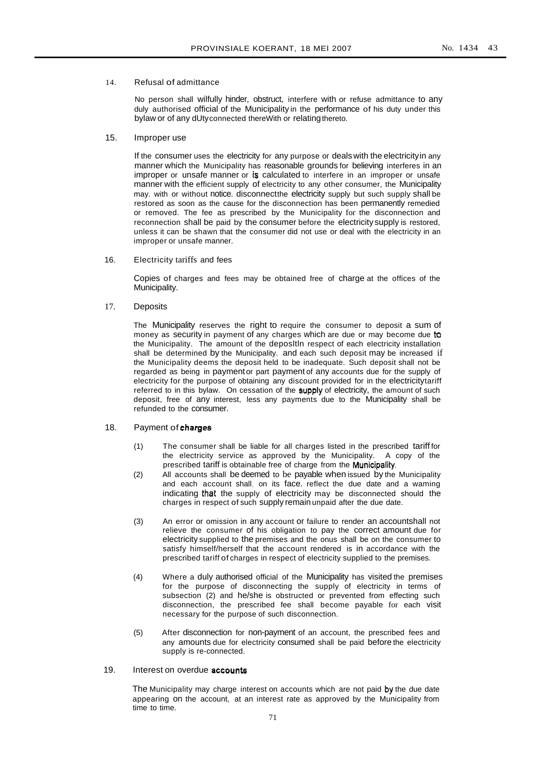## 14. Refusal of admittance

No person shall wilfully hinder, obstruct, interfere with or refuse admittance to any duly authorised official of the Municipality in the performance of his duty under this bylaw or of any dUty connected thereWith or relating thereto.

## 15. Improper use

If the consumer uses the electricity for any purpose or deals with the electricity in any manner which the Municipality has reasonable grounds for believing interferes in an improper or unsafe manner or is calculated to interfere in an improper or unsafe manner with the efficient supply of electricity to any other consumer, the Municipality may. with or without notice. disconnect the electricity supply but such supply shall be restored as soon as the cause for the disconnection has been permanently remedied or removed. The fee as prescribed by the Municipality for the disconnection and reconnection shall be paid by the consumer before the electricity supply is restored, unless it can be shawn that the consumer did not use or deal with the electricity in an improper or unsafe manner.

## 16. Electricity tariffs and fees

Copies of charges and fees may be obtained free of charge at the offices of the Municipality.

## 17. Deposits

The Municipality reserves the right to require the consumer to deposit a sum of money as security in payment of any charges which are due or may become due to the Municipality. The amount of the deposltln respect of each electricity installation shall be determined by the Municipality. and each such deposit may be increased if the Municipality deems the deposit held to be inadequate. Such deposit shall not be regarded as being in payment or part payment of any accounts due for the supply of electricity for the purpose of obtaining any discount provided for in the electricity tariff referred to in this bylaw. On cessation of the supply of electricity, the amount of such deposit, free of any interest, less any payments due to the Municipality shall be refunded to the consumer.

## 18. Payment of charges

(1) The consumer shall be liable for all charges listed in the prescribed tariff for the electricity service as approved by the Municipality. A copy of the prescribed tariff is obtainable free of charge from the Municipality.

(2) All accounts shall be deemed to be payable when issued by the Municipality and each account shall, on its face. reflect the due date and a waming indicating that the supply of electricity may be disconnected should the charges in respect of such supply remain unpaid after the due date.

(3) An error or omission in any account or failure to render an accountshall not relieve the consumer of his obligation to pay the correct amount due for electricity supplied to the premises and the onus shall be on the consumer to satisfy himself/herself that the account rendered is in accordance with the prescribed tariff of charges in respect of electricity supplied to the premises.

(4) Where a duly authorised official of the Municipality has visited the premises for the purpose of disconnecting the supply of electricity in terms of subsection (2) and he/she is obstructed or prevented from effecting such disconnection, the prescribed fee shall become payable for each visit necessary for the purpose of such disconnection.

(5) After disconnection for non-payment of an account, the prescribed fees and any amounts due for electricity consumed shall be paid before the electricity supply is re-connected.

## 19. Interest on overdue accounts

The Municipality may charge interest on accounts which are not paid by the due date appearing on the account, at an interest rate as approved by the Municipality from time to time.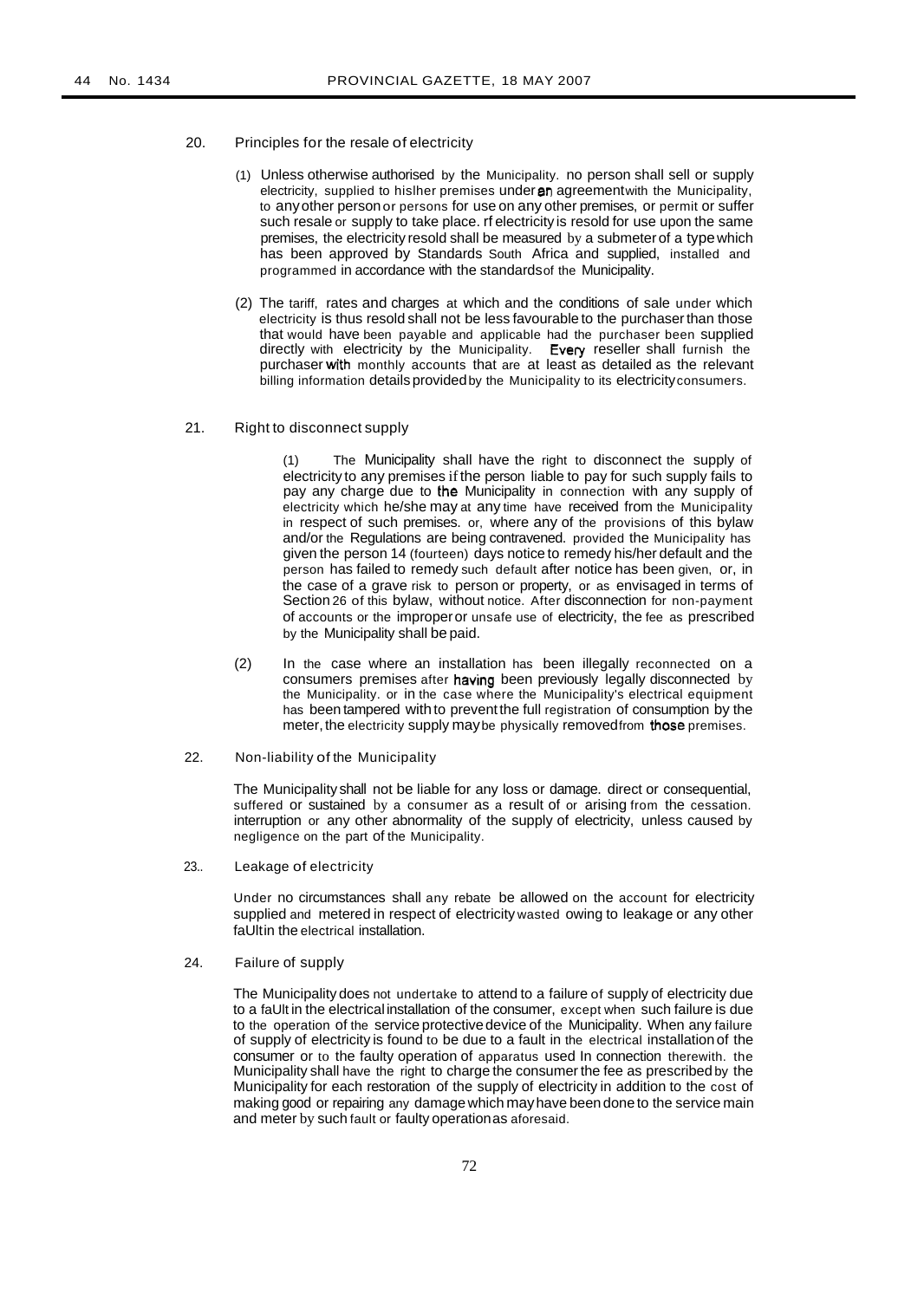20. Principles for the resale of electricity

(1) Unless otherwise authorised by the Municipality. no person shall sell or supply electricity, supplied to hislher premises under an agreement with the Municipality, to any other person or persons for use on any other premises, or permit or suffer such resale or supply to take place. rf electricity is resold for use upon the same premises, the electricity resold shall be measured by a submeter of a type which has been approved by Standards South Africa and supplied, installed and programmed in accordance with the standards of the Municipality.

(2) The tariff, rates and charges at which and the conditions of sale under which electricity is thus resold shall not be less favourable to the purchaser than those that would have been payable and applicable had the purchaser been supplied directly with electricity by the Municipality. Every reseller shall furnish the purchaser with monthly accounts that are at least as detailed as the relevant billing information details provided by the Municipality to its electricity consumers.

21. Right to disconnect supply

(1) The Municipality shall have the right to disconnect the supply of electricity to any premises if the person liable to pay for such supply fails to pay any charge due to the Municipality in connection with any supply of electricity which he/she may at any time have received from the Municipality in respect of such premises. or, where any of the provisions of this bylaw and/or the Regulations are being contravened. provided the Municipality has given the person 14 (fourteen) days notice to remedy his/her default and the person has failed to remedy such default after notice has been given, or, in the case of a grave risk to person or property, or as envisaged in terms of Section 26 of this bylaw, without notice. After disconnection for non-payment of accounts or the improper or unsafe use of electricity, the fee as prescribed by the Municipality shall be paid.

(2) In the case where an installation has been illegally reconnected on a consumers premises after having been previously legally disconnected by the Municipality. or in the case where the Municipality's electrical equipment has been tampered with to prevent the full registration of consumption by the meter, the electricity supply may be physically removed from those premises.

22. Non-liability of the Municipality

The Municipality shall not be liable for any loss or damage. direct or consequential, suffered or sustained by a consumer as a result of or arising from the cessation. interruption or any other abnormality of the supply of electricity, unless caused by negligence on the part of the Municipality.

23.. Leakage of electricity

Under no circumstances shall any rebate be allowed on the account for electricity supplied and metered in respect of electricity wasted owing to leakage or any other faUlt in the electrical installation.

24. Failure of supply

The Municipality does not undertake to attend to a failure of supply of electricity due to a faUlt in the electrical installation of the consumer, except when such failure is due to the operation of the service protective device of the Municipality. When any failure of supply of electricity is found to be due to a fault in the electrical installation of the consumer or to the faulty operation of apparatus used In connection therewith. the Municipality shall have the right to charge the consumer the fee as prescribed by the Municipality for each restoration of the supply of electricity in addition to the cost of making good or repairing any damage which may have been done to the service main and meter by such fault or faulty operation as aforesaid.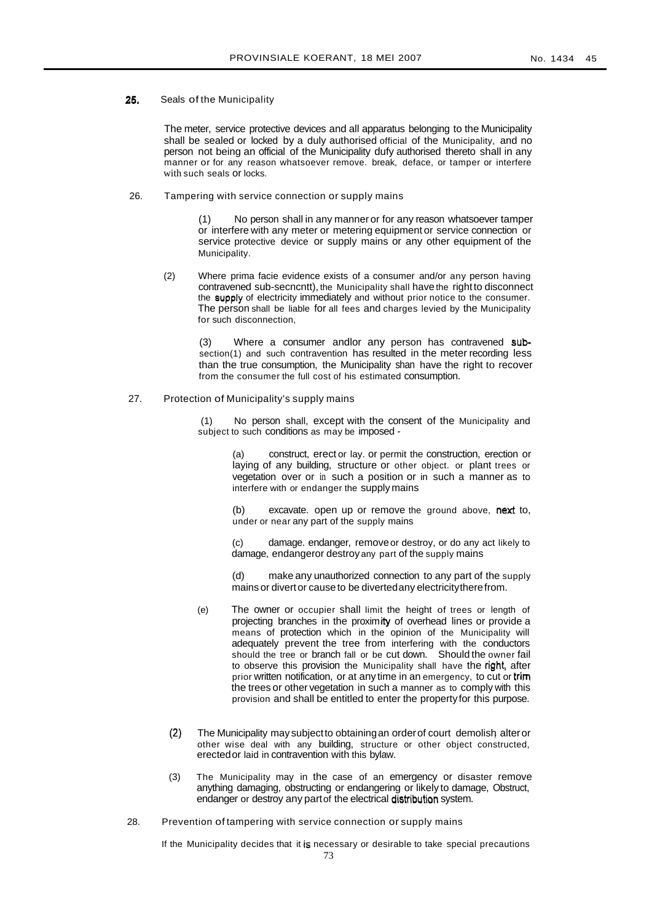**25.** Seals of the Municipality

The meter, service protective devices and all apparatus belonging to the Municipality shall be sealed or locked by a duly authorised official of the Municipality, and no person not being an official of the Municipality dufy authorised thereto shall in any manner or for any reason whatsoever remove. break, deface, or tamper or interfere with such seals or locks.

26. Tampering with service connection or supply mains

(1) No person shall in any manner or for any reason whatsoever tamper or interfere with any meter or metering equipment or service connection or service protective device or supply mains or any other equipment of the Municipality.

(2) Where prima facie evidence exists of a consumer and/or any person having contravened sub-secncntt), the Municipality shall have the right to disconnect the supply of electricity immediately and without prior notice to the consumer. The person shall be liable for all fees and charges levied by the Municipality for such disconnection,

(3) Where a consumer andlor any person has contravened sub-section(1) and such contravention has resulted in the meter recording less than the true consumption, the Municipality shan have the right to recover from the consumer the full cost of his estimated consumption.

27. Protection of Municipality's supply mains

(1) No person shall, except with the consent of the Municipality and subject to such conditions as may be imposed -

(a) construct, erect or lay. or permit the construction, erection or laying of any building, structure or other object. or plant trees or vegetation over or in such a position or in such a manner as to interfere with or endanger the supply mains

(b) excavate. open up or remove the ground above, next to, under or near any part of the supply mains

(c) damage. endanger, remove or destroy, or do any act likely to damage, endangeror destroy any part of the supply mains

(d) make any unauthorized connection to any part of the supply mains or divert or cause to be divertedany electricitythere from.

(e) The owner or occupier shall limit the height of trees or length of projecting branches in the proximity of overhead lines or provide a means of protection which in the opinion of the Municipality will adequately prevent the tree from interfering with the conductors should the tree or branch fall or be cut down. Should the owner fail to observe this provision the Municipality shall have the right, after prior written notification, or at any time in an emergency, to cut or trim the trees or other vegetation in such a manner as to comply with this provision and shall be entitled to enter the property for this purpose.

(2) The Municipality may subject to obtaining an order of court demolish alter or other wise deal with any building, structure or other object constructed, erected or laid in contravention with this bylaw.

(3) The Municipality may in the case of an emergency or disaster remove anything damaging, obstructing or endangering or likely to damage, Obstruct, endanger or destroy any part of the electrical distribution system.

28. Prevention of tampering with service connection or supply mains

If the Municipality decides that it is necessary or desirable to take special precautions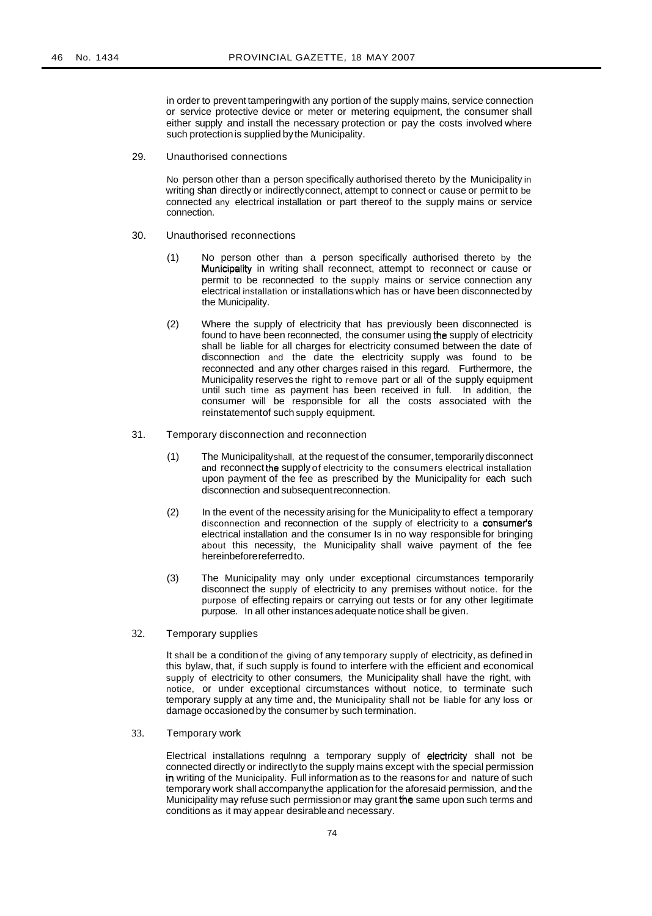in order to prevent tampering with any portion of the supply mains, service connection or service protective device or meter or metering equipment, the consumer shall either supply and install the necessary protection or pay the costs involved where such protection is supplied by the Municipality.

29. Unauthorised connections

No person other than a person specifically authorised thereto by the Municipality in writing shan directly or indirectly connect, attempt to connect or cause or permit to be connected any electrical installation or part thereof to the supply mains or service connection.

30. Unauthorised reconnections

(1) No person other than a person specifically authorised thereto by the Municipality in writing shall reconnect, attempt to reconnect or cause or permit to be reconnected to the supply mains or service connection any electrical installation or installations which has or have been disconnected by the Municipality.

(2) Where the supply of electricity that has previously been disconnected is found to have been reconnected, the consumer using the supply of electricity shall be liable for all charges for electricity consumed between the date of disconnection and the date the electricity supply was found to be reconnected and any other charges raised in this regard. Furthermore, the Municipality reserves the right to remove part or all of the supply equipment until such time as payment has been received in full. In addition, the consumer will be responsible for all the costs associated with the reinstatement of such supply equipment.

31. Temporary disconnection and reconnection

(1) The Municipality shall, at the request of the consumer, temporarily disconnect and reconnect the supply of electricity to the consumers electrical installation upon payment of the fee as prescribed by the Municipality for each such disconnection and subsequent reconnection.

(2) In the event of the necessity arising for the Municipality to effect a temporary disconnection and reconnection of the supply of electricity to a consumer's electrical installation and the consumer Is in no way responsible for bringing about this necessity, the Municipality shall waive payment of the fee hereinbefore referred to.

(3) The Municipality may only under exceptional circumstances temporarily disconnect the supply of electricity to any premises without notice. for the purpose of effecting repairs or carrying out tests or for any other legitimate purpose. In all other instances adequate notice shall be given.

32. Temporary supplies

It shall be a condition of the giving of any temporary supply of electricity, as defined in this bylaw, that, if such supply is found to interfere with the efficient and economical supply of electricity to other consumers, the Municipality shall have the right, with notice, or under exceptional circumstances without notice, to terminate such temporary supply at any time and, the Municipality shall not be liable for any loss or damage occasioned by the consumer by such termination.

33. Temporary work

Electrical installations requlnng a temporary supply of electricity shall not be connected directly or indirectly to the supply mains except with the special permission in writing of the Municipality. Full information as to the reasons for and nature of such temporary work shall accompany the application for the aforesaid permission, and the Municipality may refuse such permission or may grant the same upon such terms and conditions as it may appear desirable and necessary.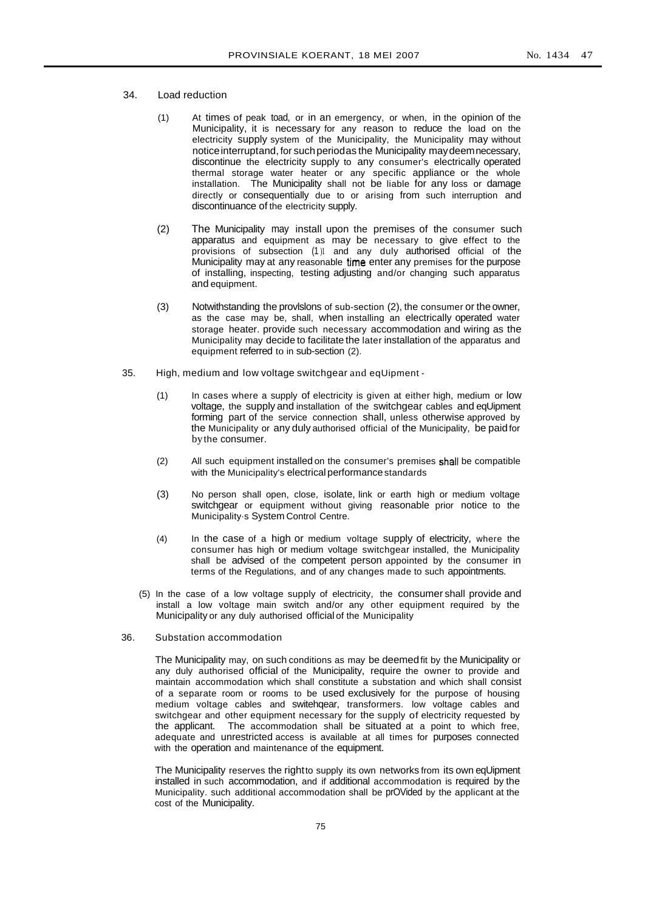34. Load reduction

(1) At times of peak toad, or in an emergency, or when, in the opinion of the Municipality, it is necessary for any reason to reduce the load on the electricity supply system of the Municipality, the Municipality may without notice interrupt and, for such period as the Municipality may deem necessary, discontinue the electricity supply to any consumer's electrically operated thermal storage water heater or any specific appliance or the whole installation. The Municipality shall not be liable for any loss or damage directly or consequentially due to or arising from such interruption and discontinuance of the electricity supply.

(2) The Municipality may install upon the premises of the consumer such apparatus and equipment as may be necessary to give effect to the provisions of subsection (1)l and any duly authorised official of the Municipality may at any reasonable time enter any premises for the purpose of installing, inspecting, testing adjusting and/or changing such apparatus and equipment.

(3) Notwithstanding the provlslons of sub-section (2), the consumer or the owner, as the case may be, shall, when installing an electrically operated water storage heater. provide such necessary accommodation and wiring as the Municipality may decide to facilitate the later installation of the apparatus and equipment referred to in sub-section (2).

35. High, medium and low voltage switchgear and eqUipment -

(1) In cases where a supply of electricity is given at either high, medium or low voltage, the supply and installation of the switchgear cables and eqUipment forming part of the service connection shall, unless otherwise approved by the Municipality or any duly authorised official of the Municipality, be paid for by the consumer.

(2) All such equipment installed on the consumer's premises shall be compatible with the Municipality's electrical performance standards

(3) No person shall open, close, isolate, link or earth high or medium voltage switchgear or equipment without giving reasonable prior notice to the Municipality·s System Control Centre.

(4) In the case of a high or medium voltage supply of electricity, where the consumer has high or medium voltage switchgear installed, the Municipality shall be advised of the competent person appointed by the consumer in terms of the Regulations, and of any changes made to such appointments.

(5) In the case of a low voltage supply of electricity, the consumer shall provide and install a low voltage main switch and/or any other equipment required by the Municipality or any duly authorised official of the Municipality

36. Substation accommodation

The Municipality may, on such conditions as may be deemed fit by the Municipality or any duly authorised official of the Municipality, require the owner to provide and maintain accommodation which shall constitute a substation and which shall consist of a separate room or rooms to be used exclusively for the purpose of housing medium voltage cables and switehqear, transformers. low voltage cables and switchgear and other equipment necessary for the supply of electricity requested by the applicant. The accommodation shall be situated at a point to which free, adequate and unrestricted access is available at all times for purposes connected with the operation and maintenance of the equipment.

The Municipality reserves the right to supply its own networks from its own eqUipment installed in such accommodation, and if additional accommodation is required by the Municipality. such additional accommodation shall be prOVided by the applicant at the cost of the Municipality.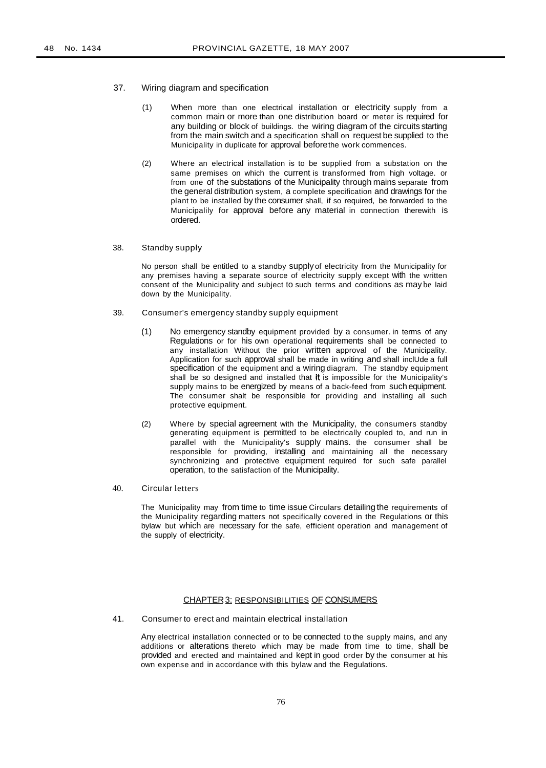37. Wiring diagram and specification

(1) When more than one electrical installation or electricity supply from a common main or more than one distribution board or meter is required for any building or block of buildings. the wiring diagram of the circuits starting from the main switch and a specification shall on request be supplied to the Municipality in duplicate for approval before the work commences.

(2) Where an electrical installation is to be supplied from a substation on the same premises on which the current is transformed from high voltage. or from one of the substations of the Municipality through mains separate from the general distribution system, a complete specification and drawings for the plant to be installed by the consumer shall, if so required, be forwarded to the Municipalily for approval before any material in connection therewith is ordered.

38. Standby supply

No person shall be entitled to a standby supply of electricity from the Municipality for any premises having a separate source of electricity supply except with the written consent of the Municipality and subject to such terms and conditions as may be laid down by the Municipality.

39. Consumer's emergency standby supply equipment

(1) No emergency standby equipment provided by a consumer. in terms of any Regulations or for his own operational requirements shall be connected to any installation Without the prior written approval of the Municipality. Application for such approval shall be made in writing and shall inclUde a full specification of the equipment and a wiring diagram. The standby equipment shall be so designed and installed that it is impossible for the Municipality's supply mains to be energized by means of a back-feed from such equipment. The consumer shalt be responsible for providing and installing all such protective equipment.

(2) Where by special agreement with the Municipality, the consumers standby generating equipment is permitted to be electrically coupled to, and run in parallel with the Municipality's supply mains. the consumer shall be responsible for providing, installing and maintaining all the necessary synchronizing and protective equipment required for such safe parallel operation, to the satisfaction of the Municipality.

40. Circular letters

The Municipality may from time to time issue Circulars detailing the requirements of the Municipality regarding matters not specifically covered in the Regulations or this bylaw but which are necessary for the safe, efficient operation and management of the supply of electricity.

## CHAPTER 3: RESPONSIBILITIES OF CONSUMERS

41. Consumer to erect and maintain electrical installation

Any electrical installation connected or to be connected to the supply mains, and any additions or alterations thereto which may be made from time to time, shall be provided and erected and maintained and kept in good order by the consumer at his own expense and in accordance with this bylaw and the Regulations.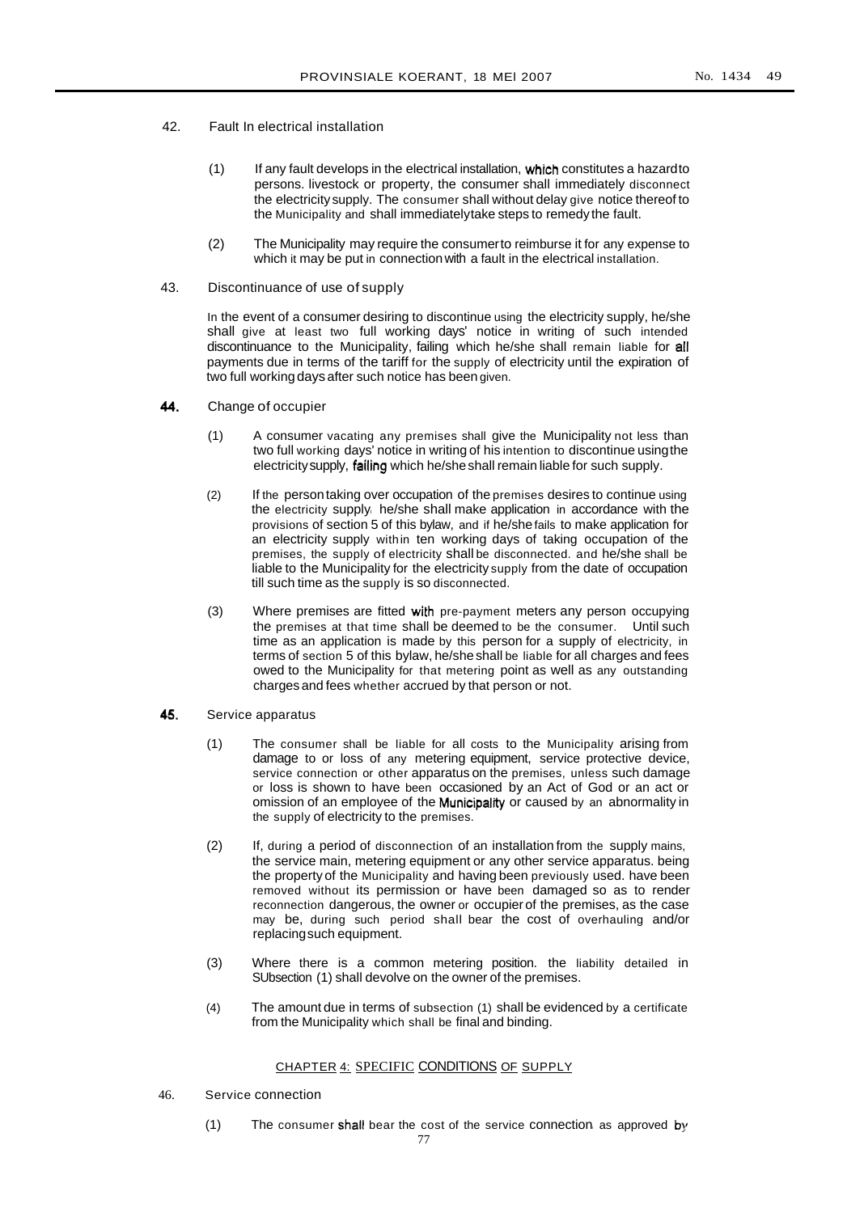42. Fault In electrical installation

(1) If any fault develops in the electrical installation, which constitutes a hazard to persons. livestock or property, the consumer shall immediately disconnect the electricity supply. The consumer shall without delay give notice thereof to the Municipality and shall immediately take steps to remedy the fault.

(2) The Municipality may require the consumer to reimburse it for any expense to which it may be put in connection with a fault in the electrical installation.

43. Discontinuance of use of supply

In the event of a consumer desiring to discontinue using the electricity supply, he/she shall give at least two full working days' notice in writing of such intended discontinuance to the Municipality, failing which he/she shall remain liable for all payments due in terms of the tariff for the supply of electricity until the expiration of two full working days after such notice has been given.

**44.** Change of occupier

(1) A consumer vacating any premises shall give the Municipality not less than two full working days' notice in writing of his intention to discontinue using the electricity supply, failing which he/she shall remain liable for such supply.

(2) If the person taking over occupation of the premises desires to continue using the electricity supply, he/she shall make application in accordance with the provisions of section 5 of this bylaw, and if he/she fails to make application for an electricity supply within ten working days of taking occupation of the premises, the supply of electricity shall be disconnected. and he/she shall be liable to the Municipality for the electricity supply from the date of occupation till such time as the supply is so disconnected.

(3) Where premises are fitted with pre-payment meters any person occupying the premises at that time shall be deemed to be the consumer. Until such time as an application is made by this person for a supply of electricity, in terms of section 5 of this bylaw, he/she shall be liable for all charges and fees owed to the Municipality for that metering point as well as any outstanding charges and fees whether accrued by that person or not.

**45.** Service apparatus

(1) The consumer shall be liable for all costs to the Municipality arising from damage to or loss of any metering equipment, service protective device, service connection or other apparatus on the premises, unless such damage or loss is shown to have been occasioned by an Act of God or an act or omission of an employee of the Municipality or caused by an abnormality in the supply of electricity to the premises.

(2) If, during a period of disconnection of an installation from the supply mains, the service main, metering equipment or any other service apparatus. being the property of the Municipality and having been previously used. have been removed without its permission or have been damaged so as to render reconnection dangerous, the owner or occupier of the premises, as the case may be, during such period shall bear the cost of overhauling and/or replacing such equipment.

(3) Where there is a common metering position. the liability detailed in SUbsection (1) shall devolve on the owner of the premises.

(4) The amount due in terms of subsection (1) shall be evidenced by a certificate from the Municipality which shall be final and binding.

## CHAPTER 4: SPECIFIC CONDITIONS OF SUPPLY

46. Service connection

(1) The consumer shall bear the cost of the service connection as approved by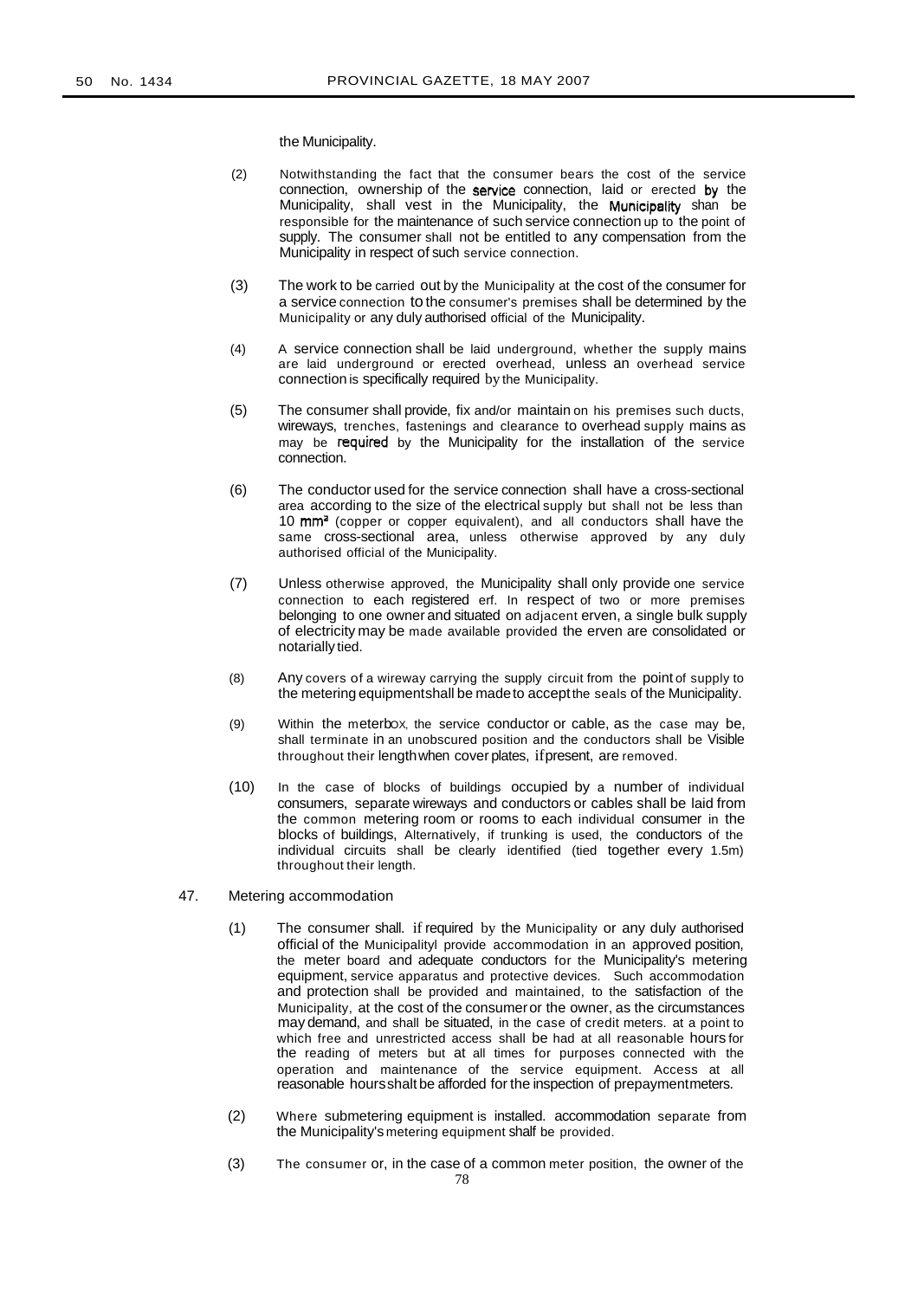the Municipality.

(2) Notwithstanding the fact that the consumer bears the cost of the service connection, ownership of the service connection, laid or erected by the Municipality, shall vest in the Municipality, the Municipality shan be responsible for the maintenance of such service connection up to the point of supply. The consumer shall not be entitled to any compensation from the Municipality in respect of such service connection.

(3) The work to be carried out by the Municipality at the cost of the consumer for a service connection to the consumer's premises shall be determined by the Municipality or any duly authorised official of the Municipality.

(4) A service connection shall be laid underground, whether the supply mains are laid underground or erected overhead, unless an overhead service connection is specifically required by the Municipality.

(5) The consumer shall provide, fix and/or maintain on his premises such ducts, wireways, trenches, fastenings and clearance to overhead supply mains as may be required by the Municipality for the installation of the service connection.

(6) The conductor used for the service connection shall have a cross-sectional area according to the size of the electrical supply but shall not be less than 10 $mm^2$ (copper or copper equivalent), and all conductors shall have the same cross-sectional area, unless otherwise approved by any duly authorised official of the Municipality.

(7) Unless otherwise approved, the Municipality shall only provide one service connection to each registered erf. In respect of two or more premises belonging to one owner and situated on adjacent erven, a single bulk supply of electricity may be made available provided the erven are consolidated or notarially tied.

(8) Any covers of a wireway carrying the supply circuit from the point of supply to the metering equipmentshall be madeto acceptthe seals of the Municipality.

(9) Within the meterbox, the service conductor or cable, as the case may be, shall terminate in an unobscured position and the conductors shall be Visible throughout their lengthwhen cover plates, ifpresent, are removed.

(10) In the case of blocks of buildings occupied by a number of individual consumers, separate wireways and conductors or cables shall be laid from the common metering room or rooms to each individual consumer in the blocks of buildings, Alternatively, if trunking is used, the conductors of the individual circuits shall be clearly identified (tied together every 1.5m) throughout their length.

47. Metering accommodation

(1) The consumer shall. if required by the Municipality or any duly authorised official of the Municipalityl provide accommodation in an approved position, the meter board and adequate conductors for the Municipality's metering equipment, service apparatus and protective devices. Such accommodation and protection shall be provided and maintained, to the satisfaction of the Municipality, at the cost of the consumer or the owner, as the circumstances may demand, and shall be situated, in the case of credit meters. at a point to which free and unrestricted access shall be had at all reasonable hours for the reading of meters but at all times for purposes connected with the operation and maintenance of the service equipment. Access at all reasonable hours shalt be afforded for the inspection of prepayment meters.

(2) Where submetering equipment is installed. accommodation separate from the Municipality's metering equipment shalf be provided.

(3) The consumer or, in the case of a common meter position, the owner of the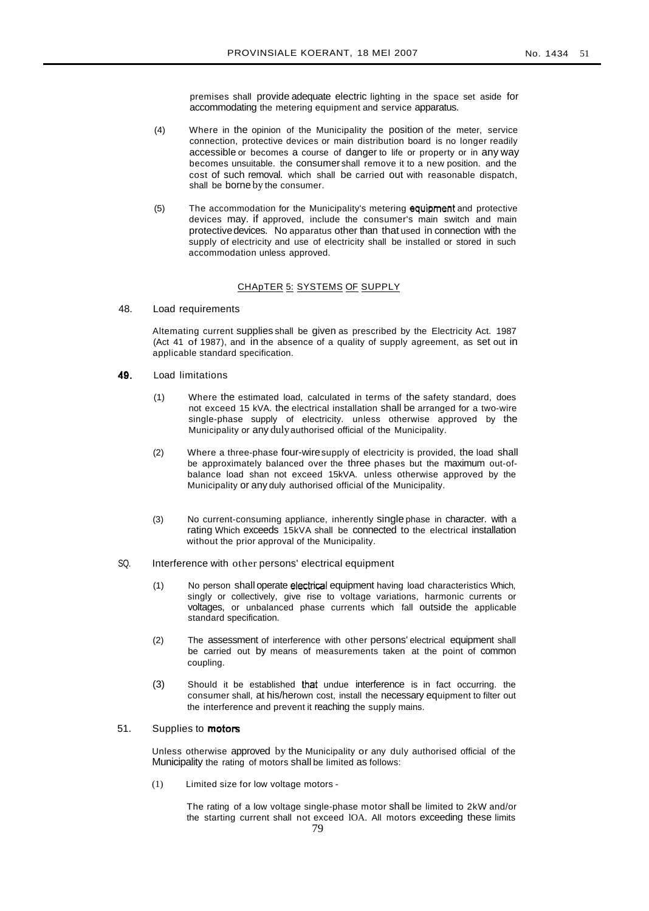premises shall provide adequate electric lighting in the space set aside for accommodating the metering equipment and service apparatus.

(4) Where in the opinion of the Municipality the position of the meter, service connection, protective devices or main distribution board is no longer readily accessible or becomes a course of danger to life or property or in any way becomes unsuitable. the consumer shall remove it to a new position. and the cost of such removal. which shall be carried out with reasonable dispatch, shall be borne by the consumer.

(5) The accommodation for the Municipality's metering equipment and protective devices may. if approved, include the consumer's main switch and main protective devices. No apparatus other than that used in connection with the supply of electricity and use of electricity shall be installed or stored in such accommodation unless approved.

## CHApTER 5: SYSTEMS OF SUPPLY

48. Load requirements

Altemating current supplies shall be given as prescribed by the Electricity Act. 1987 (Act 41 of 1987), and in the absence of a quality of supply agreement, as set out in applicable standard specification.

**49.** Load limitations

(1) Where the estimated load, calculated in terms of the safety standard, does not exceed 15 kVA. the electrical installation shall be arranged for a two-wire single-phase supply of electricity. unless otherwise approved by the Municipality or any duly authorised official of the Municipality.

(2) Where a three-phase four-wire supply of electricity is provided, the load shall be approximately balanced over the three phases but the maximum out-of-balance load shan not exceed 15kVA. unless otherwise approved by the Municipality or any duly authorised official of the Municipality.

(3) No current-consuming appliance, inherently single phase in character. with a rating Which exceeds 15kVA shall be connected to the electrical installation without the prior approval of the Municipality.

SQ. Interference with other persons' electrical equipment

(1) No person shall operate electrical equipment having load characteristics Which, singly or collectively, give rise to voltage variations, harmonic currents or voltages, or unbalanced phase currents which fall outside the applicable standard specification.

(2) The assessment of interference with other persons' electrical equipment shall be carried out by means of measurements taken at the point of common coupling.

(3) Should it be established that undue interference is in fact occurring. the consumer shall, at his/herown cost, install the necessary equipment to filter out the interference and prevent it reaching the supply mains.

51. Supplies to **motors**

Unless otherwise approved by the Municipality or any duly authorised official of the Municipality the rating of motors shall be limited as follows:

(1) Limited size for low voltage motors -

The rating of a low voltage single-phase motor shall be limited to 2kW and/or the starting current shall not exceed lOA. All motors exceeding these limits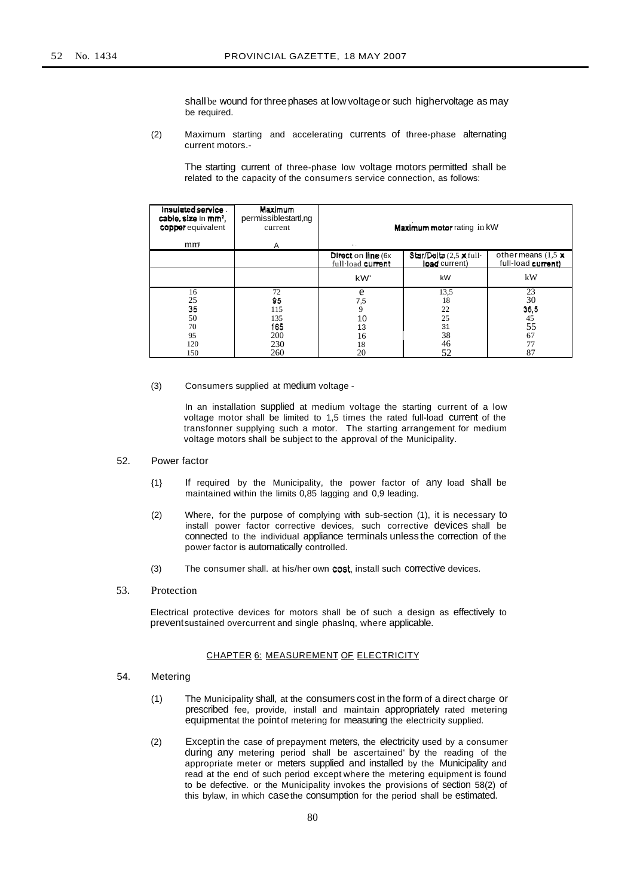shall be wound for three phases at low voltage or such higher voltage as may be required.

(2) Maximum starting and accelerating currents of three-phase alternating current motors.-

The starting current of three-phase low voltage motors permitted shall be related to the capacity of the consumers service connection, as follows:

| Insulated service cable, size in mm², copper equivalent | Maximum permissiblestartl,ng current | Maximum motor rating in kW | | |
|---|---|---|---|---|
| mm² | A | | | |
| | | Direct on line (6x full-load current | Star/Delta (2,5 x full-load current) | other means (1,5 x full-load current) |
| | | kW' | kW | kW |
| 16 | 72 | e | 13,5 | 23 |
| 25 | 95 | 7,5 | 18 | 30 |
| 35 | 115 | 9 | 22 | 36,5 |
| 50 | 135 | 10 | 25 | 45 |
| 70 | 165 | 13 | 31 | 55 |
| 95 | 200 | 16 | 38 | 67 |
| 120 | 230 | 18 | 46 | 77 |
| 150 | 260 | 20 | 52 | 87 |

(3) Consumers supplied at medium voltage -

In an installation supplied at medium voltage the starting current of a low voltage motor shall be limited to 1,5 times the rated full-load current of the transfonner supplying such a motor. The starting arrangement for medium voltage motors shall be subject to the approval of the Municipality.

52. Power factor

{1} If required by the Municipality, the power factor of any load shall be maintained within the limits 0,85 lagging and 0,9 leading.

(2) Where, for the purpose of complying with sub-section (1), it is necessary to install power factor corrective devices, such corrective devices shall be connected to the individual appliance terminals unless the correction of the power factor is automatically controlled.

(3) The consumer shall. at his/her own cost, install such corrective devices.

53. Protection

Electrical protective devices for motors shall be of such a design as effectively to prevent sustained overcurrent and single phaslnq, where applicable.

## CHAPTER 6: MEASUREMENT OF ELECTRICITY

54. Metering

(1) The Municipality shall, at the consumers cost in the form of a direct charge or prescribed fee, provide, install and maintain appropriately rated metering equipment at the point of metering for measuring the electricity supplied.

(2) Except in the case of prepayment meters, the electricity used by a consumer during any metering period shall be ascertained' by the reading of the appropriate meter or meters supplied and installed by the Municipality and read at the end of such period except where the metering equipment is found to be defective. or the Municipality invokes the provisions of section 58(2) of this bylaw, in which case the consumption for the period shall be estimated.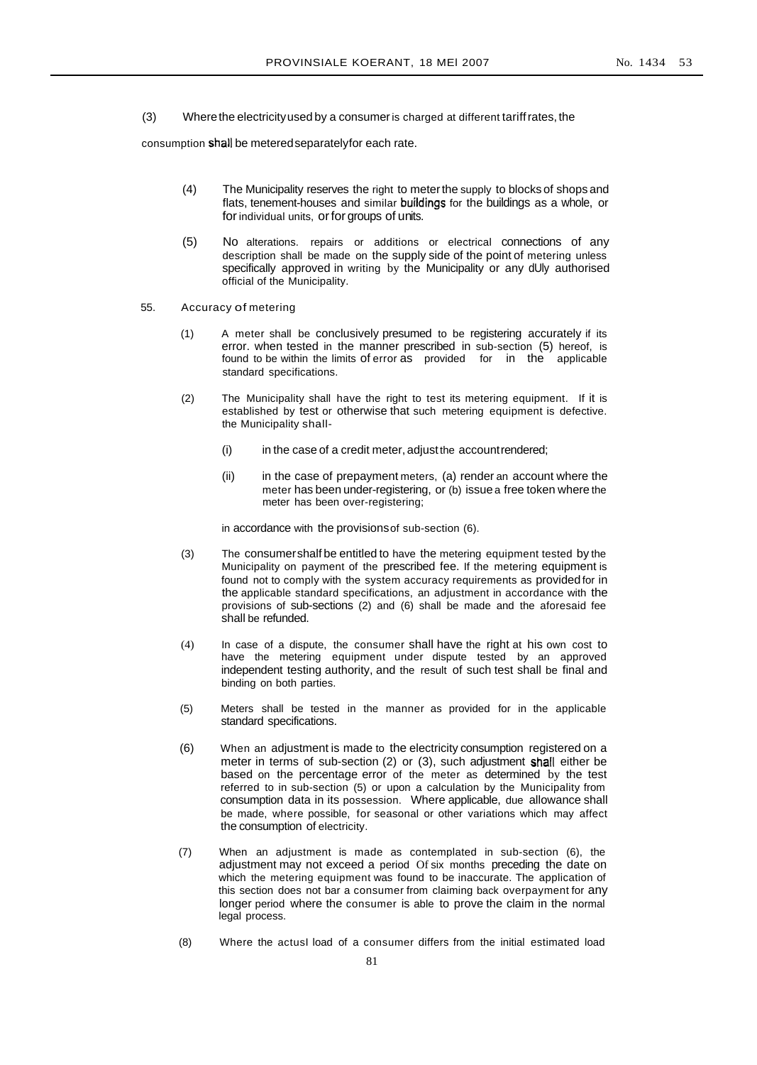(3) Where the electricity used by a consumer is charged at different tariff rates, the consumption shall be metered separately for each rate.

(4) The Municipality reserves the right to meter the supply to blocks of shops and flats, tenement-houses and similar buildings for the buildings as a whole, or for individual units, or for groups of units.

(5) No alterations. repairs or additions or electrical connections of any description shall be made on the supply side of the point of metering unless specifically approved in writing by the Municipality or any dUly authorised official of the Municipality.

55. Accuracy of metering

(1) A meter shall be conclusively presumed to be registering accurately if its error. when tested in the manner prescribed in sub-section (5) hereof, is found to be within the limits of error as provided for in the applicable standard specifications.

(2) The Municipality shall have the right to test its metering equipment. If it is established by test or otherwise that such metering equipment is defective. the Municipality shall-

(i) in the case of a credit meter, adjust the account rendered;

(ii) in the case of prepayment meters, (a) render an account where the meter has been under-registering, or (b) issue a free token where the meter has been over-registering;

in accordance with the provisions of sub-section (6).

(3) The consumer shalf be entitled to have the metering equipment tested by the Municipality on payment of the prescribed fee. If the metering equipment is found not to comply with the system accuracy requirements as provided for in the applicable standard specifications, an adjustment in accordance with the provisions of sub-sections (2) and (6) shall be made and the aforesaid fee shall be refunded.

(4) In case of a dispute, the consumer shall have the right at his own cost to have the metering equipment under dispute tested by an approved independent testing authority, and the result of such test shall be final and binding on both parties.

(5) Meters shall be tested in the manner as provided for in the applicable standard specifications.

(6) When an adjustment is made to the electricity consumption registered on a meter in terms of sub-section (2) or (3), such adjustment shall either be based on the percentage error of the meter as determined by the test referred to in sub-section (5) or upon a calculation by the Municipality from consumption data in its possession. Where applicable, due allowance shall be made, where possible, for seasonal or other variations which may affect the consumption of electricity.

(7) When an adjustment is made as contemplated in sub-section (6), the adjustment may not exceed a period Of six months preceding the date on which the metering equipment was found to be inaccurate. The application of this section does not bar a consumer from claiming back overpayment for any longer period where the consumer is able to prove the claim in the normal legal process.

(8) Where the actusl load of a consumer differs from the initial estimated load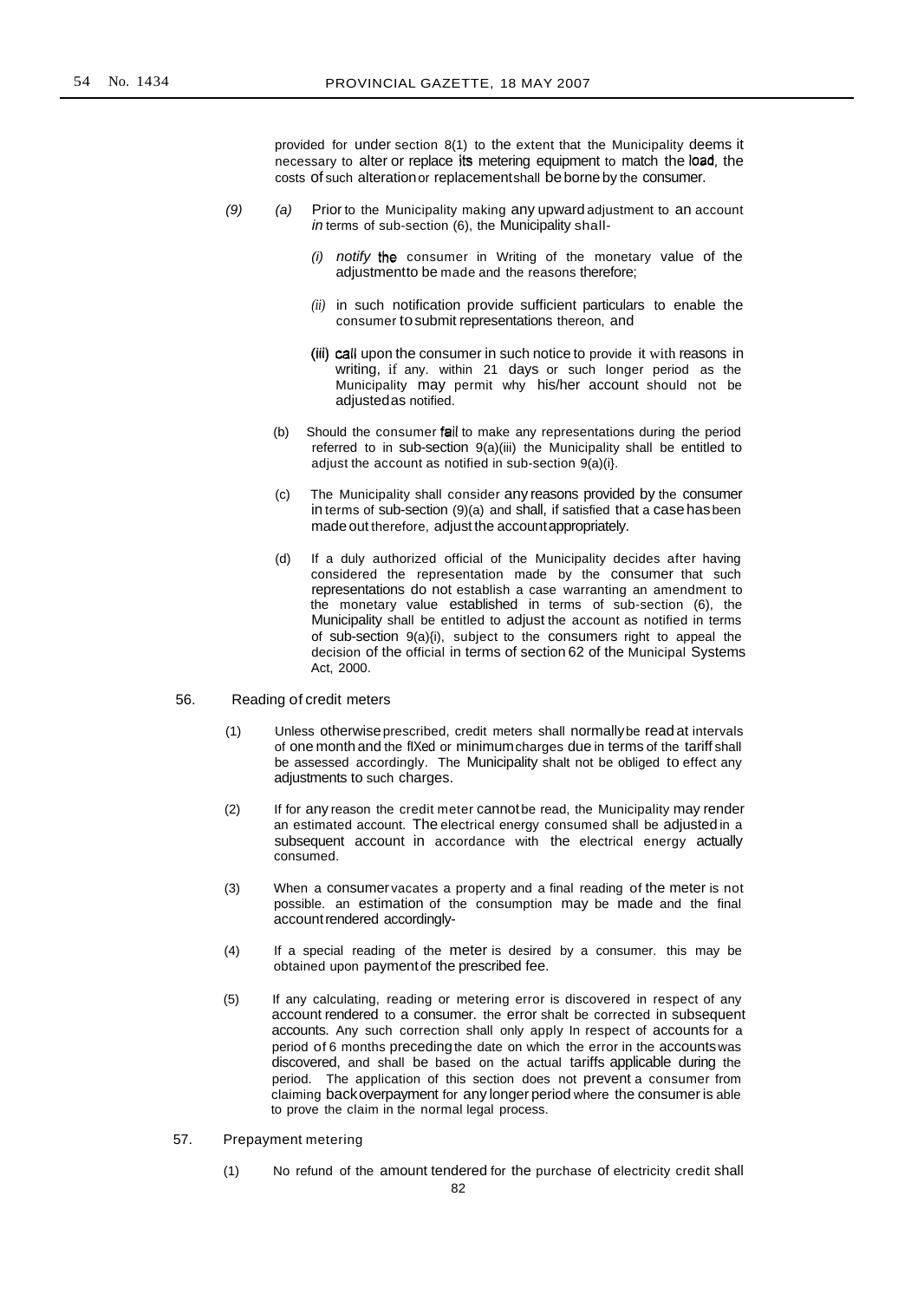provided for under section 8(1) to the extent that the Municipality deems it necessary to alter or replace its metering equipment to match the load, the costs of such alteration or replacement shall be borne by the consumer.

(9) (a) Prior to the Municipality making any upward adjustment to an account *in* terms of sub-section (6), the Municipality shall-

(i) *notify* the consumer in Writing of the monetary value of the adjustment to be made and the reasons therefore;

(ii) in such notification provide sufficient particulars to enable the consumer to submit representations thereon, and

(iii) call upon the consumer in such notice to provide it with reasons in writing, if any. within 21 days or such longer period as the Municipality may permit why his/her account should not be adjusted as notified.

(b) Should the consumer fail to make any representations during the period referred to in sub-section 9(a)(iii) the Municipality shall be entitled to adjust the account as notified in sub-section 9(a)(i}.

(c) The Municipality shall consider any reasons provided by the consumer in terms of sub-section (9)(a) and shall, if satisfied that a case has been made out therefore, adjust the account appropriately.

(d) If a duly authorized official of the Municipality decides after having considered the representation made by the consumer that such representations do not establish a case warranting an amendment to the monetary value established in terms of sub-section (6), the Municipality shall be entitled to adjust the account as notified in terms of sub-section 9(a){i), subject to the consumers right to appeal the decision of the official in terms of section 62 of the Municipal Systems Act, 2000.

56. Reading of credit meters

(1) Unless otherwise prescribed, credit meters shall normally be read at intervals of one month and the fIXed or minimum charges due in terms of the tariff shall be assessed accordingly. The Municipality shalt not be obliged to effect any adjustments to such charges.

(2) If for any reason the credit meter cannot be read, the Municipality may render an estimated account. The electrical energy consumed shall be adjusted in a subsequent account in accordance with the electrical energy actually consumed.

(3) When a consumer vacates a property and a final reading of the meter is not possible. an estimation of the consumption may be made and the final account rendered accordingly-

(4) If a special reading of the meter is desired by a consumer. this may be obtained upon payment of the prescribed fee.

(5) If any calculating, reading or metering error is discovered in respect of any account rendered to a consumer. the error shalt be corrected in subsequent accounts. Any such correction shall only apply In respect of accounts for a period of 6 months preceding the date on which the error in the accounts was discovered, and shall be based on the actual tariffs applicable during the period. The application of this section does not prevent a consumer from claiming back overpayment for any longer period where the consumer is able to prove the claim in the normal legal process.

57. Prepayment metering

(1) No refund of the amount tendered for the purchase of electricity credit shall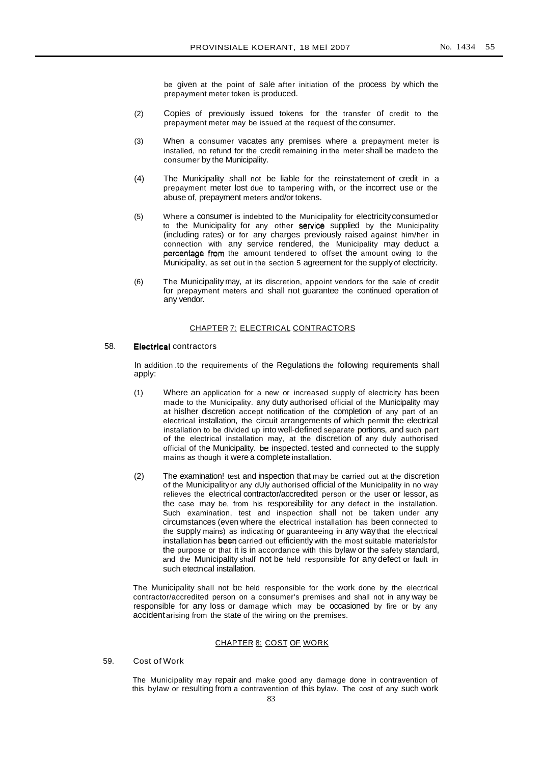be given at the point of sale after initiation of the process by which the prepayment meter token is produced.

(2) Copies of previously issued tokens for the transfer of credit to the prepayment meter may be issued at the request of the consumer.

(3) When a consumer vacates any premises where a prepayment meter is installed, no refund for the credit remaining in the meter shall be made to the consumer by the Municipality.

(4) The Municipality shall not be liable for the reinstatement of credit in a prepayment meter lost due to tampering with, or the incorrect use or the abuse of, prepayment meters and/or tokens.

(5) Where a consumer is indebted to the Municipality for electricity consumed or to the Municipality for any other service supplied by the Municipality (including rates) or for any charges previously raised against him/her in connection with any service rendered, the Municipality may deduct a percentage from the amount tendered to offset the amount owing to the Municipality, as set out in the section 5 agreement for the supply of electricity.

(6) The Municipality may, at its discretion, appoint vendors for the sale of credit for prepayment meters and shall not guarantee the continued operation of any vendor.

## CHAPTER 7: ELECTRICAL CONTRACTORS

### 58. Electrical contractors

In addition .to the requirements of the Regulations the following requirements shall apply:

(1) Where an application for a new or increased supply of electricity has been made to the Municipality. any duty authorised official of the Municipality may at hislher discretion accept notification of the completion of any part of an electrical installation, the circuit arrangements of which permit the electrical installation to be divided up into well-defined separate portions, and such part of the electrical installation may, at the discretion of any duly authorised official of the Municipality. be inspected. tested and connected to the supply mains as though it were a complete installation.

(2) The examination! test and inspection that may be carried out at the discretion of the Municipality or any dUly authorised official of the Municipality in no way relieves the electrical contractor/accredited person or the user or lessor, as the case may be, from his responsibility for any defect in the installation. Such examination, test and inspection shall not be taken under any circumstances (even where the electrical installation has been connected to the supply mains) as indicating or guaranteeing in any way that the electrical installation has been carried out efficiently with the most suitable materials for the purpose or that it is in accordance with this bylaw or the safety standard, and the Municipality shalf not be held responsible for any defect or fault in such etectncal installation.

The Municipality shall not be held responsible for the work done by the electrical contractor/accredited person on a consumer's premises and shall not in any way be responsible for any loss or damage which may be occasioned by fire or by any accident arising from the state of the wiring on the premises.

## CHAPTER 8: COST OF WORK

### 59. Cost of Work

The Municipality may repair and make good any damage done in contravention of this bylaw or resulting from a contravention of this bylaw. The cost of any such work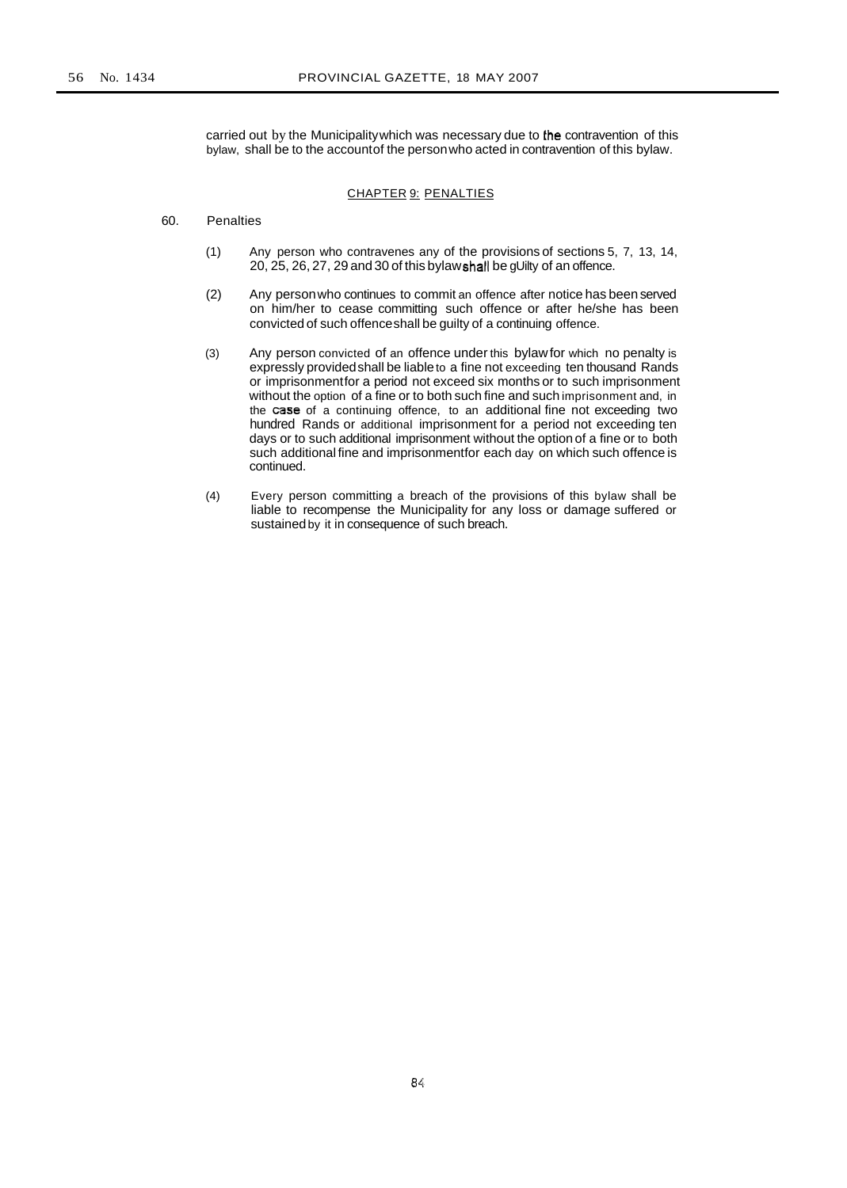carried out by the Municipality which was necessary due to the contravention of this bylaw, shall be to the account of the person who acted in contravention of this bylaw.

## CHAPTER 9: PENALTIES

### 60. Penalties

(1) Any person who contravenes any of the provisions of sections 5, 7, 13, 14, 20, 25, 26, 27, 29 and 30 of this bylaw shall be gUilty of an offence.

(2) Any person who continues to commit an offence after notice has been served on him/her to cease committing such offence or after he/she has been convicted of such offence shall be guilty of a continuing offence.

(3) Any person convicted of an offence under this bylaw for which no penalty is expressly provided shall be liable to a fine not exceeding ten thousand Rands or imprisonment for a period not exceed six months or to such imprisonment without the option of a fine or to both such fine and such imprisonment and, in the case of a continuing offence, to an additional fine not exceeding two hundred Rands or additional imprisonment for a period not exceeding ten days or to such additional imprisonment without the option of a fine or to both such additional fine and imprisonment for each day on which such offence is continued.

(4) Every person committing a breach of the provisions of this bylaw shall be liable to recompense the Municipality for any loss or damage suffered or sustained by it in consequence of such breach.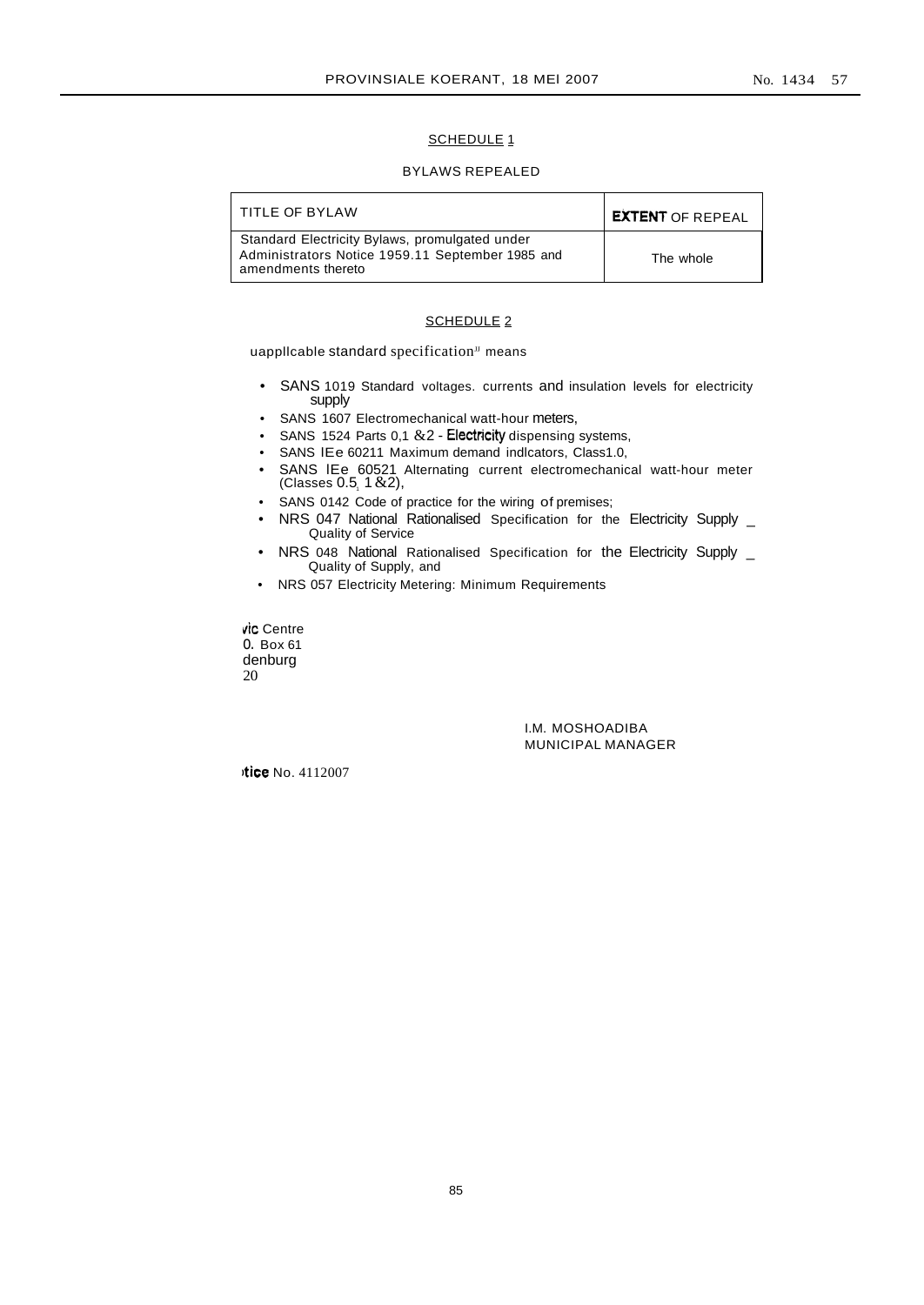## SCHEDULE 1

BYLAWS REPEALED

| TITLE OF BYLAW | EXTENT OF REPEAL |
| --- | --- |
| Standard Electricity Bylaws, promulgated under Administrators Notice 1959.11 September 1985 and amendments thereto | The whole |

## SCHEDULE 2

uappllcable standard specification" means

- SANS 1019 Standard voltages. currents and insulation levels for electricity supply
- SANS 1607 Electromechanical watt-hour meters,
- SANS 1524 Parts 0,1 &2 - Electricity dispensing systems,
- SANS IEe 60211 Maximum demand indlcators, Class1.0,
- SANS IEe 60521 Alternating current electromechanical watt-hour meter (Classes 0.5, 1 &2),
- SANS 0142 Code of practice for the wiring of premises;
- NRS 047 National Rationalised Specification for the Electricity Supply _ Quality of Service
- NRS 048 National Rationalised Specification for the Electricity Supply _ Quality of Supply, and
- NRS 057 Electricity Metering: Minimum Requirements

vic Centre
0. Box 61
denburg
20

I.M. MOSHOADIBA
MUNICIPAL MANAGER

tice No. 4112007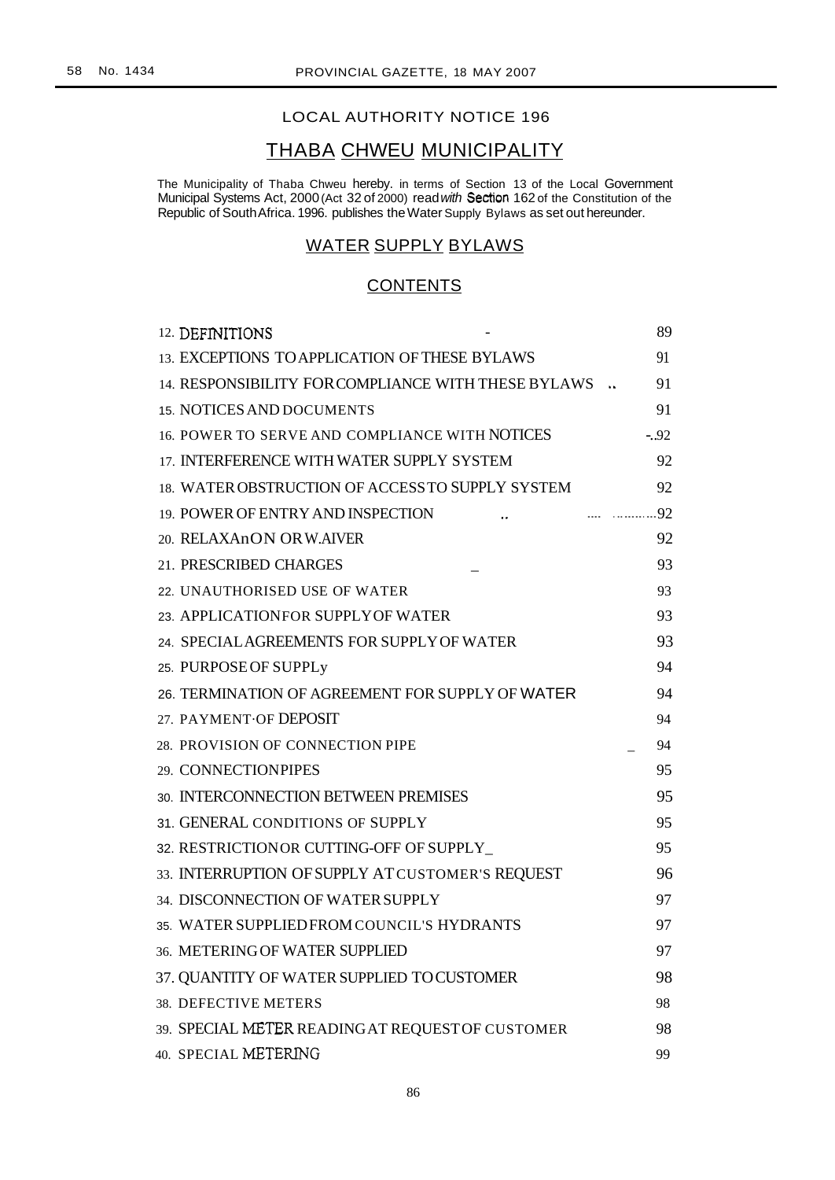LOCAL AUTHORITY NOTICE 196

# THABA CHWEU MUNICIPALITY

The Municipality of Thaba Chweu hereby. in terms of Section 13 of the Local Government Municipal Systems Act, 2000 (Act 32 of 2000) read *with* Section 162 of the Constitution of the Republic of South Africa. 1996. publishes the Water Supply Bylaws as set out hereunder.

## WATER SUPPLY BYLAWS

## CONTENTS

| | |
|---|---|
| 12. DEFINITIONS | 89 |
| 13. EXCEPTIONS TO APPLICATION OF THESE BYLAWS | 91 |
| 14. RESPONSIBILITY FOR COMPLIANCE WITH THESE BYLAWS | 91 |
| 15. NOTICES AND DOCUMENTS | 91 |
| 16. POWER TO SERVE AND COMPLIANCE WITH NOTICES | 92 |
| 17. INTERFERENCE WITH WATER SUPPLY SYSTEM | 92 |
| 18. WATER OBSTRUCTION OF ACCESS TO SUPPLY SYSTEM | 92 |
| 19. POWER OF ENTRY AND INSPECTION | 92 |
| 20. RELAXAnON OR W.AIVER | 92 |
| 21. PRESCRIBED CHARGES | 93 |
| 22. UNAUTHORISED USE OF WATER | 93 |
| 23. APPLICATION FOR SUPPLY OF WATER | 93 |
| 24. SPECIAL AGREEMENTS FOR SUPPLY OF WATER | 93 |
| 25. PURPOSE OF SUPPLy | 94 |
| 26. TERMINATION OF AGREEMENT FOR SUPPLY OF WATER | 94 |
| 27. PAYMENT OF DEPOSIT | 94 |
| 28. PROVISION OF CONNECTION PIPE | 94 |
| 29. CONNECTION PIPES | 95 |
| 30. INTERCONNECTION BETWEEN PREMISES | 95 |
| 31. GENERAL CONDITIONS OF SUPPLY | 95 |
| 32. RESTRICTION OR CUTTING-OFF OF SUPPLY | 95 |
| 33. INTERRUPTION OF SUPPLY AT CUSTOMER'S REQUEST | 96 |
| 34. DISCONNECTION OF WATER SUPPLY | 97 |
| 35. WATER SUPPLIED FROM COUNCIL'S HYDRANTS | 97 |
| 36. METERING OF WATER SUPPLIED | 97 |
| 37. QUANTITY OF WATER SUPPLIED TO CUSTOMER | 98 |
| 38. DEFECTIVE METERS | 98 |
| 39. SPECIAL METER READING AT REQUEST OF CUSTOMER | 98 |
| 40. SPECIAL METERING | 99 |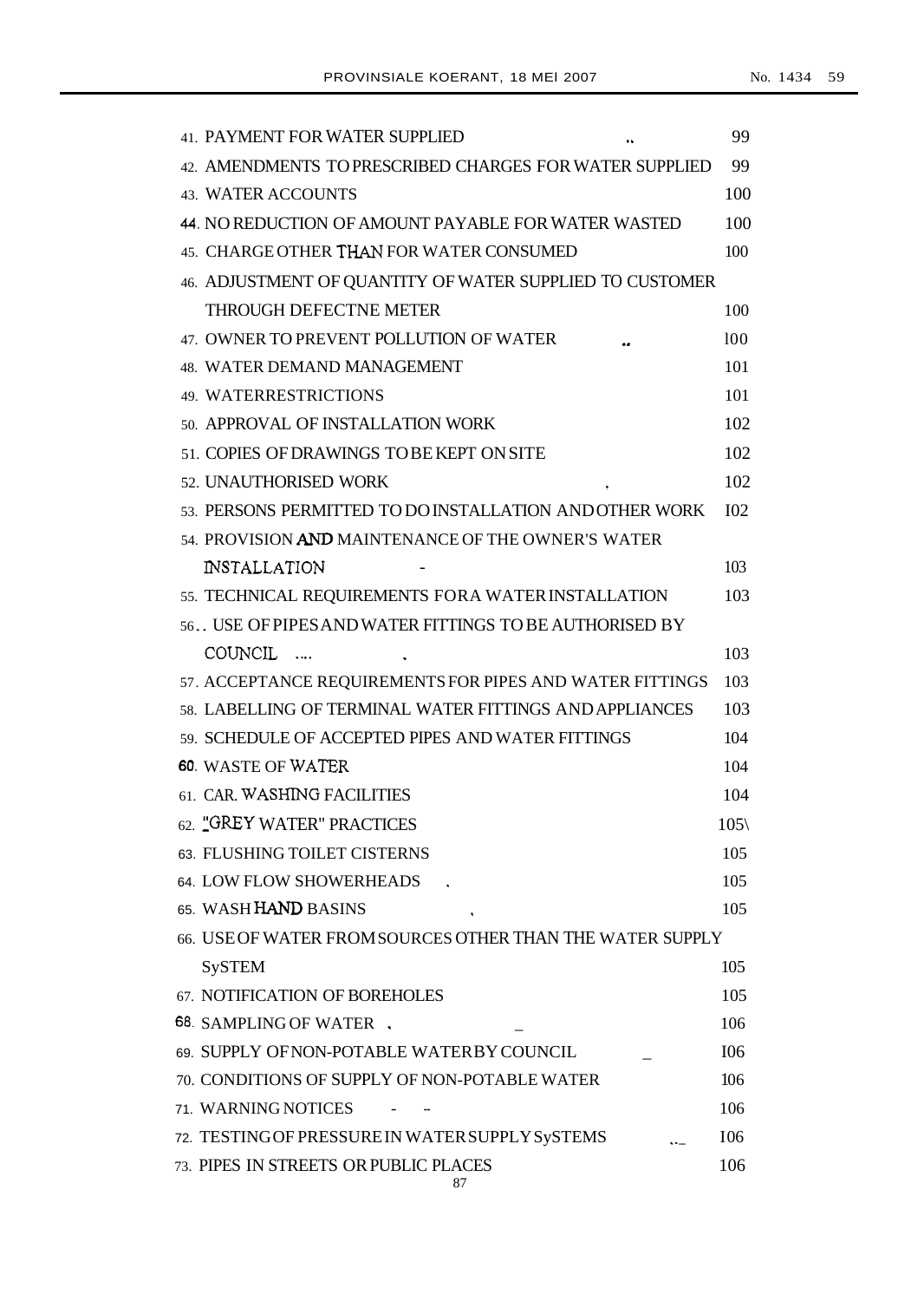| | |
|---|---|
| 41. PAYMENT FOR WATER SUPPLIED | 99 |
| 42. AMENDMENTS TO PRESCRIBED CHARGES FOR WATER SUPPLIED | 99 |
| 43. WATER ACCOUNTS | 100 |
| 44. NO REDUCTION OF AMOUNT PAYABLE FOR WATER WASTED | 100 |
| 45. CHARGE OTHER THAN FOR WATER CONSUMED | 100 |
| 46. ADJUSTMENT OF QUANTITY OF WATER SUPPLIED TO CUSTOMER THROUGH DEFECTNE METER | 100 |
| 47. OWNER TO PREVENT POLLUTION OF WATER | 100 |
| 48. WATER DEMAND MANAGEMENT | 101 |
| 49. WATERRESTRICTIONS | 101 |
| 50. APPROVAL OF INSTALLATION WORK | 102 |
| 51. COPIES OF DRAWINGS TO BE KEPT ON SITE | 102 |
| 52. UNAUTHORISED WORK | 102 |
| 53. PERSONS PERMITTED TO DO INSTALLATION AND OTHER WORK | 102 |
| 54. PROVISION AND MAINTENANCE OF THE OWNER'S WATER INSTALLATION | 103 |
| 55. TECHNICAL REQUIREMENTS FOR A WATER INSTALLATION | 103 |
| 56. USE OF PIPES AND WATER FITTINGS TO BE AUTHORISED BY COUNCIL | 103 |
| 57. ACCEPTANCE REQUIREMENTS FOR PIPES AND WATER FITTINGS | 103 |
| 58. LABELLING OF TERMINAL WATER FITTINGS AND APPLIANCES | 103 |
| 59. SCHEDULE OF ACCEPTED PIPES AND WATER FITTINGS | 104 |
| 60. WASTE OF WATER | 104 |
| 61. CAR. WASHING FACILITIES | 104 |
| 62. "GREY WATER" PRACTICES | 105 |
| 63. FLUSHING TOILET CISTERNS | 105 |
| 64. LOW FLOW SHOWERHEADS | 105 |
| 65. WASH HAND BASINS | 105 |
| 66. USE OF WATER FROM SOURCES OTHER THAN THE WATER SUPPLY SySTEM | 105 |
| 67. NOTIFICATION OF BOREHOLES | 105 |
| 68. SAMPLING OF WATER | 106 |
| 69. SUPPLY OF NON-POTABLE WATER BY COUNCIL | 106 |
| 70. CONDITIONS OF SUPPLY OF NON-POTABLE WATER | 106 |
| 71. WARNING NOTICES | 106 |
| 72. TESTING OF PRESSURE IN WATER SUPPLY SySTEMS | 106 |
| 73. PIPES IN STREETS OR PUBLIC PLACES | 106 |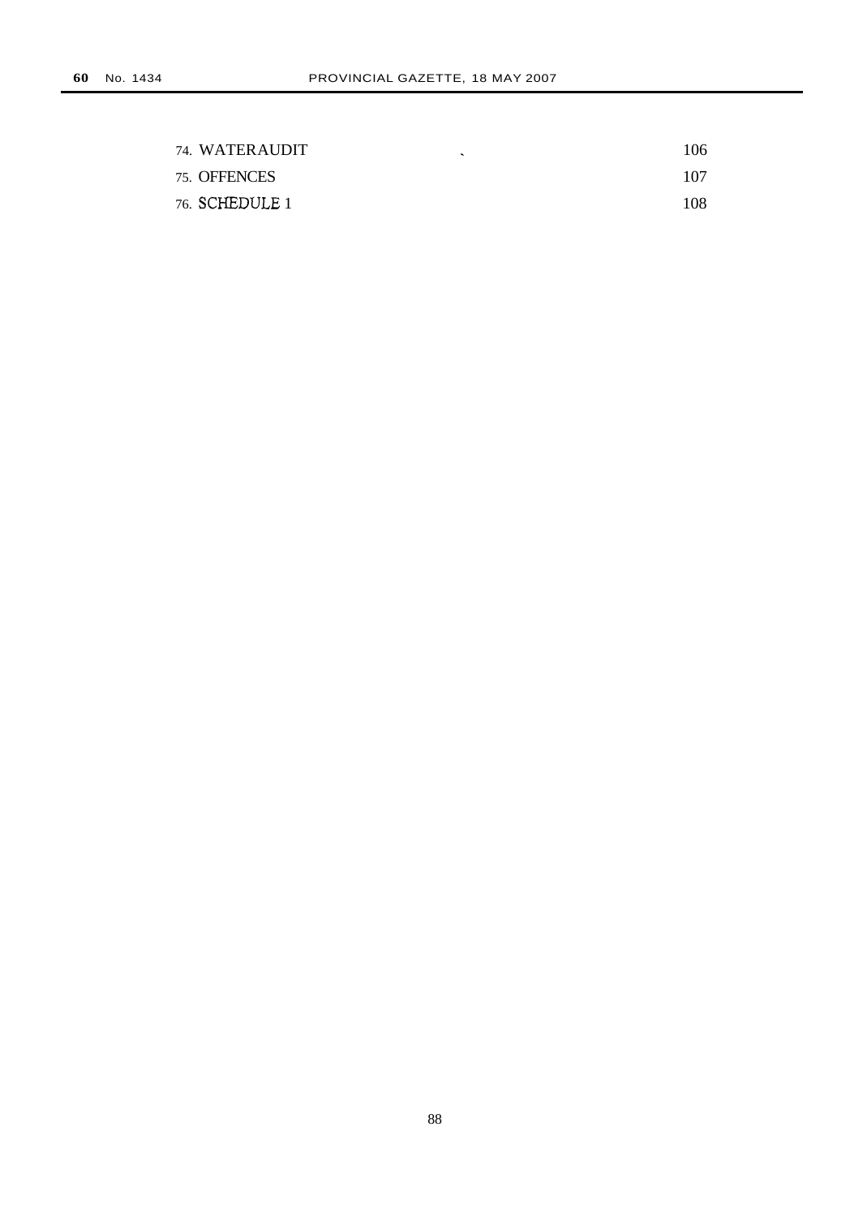| | |
|---|---|
| 74. WATERAUDIT | 106 |
| 75. OFFENCES | 107 |
| 76. SCHEDULE 1 | 108 |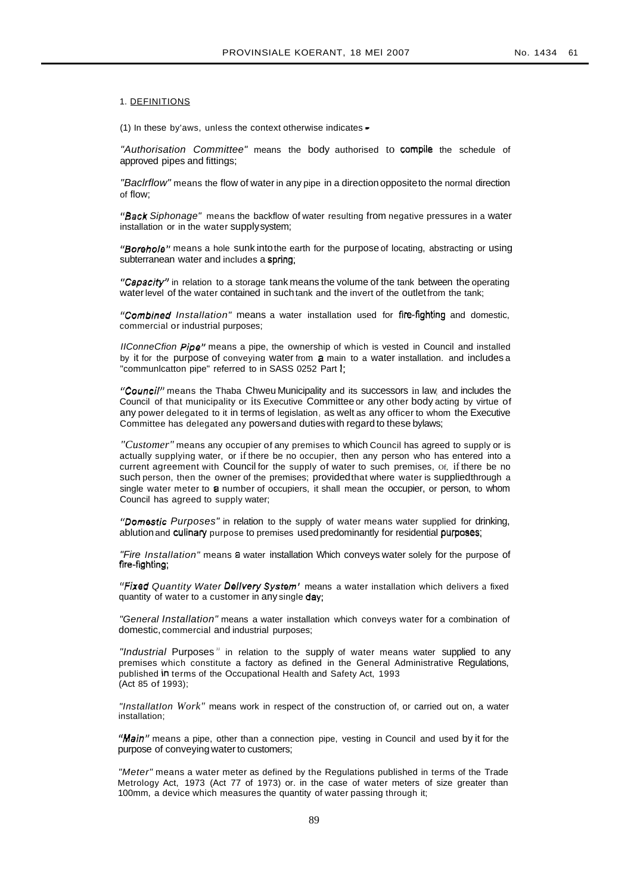1. DEFINITIONS

(1) In these by'aws, unless the context otherwise indicates -

*"Authorisation Committee"* means the body authorised to compile the schedule of approved pipes and fittings;

*"Baclrflow"* means the flow of water in any pipe in a direction opposite to the normal direction of flow;

*"Back Siphonage"* means the backflow of water resulting from negative pressures in a water installation or in the water supply system;

*"Borehole"* means a hole sunk into the earth for the purpose of locating, abstracting or using subterranean water and includes a spring;

*"Capacity"* in relation to a storage tank means the volume of the tank between the operating water level of the water contained in such tank and the invert of the outlet from the tank;

*"Combined Installation"* means a water installation used for fire-fighting and domestic, commercial or industrial purposes;

*IlConneCfion Pipe"* means a pipe, the ownership of which is vested in Council and installed by it for the purpose of conveying water from a main to a water installation. and includes a "communlcatton pipe" referred to in SASS 0252 Part I;

*"Council"* means the Thaba Chweu Municipality and its successors in law, and includes the Council of that municipality or its Executive Committee or any other body acting by virtue of any power delegated to it in terms of legislation, as welt as any officer to whom the Executive Committee has delegated any powers and duties with regard to these bylaws;

*"Customer"* means any occupier of any premises to which Council has agreed to supply or is actually supplying water, or if there be no occupier, then any person who has entered into a current agreement with Council for the supply of water to such premises, Of, if there be no such person, then the owner of the premises; provided that where water is supplied through a single water meter to a number of occupiers, it shall mean the occupier, or person, to whom Council has agreed to supply water;

*"Domestic Purposes"* in relation to the supply of water means water supplied for drinking, ablution and culinary purpose to premises used predominantly for residential purposes;

*"Fire Installation"* means a water installation Which conveys water solely for the purpose of fire-fighting;

*"Fixed Quantity Water Dellvery System'* means a water installation which delivers a fixed quantity of water to a customer in any single day;

*"General Installation"* means a water installation which conveys water for a combination of domestic, commercial and industrial purposes;

*"Industrial Purposes"* in relation to the supply of water means water supplied to any premises which constitute a factory as defined in the General Administrative Regulations, published in terms of the Occupational Health and Safety Act, 1993 (Act 85 of 1993);

*"InstallatIon Work"* means work in respect of the construction of, or carried out on, a water installation;

*"Main"* means a pipe, other than a connection pipe, vesting in Council and used by it for the purpose of conveying water to customers;

*"Meter"* means a water meter as defined by the Regulations published in terms of the Trade Metrology Act, 1973 (Act 77 of 1973) or. in the case of water meters of size greater than 100mm, a device which measures the quantity of water passing through it;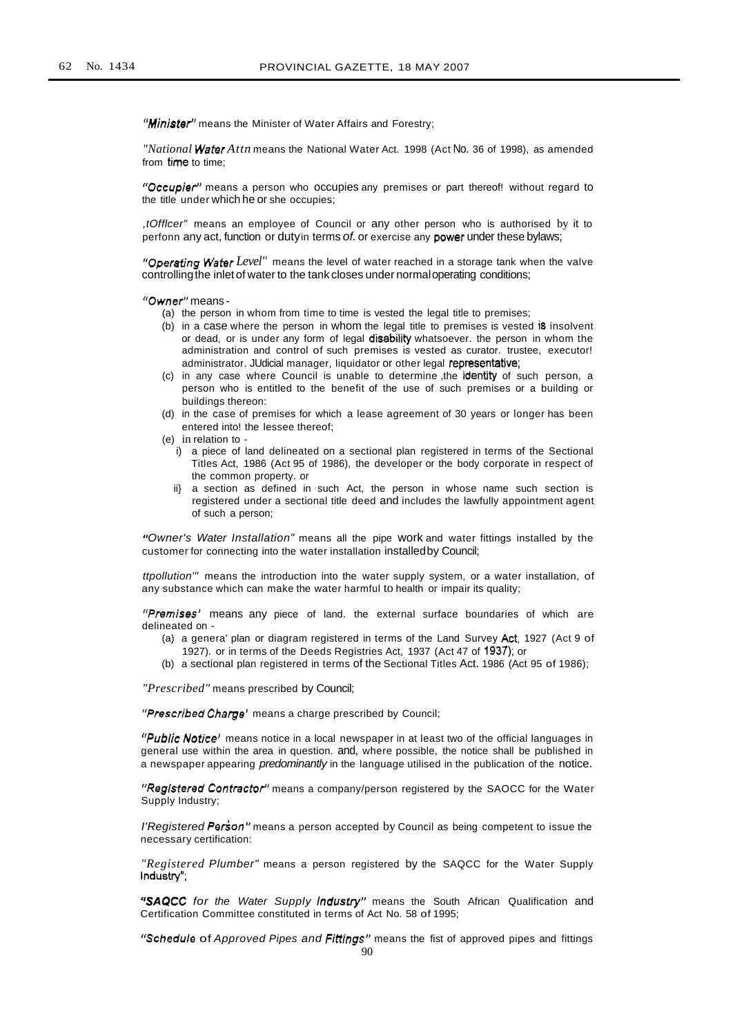*"Minister"* means the Minister of Water Affairs and Forestry;

*"National Water Attn* means the National Water Act. 1998 (Act No. 36 of 1998), as amended from time to time;

*"Occupier"* means a person who occupies any premises or part thereof! without regard to the title under which he or she occupies;

*,tOfflcer"* means an employee of Council or any other person who is authorised by it to perfonn any act, function or duty in terms *of.* or exercise any power under these bylaws;

*"Operating Water Level"* means the level of water reached in a storage tank when the valve controlling the inlet of water to the tank closes under normal operating conditions;

*"Owner"* means -

(a) the person in whom from time to time is vested the legal title to premises;
(b) in a case where the person in whom the legal title to premises is vested is insolvent or dead, or is under any form of legal disability whatsoever. the person in whom the administration and control of such premises is vested as curator. trustee, executor! administrator. JUdicial manager, liquidator or other legal representative;
(c) in any case where Council is unable to determine ,the identity of such person, a person who is entitled to the benefit of the use of such premises or a building or buildings thereon:
(d) in the case of premises for which a lease agreement of 30 years or longer has been entered into! the lessee thereof;
(e) in relation to -
   i) a piece of land delineated on a sectional plan registered in terms of the Sectional Titles Act, 1986 (Act 95 of 1986), the developer or the body corporate in respect of the common property. or
   ii} a section as defined in such Act, the person in whose name such section is registered under a sectional title deed and includes the lawfully appointment agent of such a person;

*"Owner's Water Installation"* means all the pipe work and water fittings installed by the customer for connecting into the water installation installed by Council;

*ttpollution'"* means the introduction into the water supply system, or a water installation, of any substance which can make the water harmful to health or impair its quality;

*"Premises'* means any piece of land. the external surface boundaries of which are delineated on -

(a) a genera' plan or diagram registered in terms of the Land Survey Act, 1927 (Act 9 of 1927). or in terms of the Deeds Registries Act, 1937 (Act 47 of 1937); or
(b) a sectional plan registered in terms of the Sectional Titles Act. 1986 (Act 95 of 1986);

*"Prescribed"* means prescribed by Council;

*"Prescribed Charge'* means a charge prescribed by Council;

*"Public Notice'* means notice in a local newspaper in at least two of the official languages in general use within the area in question. and, where possible, the notice shall be published in a newspaper appearing *predominantly* in the language utilised in the publication of the notice.

*"Reglstered Contractor"* means a company/person registered by the SAOCC for the Water Supply Industry;

*I'Registered Person"* means a person accepted by Council as being competent to issue the necessary certification:

*"Registered Plumber"* means a person registered by the SAQCC for the Water Supply Industry";

*"SAQCC for the Water Supply Industry"* means the South African Qualification and Certification Committee constituted in terms of Act No. 58 of 1995;

*"Schedule of Approved Pipes and Fittings"* means the fist of approved pipes and fittings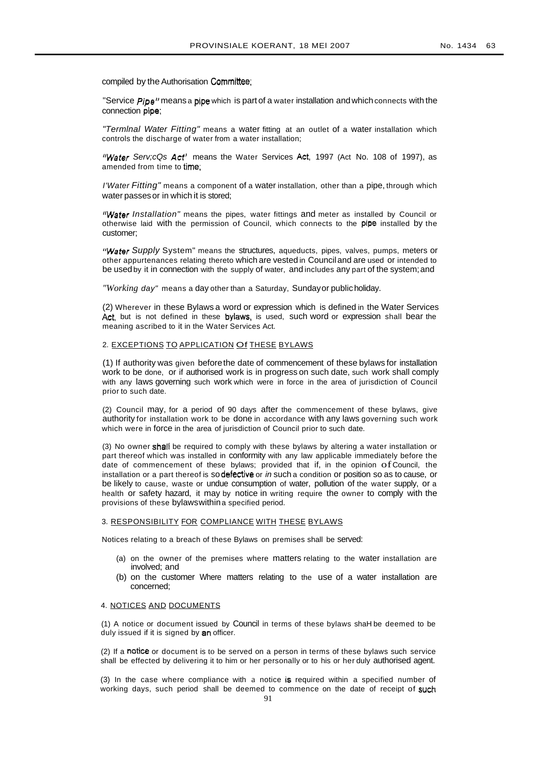compiled by the Authorisation Committee;

"Service *Pipe"* means a pipe which is part of a water installation and which connects with the connection pipe;

*"Termlnal Water Fitting"* means a water fitting at an outlet of a water installation which controls the discharge of water from a water installation;

*"Water Serv;cQs Act'* means the Water Services Act, 1997 (Act No. 108 of 1997), as amended from time to time;

*I'Water Fitting"* means a component of a water installation, other than a pipe, through which water passes or in which it is stored;

*"Water Installation"* means the pipes, water fittings and meter as installed by Council or otherwise laid with the permission of Council, which connects to the pipe installed by the customer;

*"Water Supply* System" means the structures, aqueducts, pipes, valves, pumps, meters or other appurtenances relating thereto which are vested in Council and are used or intended to be used by it in connection with the supply of water, and includes any part of the system; and

*"Working day"* means a day other than a Saturday, Sunday or public holiday.

(2) Wherever in these Bylaws a word or expression which is defined in the Water Services Act, but is not defined in these bylaws, is used, such word or expression shall bear the meaning ascribed to it in the Water Services Act.

2. EXCEPTIONS TO APPLICATION Of THESE BYLAWS

(1) If authority was given before the date of commencement of these bylaws for installation work to be done, or if authorised work is in progress on such date, such work shall comply with any laws governing such work which were in force in the area of jurisdiction of Council prior to such date.

(2) Council may, for a period of 90 days after the commencement of these bylaws, give authority for installation work to be done in accordance with any laws governing such work which were in force in the area of jurisdiction of Council prior to such date.

(3) No owner shall be required to comply with these bylaws by altering a water installation or part thereof which was installed in conformity with any law applicable immediately before the date of commencement of these bylaws; provided that if, in the opinion of Council, the installation or a part thereof is so defective or *in* such a condition or position so as to cause, or be likely to cause, waste or undue consumption of water, pollution of the water supply, or a health or safety hazard, it may by notice in writing require the owner to comply with the provisions of these bylaws within a specified period.

3. RESPONSIBILITY FOR COMPLIANCE WITH THESE BYLAWS

Notices relating to a breach of these Bylaws on premises shall be served:

(a) on the owner of the premises where matters relating to the water installation are involved; and
(b) on the customer Where matters relating to the use of a water installation are concerned;

4. NOTICES AND DOCUMENTS

(1) A notice or document issued by Council in terms of these bylaws shaH be deemed to be duly issued if it is signed by an officer.

(2) If a notice or document is to be served on a person in terms of these bylaws such service shall be effected by delivering it to him or her personally or to his or her duly authorised agent.

(3) In the case where compliance with a notice is required within a specified number of working days, such period shall be deemed to commence on the date of receipt of such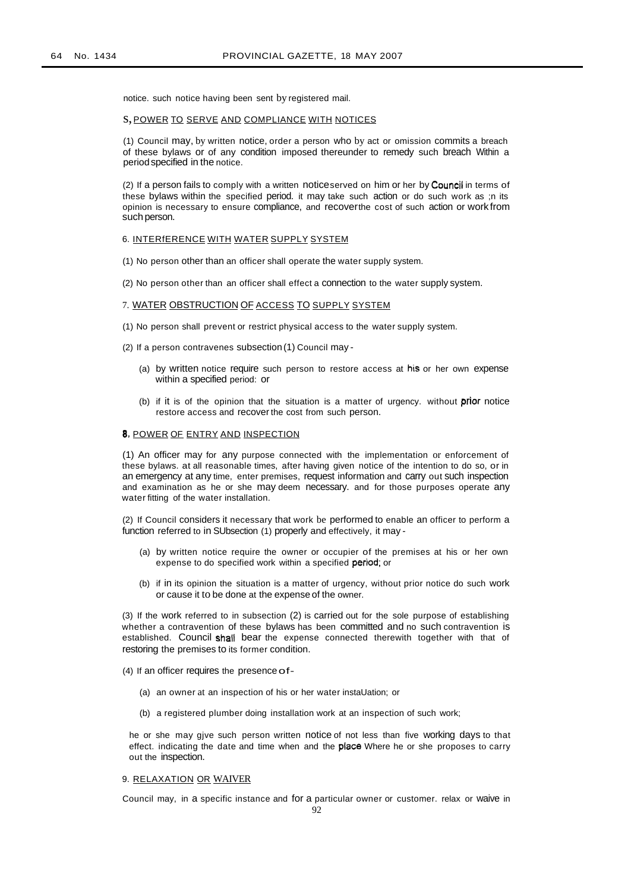notice. such notice having been sent by registered mail.

S, POWER TO SERVE AND COMPLIANCE WITH NOTICES

(1) Council may, by written notice, order a person who by act or omission commits a breach of these bylaws or of any condition imposed thereunder to remedy such breach Within a period specified in the notice.

(2) If a person fails to comply with a written notice served on him or her by Council in terms of these bylaws within the specified period. it may take such action or do such work as ;n its opinion is necessary to ensure compliance, and recover the cost of such action or work from such person.

6. INTERfERENCE WITH WATER SUPPLY SYSTEM

(1) No person other than an officer shall operate the water supply system.

(2) No person other than an officer shall effect a connection to the water supply system.

7. WATER OBSTRUCTION OF ACCESS TO SUPPLY SYSTEM

(1) No person shall prevent or restrict physical access to the water supply system.

(2) If a person contravenes subsection (1) Council may -

(a) by written notice require such person to restore access at his or her own expense within a specified period: or

(b) if it is of the opinion that the situation is a matter of urgency. without prior notice restore access and recover the cost from such person.

8. POWER OF ENTRY AND INSPECTION

(1) An officer may for any purpose connected with the implementation or enforcement of these bylaws. at all reasonable times, after having given notice of the intention to do so, or in an emergency at any time, enter premises, request information and carry out such inspection and examination as he or she may deem necessary. and for those purposes operate any water fitting of the water installation.

(2) If Council considers it necessary that work be performed to enable an officer to perform a function referred to in SUbsection (1) properly and effectively, it may -

(a) by written notice require the owner or occupier of the premises at his or her own expense to do specified work within a specified period; or

(b) if in its opinion the situation is a matter of urgency, without prior notice do such work or cause it to be done at the expense of the owner.

(3) If the work referred to in subsection (2) is carried out for the sole purpose of establishing whether a contravention of these bylaws has been committed and no such contravention is established. Council shall bear the expense connected therewith together with that of restoring the premises to its former condition.

(4) If an officer requires the presence of -

(a) an owner at an inspection of his or her water instaUation; or

(b) a registered plumber doing installation work at an inspection of such work;

he or she may gjve such person written notice of not less than five working days to that effect. indicating the date and time when and the place Where he or she proposes to carry out the inspection.

9. RELAXATION OR WAIVER

Council may, in a specific instance and for a particular owner or customer. relax or waive in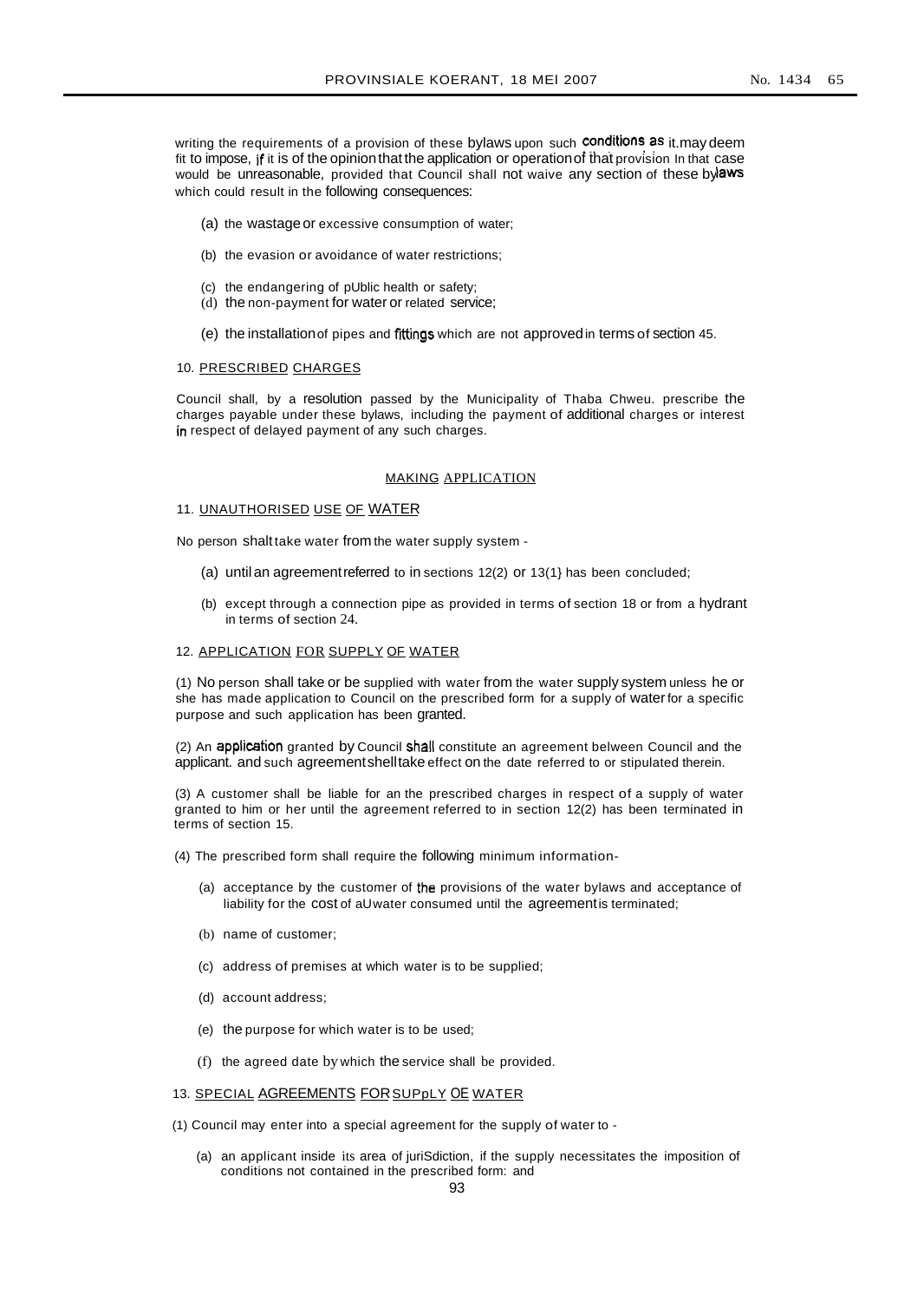writing the requirements of a provision of these bylaws upon such conditions as it may deem fit to impose, if it is of the opinion that the application or operation of that provision In that case would be unreasonable, provided that Council shall not waive any section of these bylaws which could result in the following consequences:

(a) the wastage or excessive consumption of water;

(b) the evasion or avoidance of water restrictions;

(c) the endangering of pUblic health or safety;

(d) the non-payment for water or related service;

(e) the installation of pipes and fittings which are not approved in terms of section 45.

10. PRESCRIBED CHARGES

Council shall, by a resolution passed by the Municipality of Thaba Chweu. prescribe the charges payable under these bylaws, including the payment of additional charges or interest in respect of delayed payment of any such charges.

## MAKING APPLICATION

11. UNAUTHORISED USE OF WATER

No person shalt take water from the water supply system -

(a) until an agreement referred to in sections 12(2) or 13(1} has been concluded;

(b) except through a connection pipe as provided in terms of section 18 or from a hydrant in terms of section 24.

12. APPLICATION FOR SUPPLY OF WATER

(1) No person shall take or be supplied with water from the water supply system unless he or she has made application to Council on the prescribed form for a supply of water for a specific purpose and such application has been granted.

(2) An application granted by Council shall constitute an agreement belween Council and the applicant. and such agreement shell take effect on the date referred to or stipulated therein.

(3) A customer shall be liable for an the prescribed charges in respect of a supply of water granted to him or her until the agreement referred to in section 12(2) has been terminated in terms of section 15.

(4) The prescribed form shall require the following minimum information-

(a) acceptance by the customer of the provisions of the water bylaws and acceptance of liability for the cost of aU water consumed until the agreement is terminated;

(b) name of customer;

(c) address of premises at which water is to be supplied;

(d) account address;

(e) the purpose for which water is to be used;

(f) the agreed date by which the service shall be provided.

13. SPECIAL AGREEMENTS FOR SUPpLY OE WATER

(1) Council may enter into a special agreement for the supply of water to -

(a) an applicant inside its area of juriSdiction, if the supply necessitates the imposition of conditions not contained in the prescribed form: and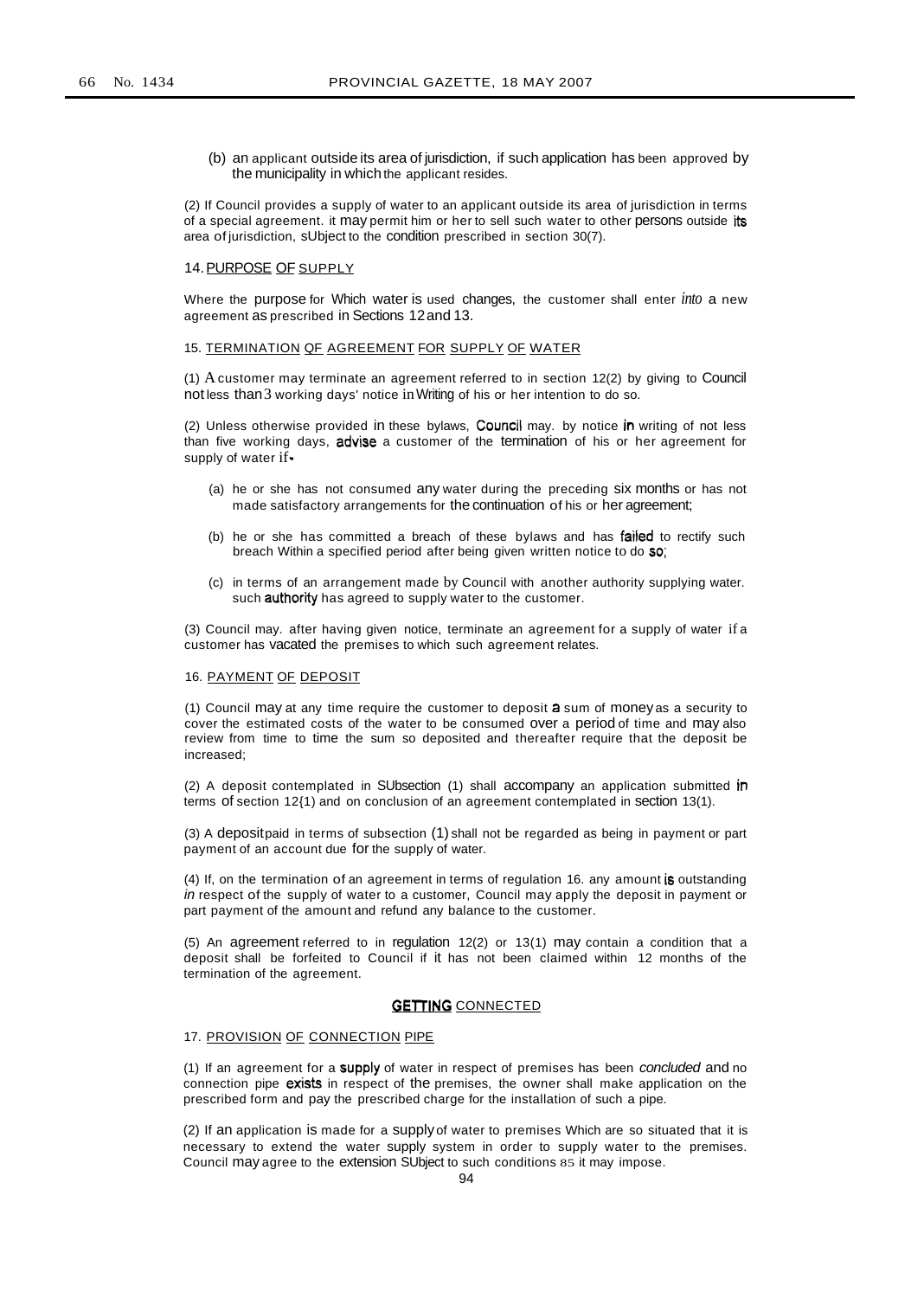(b) an applicant outside its area of jurisdiction, if such application has been approved by the municipality in which the applicant resides.

(2) If Council provides a supply of water to an applicant outside its area of jurisdiction in terms of a special agreement. it may permit him or her to sell such water to other persons outside its area of jurisdiction, sUbject to the condition prescribed in section 30(7).

14. PURPOSE OF SUPPLY

Where the purpose for Which water is used changes, the customer shall enter *into* a new agreement as prescribed in Sections 12 and 13.

15. TERMINATION OF AGREEMENT FOR SUPPLY OF WATER

(1) A customer may terminate an agreement referred to in section 12(2) by giving to Council not less than 3 working days' notice in Writing of his or her intention to do so.

(2) Unless otherwise provided in these bylaws, Council may. by notice in writing of not less than five working days, advise a customer of the termination of his or her agreement for supply of water if-

- (a) he or she has not consumed any water during the preceding six months or has not made satisfactory arrangements for the continuation of his or her agreement;
- (b) he or she has committed a breach of these bylaws and has failed to rectify such breach Within a specified period after being given written notice to do so;
- (c) in terms of an arrangement made by Council with another authority supplying water. such authority has agreed to supply water to the customer.

(3) Council may. after having given notice, terminate an agreement for a supply of water if a customer has vacated the premises to which such agreement relates.

16. PAYMENT OF DEPOSIT

(1) Council may at any time require the customer to deposit a sum of money as a security to cover the estimated costs of the water to be consumed over a period of time and may also review from time to time the sum so deposited and thereafter require that the deposit be increased;

(2) A deposit contemplated in SUbsection (1) shall accompany an application submitted in terms of section 12{1) and on conclusion of an agreement contemplated in section 13(1).

(3) A deposit paid in terms of subsection (1) shall not be regarded as being in payment or part payment of an account due for the supply of water.

(4) If, on the termination of an agreement in terms of regulation 16. any amount is outstanding *in* respect of the supply of water to a customer, Council may apply the deposit in payment or part payment of the amount and refund any balance to the customer.

(5) An agreement referred to in regulation 12(2) or 13(1) may contain a condition that a deposit shall be forfeited to Council if it has not been claimed within 12 months of the termination of the agreement.

## GETTING CONNECTED

17. PROVISION OF CONNECTION PIPE

(1) If an agreement for a supply of water in respect of premises has been *concluded* and no connection pipe exists in respect of the premises, the owner shall make application on the prescribed form and pay the prescribed charge for the installation of such a pipe.

(2) If an application is made for a supply of water to premises Which are so situated that it is necessary to extend the water supply system in order to supply water to the premises. Council may agree to the extension SUbject to such conditions 85 it may impose.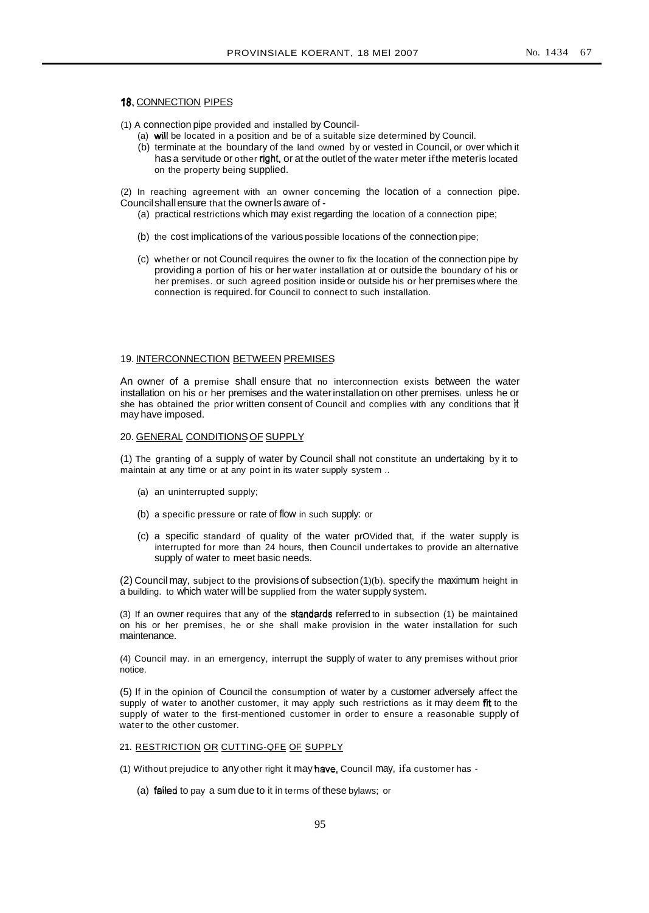## 18. CONNECTION PIPES

(1) A connection pipe provided and installed by Council-

- (a) will be located in a position and be of a suitable size determined by Council.
- (b) terminate at the boundary of the land owned by or vested in Council, or over which it has a servitude or other right, or at the outlet of the water meter if the meter is located on the property being supplied.

(2) In reaching agreement with an owner conceming the location of a connection pipe. Council shall ensure that the owner Is aware of -

- (a) practical restrictions which may exist regarding the location of a connection pipe;
- (b) the cost implications of the various possible locations of the connection pipe;
- (c) whether or not Council requires the owner to fix the location of the connection pipe by providing a portion of his or her water installation at or outside the boundary of his or her premises. or such agreed position inside or outside his or her premises where the connection is required. for Council to connect to such installation.

## 19. INTERCONNECTION BETWEEN PREMISES

An owner of a premise shall ensure that no interconnection exists between the water installation on his or her premises and the water installation on other premises, unless he or she has obtained the prior written consent of Council and complies with any conditions that it may have imposed.

## 20. GENERAL CONDITIONS OF SUPPLY

(1) The granting of a supply of water by Council shall not constitute an undertaking by it to maintain at any time or at any point in its water supply system ..

- (a) an uninterrupted supply;
- (b) a specific pressure or rate of flow in such supply: or
- (c) a specific standard of quality of the water prOVided that, if the water supply is interrupted for more than 24 hours, then Council undertakes to provide an alternative supply of water to meet basic needs.

(2) Council may, subject to the provisions of subsection (1)(b). specify the maximum height in a building. to which water will be supplied from the water supply system.

(3) If an owner requires that any of the standards referred to in subsection (1) be maintained on his or her premises, he or she shall make provision in the water installation for such maintenance.

(4) Council may. in an emergency, interrupt the supply of water to any premises without prior notice.

(5) If in the opinion of Council the consumption of water by a customer adversely affect the supply of water to another customer, it may apply such restrictions as it may deem fit to the supply of water to the first-mentioned customer in order to ensure a reasonable supply of water to the other customer.

## 21. RESTRICTION OR CUTTING-QFE OF SUPPLY

(1) Without prejudice to any other right it may have, Council may, if a customer has -

- (a) failed to pay a sum due to it in terms of these bylaws; or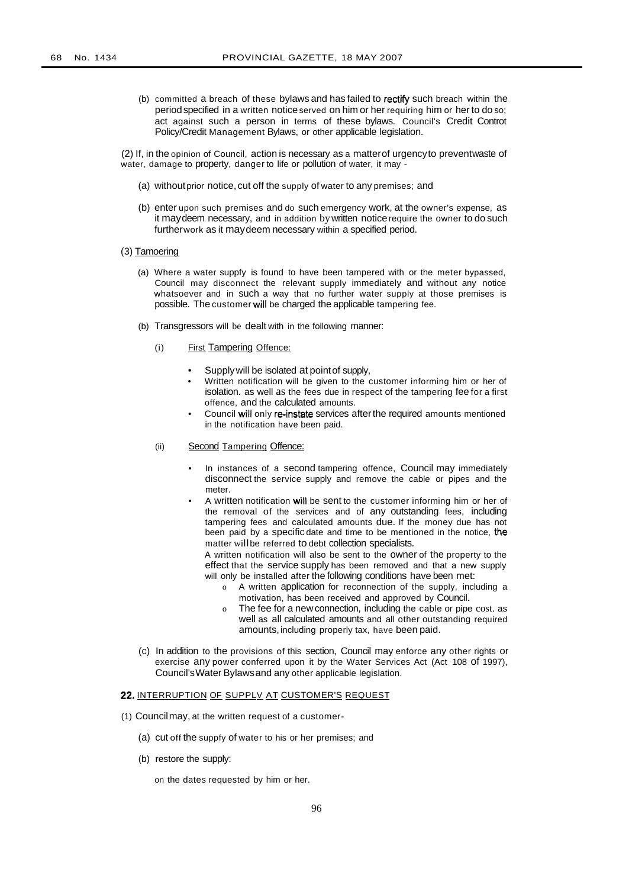(b) committed a breach of these bylaws and has failed to rectify such breach within the period specified in a written notice served on him or her requiring him or her to do so; act against such a person in terms of these bylaws. Council's Credit Controt Policy/Credit Management Bylaws, or other applicable legislation.

(2) If, in the opinion of Council, action is necessary as a matter of urgency to prevent waste of water, damage to property, danger to life or pollution of water, it may -

(a) without prior notice, cut off the supply of water to any premises; and

(b) enter upon such premises and do such emergency work, at the owner's expense, as it may deem necessary, and in addition by written notice require the owner to do such further work as it may deem necessary within a specified period.

(3) Tamoering

(a) Where a water suppfy is found to have been tampered with or the meter bypassed, Council may disconnect the relevant supply immediately and without any notice whatsoever and in such a way that no further water supply at those premises is possible. The customer will be charged the applicable tampering fee.

(b) Transgressors will be dealt with in the following manner:

(i) First Tampering Offence:

- Supply will be isolated at point of supply,
- Written notification will be given to the customer informing him or her of isolation. as well as the fees due in respect of the tampering fee for a first offence, and the calculated amounts.
- Council will only re-instate services after the required amounts mentioned in the notification have been paid.

(ii) Second Tampering Offence:

- In instances of a second tampering offence, Council may immediately disconnect the service supply and remove the cable or pipes and the meter.
- A written notification will be sent to the customer informing him or her of the removal of the services and of any outstanding fees, including tampering fees and calculated amounts due. If the money due has not been paid by a specific date and time to be mentioned in the notice, the matter will be referred to debt collection specialists.

  A written notification will also be sent to the owner of the property to the effect that the service supply has been removed and that a new supply will only be installed after the following conditions have been met:

  - A written application for reconnection of the supply, including a motivation, has been received and approved by Council.
  - The fee for a new connection, including the cable or pipe cost. as well as all calculated amounts and all other outstanding required amounts, including properly tax, have been paid.

(c) In addition to the provisions of this section, Council may enforce any other rights or exercise any power conferred upon it by the Water Services Act (Act 108 of 1997), Council's Water Bylaws and any other applicable legislation.

**22.** INTERRUPTION OF SUPPLV AT CUSTOMER'S REQUEST

(1) Council may, at the written request of a customer-

(a) cut off the suppfy of water to his or her premises; and

(b) restore the supply:

on the dates requested by him or her.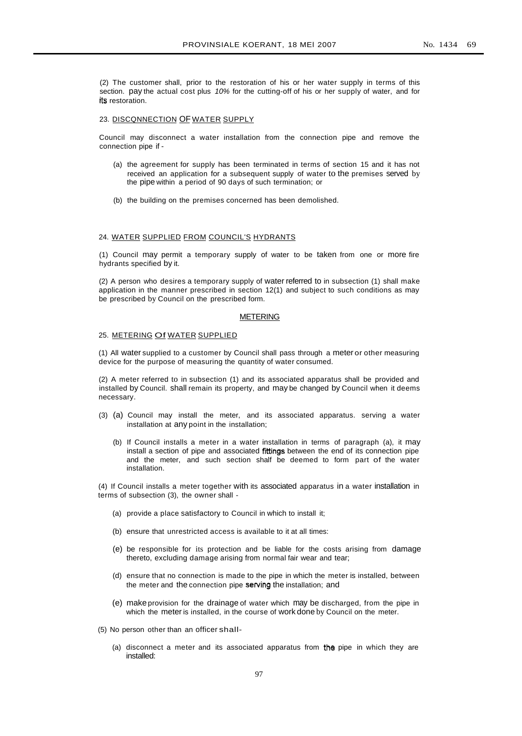(2) The customer shall, prior to the restoration of his or her water supply in terms of this section. pay the actual cost plus *10%* for the cutting-off of his or her supply of water, and for its restoration.

### 23. DISCONNECTION OF WATER SUPPLY

Council may disconnect a water installation from the connection pipe and remove the connection pipe if -

(a) the agreement for supply has been terminated in terms of section 15 and it has not received an application for a subsequent supply of water to the premises served by the pipe within a period of 90 days of such termination; or

(b) the building on the premises concerned has been demolished.

### 24. WATER SUPPLIED FROM COUNCIL'S HYDRANTS

(1) Council may permit a temporary supply of water to be taken from one or more fire hydrants specified by it.

(2) A person who desires a temporary supply of water referred to in subsection (1) shall make application in the manner prescribed in section 12(1) and subject to such conditions as may be prescribed by Council on the prescribed form.

## METERING

### 25. METERING Of WATER SUPPLIED

(1) All water supplied to a customer by Council shall pass through a meter or other measuring device for the purpose of measuring the quantity of water consumed.

(2) A meter referred to in subsection (1) and its associated apparatus shall be provided and installed by Council. shall remain its property, and may be changed by Council when it deems necessary.

(3) (a) Council may install the meter, and its associated apparatus. serving a water installation at any point in the installation;

(b) If Council installs a meter in a water installation in terms of paragraph (a), it may install a section of pipe and associated fittings between the end of its connection pipe and the meter, and such section shalf be deemed to form part of the water installation.

(4) If Council installs a meter together with its associated apparatus in a water installation in terms of subsection (3), the owner shall -

(a) provide a place satisfactory to Council in which to install it;

(b) ensure that unrestricted access is available to it at all times:

(e) be responsible for its protection and be liable for the costs arising from damage thereto, excluding damage arising from normal fair wear and tear;

(d) ensure that no connection is made to the pipe in which the meter is installed, between the meter and the connection pipe serving the installation; and

(e) make provision for the drainage of water which may be discharged, from the pipe in which the meter is installed, in the course of work done by Council on the meter.

(5) No person other than an officer shall-

(a) disconnect a meter and its associated apparatus from the pipe in which they are installed: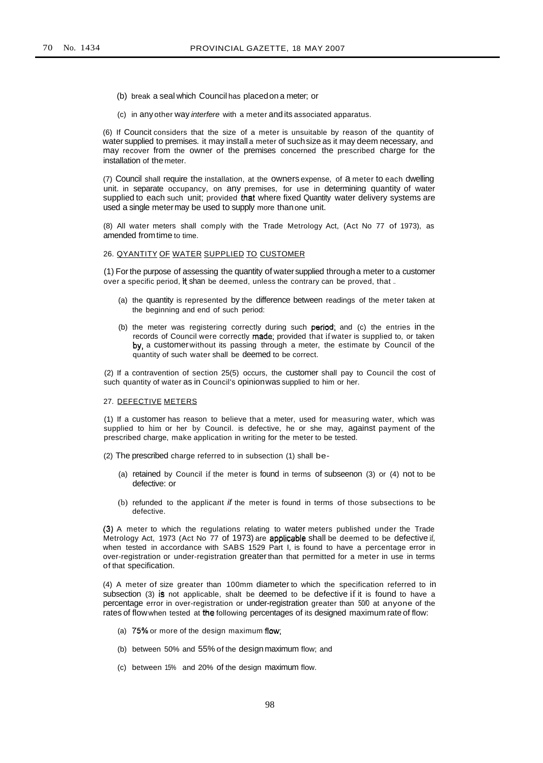(b) break a seal which Council has placed on a meter; or

(c) in any other way *interfere* with a meter and its associated apparatus.

(6) If Council considers that the size of a meter is unsuitable by reason of the quantity of water supplied to premises. it may install a meter of such size as it may deem necessary, and may recover from the owner of the premises concerned the prescribed charge for the installation of the meter.

(7) Council shall require the installation, at the owners expense, of a meter to each dwelling unit. in separate occupancy, on any premises, for use in determining quantity of water supplied to each such unit; provided that where fixed Quantity water delivery systems are used a single meter may be used to supply more than one unit.

(8) All water meters shall comply with the Trade Metrology Act, (Act No 77 of 1973), as amended from time to time.

26. <u>QYANTITY OF WATER SUPPLIED TO CUSTOMER</u>

(1) For the purpose of assessing the quantity of water supplied through a meter to a customer over a specific period, it shan be deemed, unless the contrary can be proved, that ..

(a) the quantity is represented by the difference between readings of the meter taken at the beginning and end of such period:

(b) the meter was registering correctly during such period; and (c) the entries in the records of Council were correctly made; provided that if water is supplied to, or taken by, a customer without its passing through a meter, the estimate by Council of the quantity of such water shall be deemed to be correct.

(2) If a contravention of section 25(5) occurs, the customer shall pay to Council the cost of such quantity of water as in Council's opinion was supplied to him or her.

27. <u>DEFECTIVE METERS</u>

(1) If a customer has reason to believe that a meter, used for measuring water, which was supplied to him or her by Council. is defective, he or she may, against payment of the prescribed charge, make application in writing for the meter to be tested.

(2) The prescribed charge referred to in subsection (1) shall be-

(a) retained by Council if the meter is found in terms of subseenon (3) or (4) not to be defective: or

(b) refunded to the applicant *if* the meter is found in terms of those subsections to be defective.

(3) A meter to which the regulations relating to water meters published under the Trade Metrology Act, 1973 (Act No 77 of 1973) are applicable shall be deemed to be defective if, when tested in accordance with SABS 1529 Part I, is found to have a percentage error in over-registration or under-registration greater than that permitted for a meter in use in terms of that specification.

(4) A meter of size greater than 100mm diameter to which the specification referred to in subsection (3) is not applicable, shalt be deemed to be defective if it is found to have a percentage error in over-registration or under-registration greater than 50/0 at anyone of the rates of flow when tested at the following percentages of its designed maximum rate of flow:

(a) 75% or more of the design maximum flow;

(b) between 50% and 55% of the design maximum flow; and

(c) between 15% and 20% of the design maximum flow.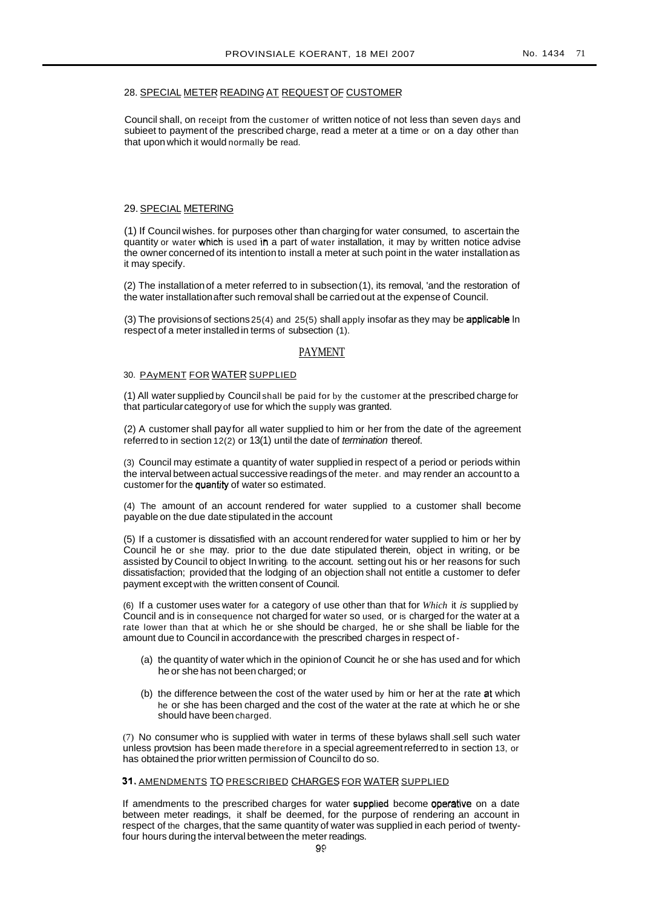## 28. SPECIAL METER READING AT REQUEST OF CUSTOMER

Council shall, on receipt from the customer of written notice of not less than seven days and subieet to payment of the prescribed charge, read a meter at a time or on a day other than that upon which it would normally be read.

## 29. SPECIAL METERING

(1) If Council wishes. for purposes other than charging for water consumed, to ascertain the quantity or water which is used in a part of water installation, it may by written notice advise the owner concerned of its intention to install a meter at such point in the water installation as it may specify.

(2) The installation of a meter referred to in subsection (1), its removal, 'and the restoration of the water installation after such removal shall be carried out at the expense of Council.

(3) The provisions of sections 25(4) and 25(5) shall apply insofar as they may be applicable In respect of a meter installed in terms of subsection (1).

# PAYMENT

## 30. PAyMENT FOR WATER SUPPLIED

(1) All water supplied by Council shall be paid for by the customer at the prescribed charge for that particular category of use for which the supply was granted.

(2) A customer shall pay for all water supplied to him or her from the date of the agreement referred to in section 12(2) or 13(1) until the date of *termination* thereof.

(3) Council may estimate a quantity of water supplied in respect of a period or periods within the interval between actual successive readings of the meter. and may render an account to a customer for the quantity of water so estimated.

(4) The amount of an account rendered for water supplied to a customer shall become payable on the due date stipulated in the account

(5) If a customer is dissatisfied with an account rendered for water supplied to him or her by Council he or she may. prior to the due date stipulated therein, object in writing, or be assisted by Council to object In writing, to the account. setting out his or her reasons for such dissatisfaction; provided that the lodging of an objection shall not entitle a customer to defer payment except with the written consent of Council.

(6) If a customer uses water for a category of use other than that for *Which* it *is* supplied by Council and is in consequence not charged for water so used, or is charged for the water at a rate lower than that at which he or she should be charged, he or she shall be liable for the amount due to Council in accordance with the prescribed charges in respect of -

(a) the quantity of water which in the opinion of Councit he or she has used and for which he or she has not been charged; or

(b) the difference between the cost of the water used by him or her at the rate at which he or she has been charged and the cost of the water at the rate at which he or she should have been charged.

(7) No consumer who is supplied with water in terms of these bylaws shall .sell such water unless provtsion has been made therefore in a special agreement referred to in section 13, or has obtained the prior written permission of Council to do so.

## 31. AMENDMENTS TO PRESCRIBED CHARGES FOR WATER SUPPLIED

If amendments to the prescribed charges for water supplied become operative on a date between meter readings, it shalf be deemed, for the purpose of rendering an account in respect of the charges, that the same quantity of water was supplied in each period of twenty-four hours during the interval between the meter readings.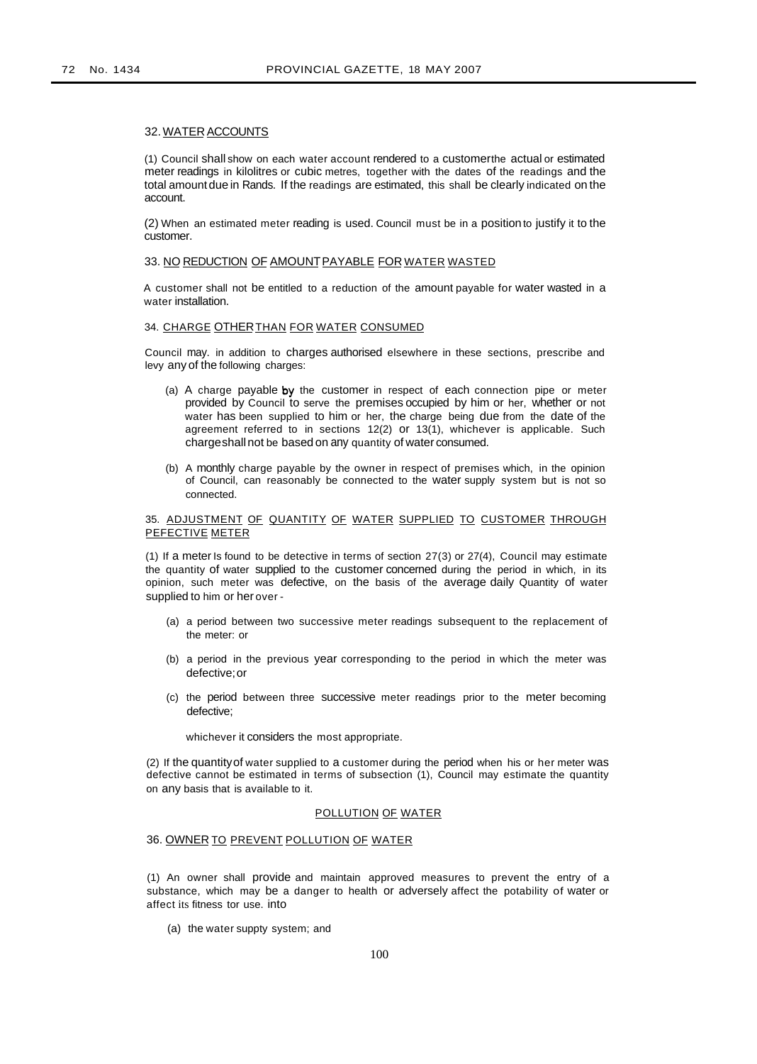### 32. WATER ACCOUNTS

(1) Council shall show on each water account rendered to a customer the actual or estimated meter readings in kilolitres or cubic metres, together with the dates of the readings and the total amount due in Rands. If the readings are estimated, this shall be clearly indicated on the account.

(2) When an estimated meter reading is used. Council must be in a position to justify it to the customer.

### 33. NO REDUCTION OF AMOUNT PAYABLE FOR WATER WASTED

A customer shall not be entitled to a reduction of the amount payable for water wasted in a water installation.

### 34. CHARGE OTHER THAN FOR WATER CONSUMED

Council may. in addition to charges authorised elsewhere in these sections, prescribe and levy any of the following charges:

(a) A charge payable by the customer in respect of each connection pipe or meter provided by Council to serve the premises occupied by him or her, whether or not water has been supplied to him or her, the charge being due from the date of the agreement referred to in sections 12(2) or 13(1), whichever is applicable. Such charge shall not be based on any quantity of water consumed.

(b) A monthly charge payable by the owner in respect of premises which, in the opinion of Council, can reasonably be connected to the water supply system but is not so connected.

### 35. ADJUSTMENT OF QUANTITY OF WATER SUPPLIED TO CUSTOMER THROUGH PEFECTIVE METER

(1) If a meter Is found to be detective in terms of section 27(3) or 27(4), Council may estimate the quantity of water supplied to the customer concerned during the period in which, in its opinion, such meter was defective, on the basis of the average daily Quantity of water supplied to him or her over -

(a) a period between two successive meter readings subsequent to the replacement of the meter: or

(b) a period in the previous year corresponding to the period in which the meter was defective; or

(c) the period between three successive meter readings prior to the meter becoming defective;

whichever it considers the most appropriate.

(2) If the quantity of water supplied to a customer during the period when his or her meter was defective cannot be estimated in terms of subsection (1), Council may estimate the quantity on any basis that is available to it.

## POLLUTION OF WATER

### 36. OWNER TO PREVENT POLLUTION OF WATER

(1) An owner shall provide and maintain approved measures to prevent the entry of a substance, which may be a danger to health or adversely affect the potability of water or affect its fitness tor use. into

(a) the water suppty system; and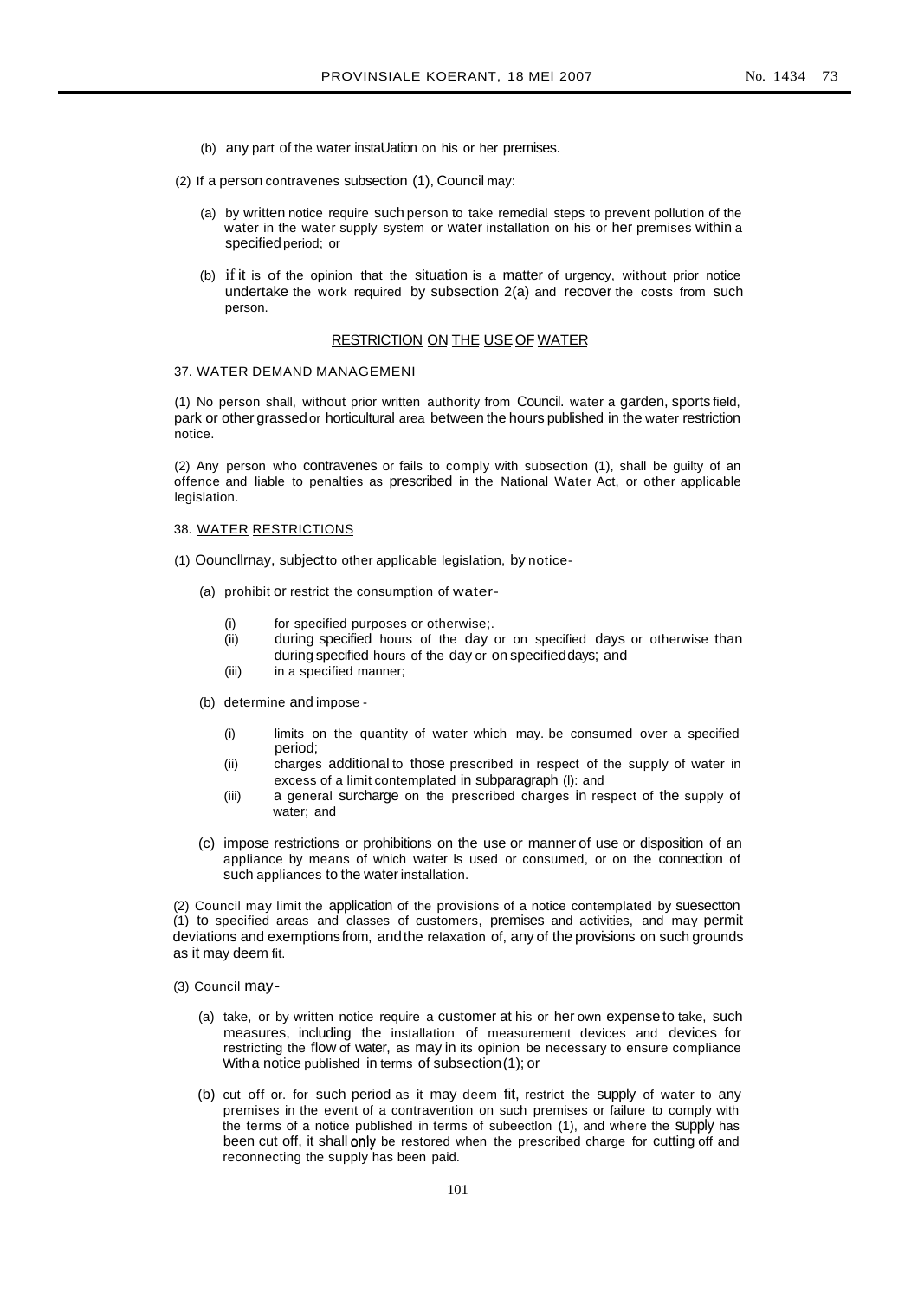(b) any part of the water instaUation on his or her premises.

(2) If a person contravenes subsection (1), Council may:

(a) by written notice require such person to take remedial steps to prevent pollution of the water in the water supply system or water installation on his or her premises within a specified period; or

(b) if it is of the opinion that the situation is a matter of urgency, without prior notice undertake the work required by subsection 2(a) and recover the costs from such person.

## RESTRICTION ON THE USE OF WATER

### 37. WATER DEMAND MANAGEMENI

(1) No person shall, without prior written authority from Council. water a garden, sports field, park or other grassed or horticultural area between the hours published in the water restriction notice.

(2) Any person who contravenes or fails to comply with subsection (1), shall be guilty of an offence and liable to penalties as prescribed in the National Water Act, or other applicable legislation.

### 38. WATER RESTRICTIONS

(1) Oouncllrnay, subject to other applicable legislation, by notice-

(a) prohibit or restrict the consumption of water-

(i) for specified purposes or otherwise;.
(ii) during specified hours of the day or on specified days or otherwise than during specified hours of the day or on specified days; and
(iii) in a specified manner;

(b) determine and impose -

(i) limits on the quantity of water which may. be consumed over a specified period;
(ii) charges additional to those prescribed in respect of the supply of water in excess of a limit contemplated in subparagraph (I): and
(iii) a general surcharge on the prescribed charges in respect of the supply of water; and

(c) impose restrictions or prohibitions on the use or manner of use or disposition of an appliance by means of which water ls used or consumed, or on the connection of such appliances to the water installation.

(2) Council may limit the application of the provisions of a notice contemplated by suesectton (1) to specified areas and classes of customers, premises and activities, and may permit deviations and exemptions from, and the relaxation of, any of the provisions on such grounds as it may deem fit.

(3) Council may-

(a) take, or by written notice require a customer at his or her own expense to take, such measures, including the installation of measurement devices and devices for restricting the flow of water, as may in its opinion be necessary to ensure compliance With a notice published in terms of subsection (1); or

(b) cut off or. for such period as it may deem fit, restrict the supply of water to any premises in the event of a contravention on such premises or failure to comply with the terms of a notice published in terms of subeectlon (1), and where the supply has been cut off, it shall only be restored when the prescribed charge for cutting off and reconnecting the supply has been paid.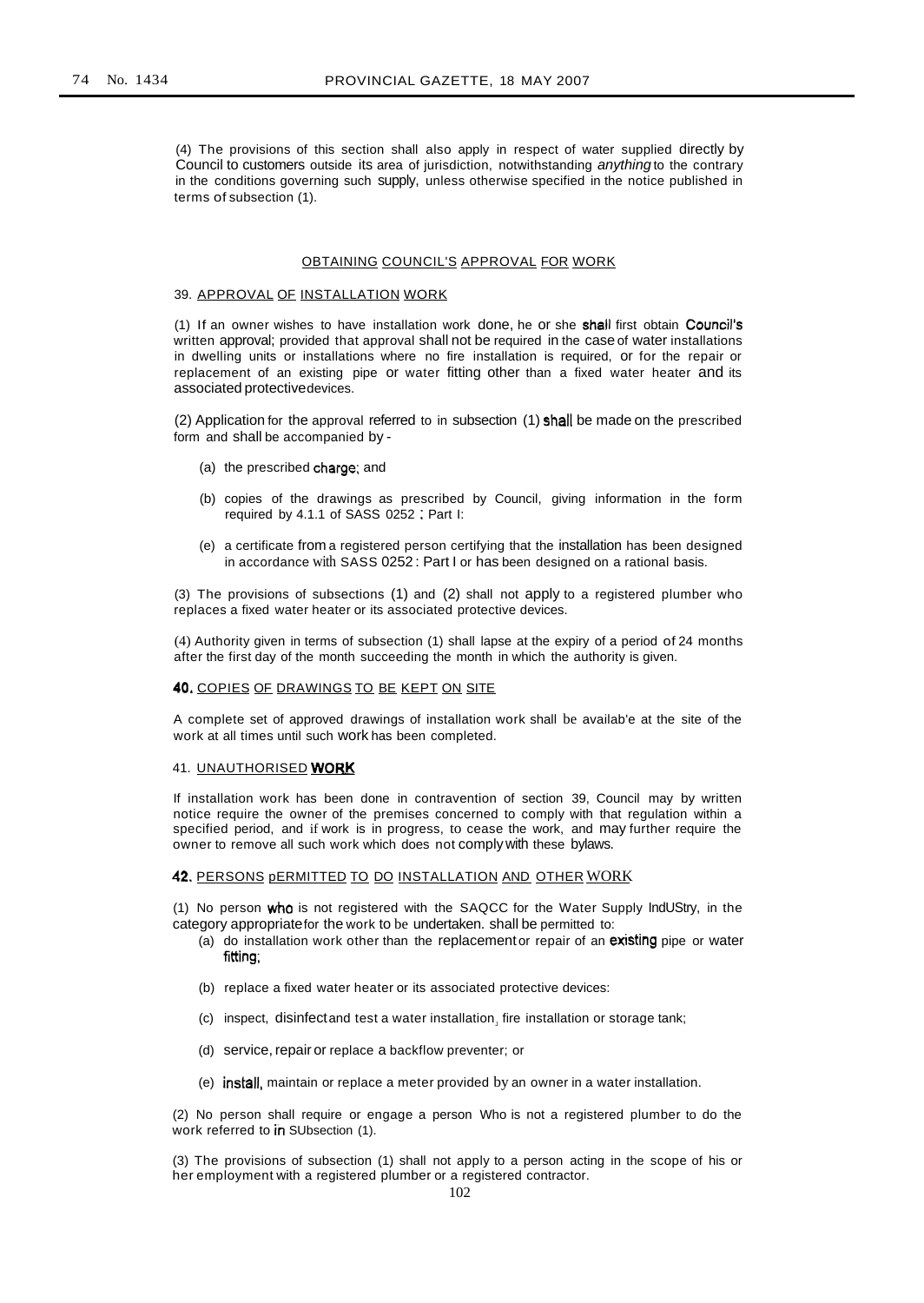(4) The provisions of this section shall also apply in respect of water supplied directly by Council to customers outside its area of jurisdiction, notwithstanding *anything* to the contrary in the conditions governing such supply, unless otherwise specified in the notice published in terms of subsection (1).

## OBTAINING COUNCIL'S APPROVAL FOR WORK

### 39. APPROVAL OF INSTALLATION WORK

(1) If an owner wishes to have installation work done, he or she shall first obtain Council's written approval; provided that approval shall not be required in the case of water installations in dwelling units or installations where no fire installation is required, or for the repair or replacement of an existing pipe or water fitting other than a fixed water heater and its associated protective devices.

(2) Application for the approval referred to in subsection (1) shall be made on the prescribed form and shall be accompanied by -

(a) the prescribed charge; and

(b) copies of the drawings as prescribed by Council, giving information in the form required by 4.1.1 of SASS 0252 ; Part I:

(e) a certificate from a registered person certifying that the installation has been designed in accordance with SASS 0252 : Part I or has been designed on a rational basis.

(3) The provisions of subsections (1) and (2) shall not apply to a registered plumber who replaces a fixed water heater or its associated protective devices.

(4) Authority given in terms of subsection (1) shall lapse at the expiry of a period of 24 months after the first day of the month succeeding the month in which the authority is given.

### 40. COPIES OF DRAWINGS TO BE KEPT ON SITE

A complete set of approved drawings of installation work shall be availab'e at the site of the work at all times until such work has been completed.

### 41. UNAUTHORISED WORK

If installation work has been done in contravention of section 39, Council may by written notice require the owner of the premises concerned to comply with that regulation within a specified period, and if work is in progress, to cease the work, and may further require the owner to remove all such work which does not comply with these bylaws.

### 42. PERSONS pERMITTED TO DO INSTALLATION AND OTHER WORK

(1) No person who is not registered with the SAQCC for the Water Supply IndUStry, in the category appropriate for the work to be undertaken. shall be permitted to:

(a) do installation work other than the replacement or repair of an existing pipe or water fitting;

(b) replace a fixed water heater or its associated protective devices:

(c) inspect, disinfect and test a water installation, fire installation or storage tank;

(d) service, repair or replace a backflow preventer; or

(e) install, maintain or replace a meter provided by an owner in a water installation.

(2) No person shall require or engage a person Who is not a registered plumber to do the work referred to in SUbsection (1).

(3) The provisions of subsection (1) shall not apply to a person acting in the scope of his or her employment with a registered plumber or a registered contractor.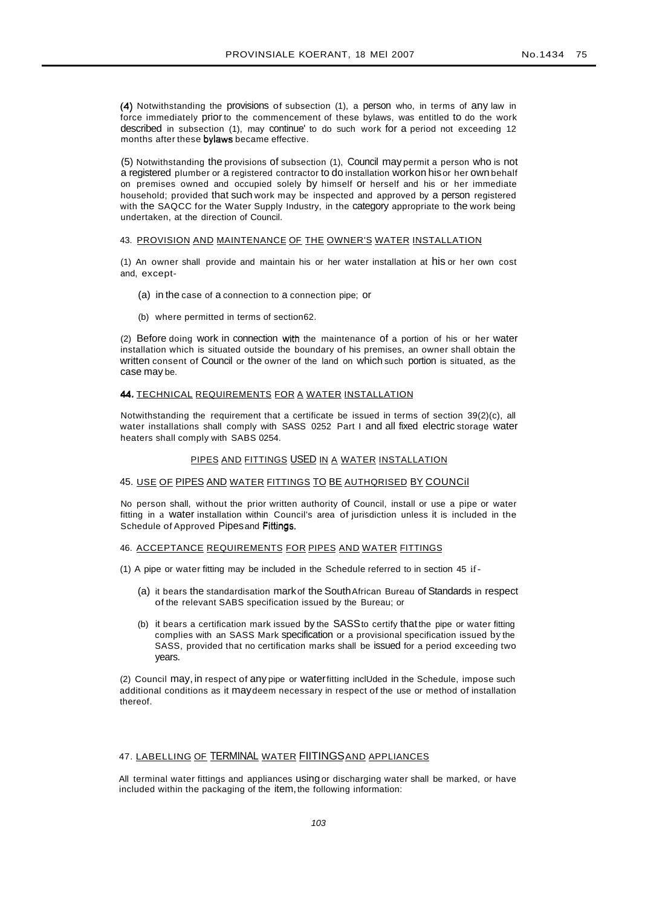(4) Notwithstanding the provisions of subsection (1), a person who, in terms of any law in force immediately prior to the commencement of these bylaws, was entitled to do the work described in subsection (1), may continue' to do such work for a period not exceeding 12 months after these bylaws became effective.

(5) Notwithstanding the provisions of subsection (1), Council may permit a person who is not a registered plumber or a registered contractor to do installation workon his or her own behalf on premises owned and occupied solely by himself or herself and his or her immediate household; provided that such work may be inspected and approved by a person registered with the SAQCC for the Water Supply Industry, in the category appropriate to the work being undertaken, at the direction of Council.

### 43. PROVISION AND MAINTENANCE OF THE OWNER'S WATER INSTALLATION

(1) An owner shall provide and maintain his or her water installation at his or her own cost and, except-

(a) in the case of a connection to a connection pipe; or

(b) where permitted in terms of section62.

(2) Before doing work in connection with the maintenance of a portion of his or her water installation which is situated outside the boundary of his premises, an owner shall obtain the written consent of Council or the owner of the land on which such portion is situated, as the case may be.

### 44. TECHNICAL REQUIREMENTS FOR A WATER INSTALLATION

Notwithstanding the requirement that a certificate be issued in terms of section 39(2)(c), all water installations shall comply with SASS 0252 Part I and all fixed electric storage water heaters shall comply with SABS 0254.

## PIPES AND FITTINGS USED IN A WATER INSTALLATION

### 45. USE OF PIPES AND WATER FITTINGS TO BE AUTHQRISED BY COUNCil

No person shall, without the prior written authority of Council, install or use a pipe or water fitting in a water installation within Council's area of jurisdiction unless it is included in the Schedule of Approved Pipes and Fittings.

### 46. ACCEPTANCE REQUIREMENTS FOR PIPES AND WATER FITTINGS

(1) A pipe or water fitting may be included in the Schedule referred to in section 45 if-

(a) it bears the standardisation mark of the South African Bureau of Standards in respect of the relevant SABS specification issued by the Bureau; or

(b) it bears a certification mark issued by the SASS to certify that the pipe or water fitting complies with an SASS Mark specification or a provisional specification issued by the SASS, provided that no certification marks shall be issued for a period exceeding two years.

(2) Council may, in respect of any pipe or water fitting inclUded in the Schedule, impose such additional conditions as it may deem necessary in respect of the use or method of installation thereof.

### 47. LABELLING OF TERMINAL WATER FIITINGS AND APPLIANCES

All terminal water fittings and appliances using or discharging water shall be marked, or have included within the packaging of the item, the following information: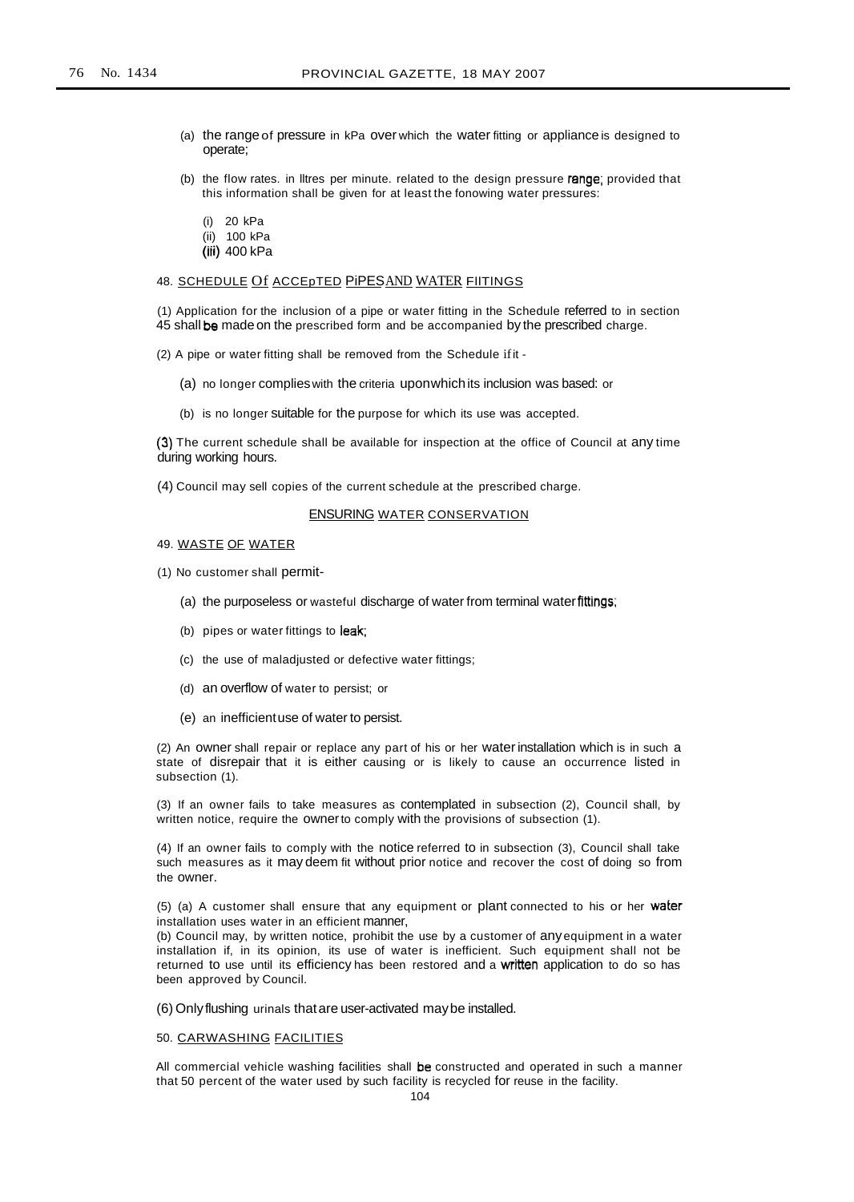(a) the range of pressure in kPa over which the water fitting or appliance is designed to operate;

(b) the flow rates. in lltres per minute. related to the design pressure range; provided that this information shall be given for at least the fonowing water pressures:

(i) 20 kPa
(ii) 100 kPa
(iii) 400 kPa

48. SCHEDULE Of ACCEpTED PiPESAND WATER FIITINGS

(1) Application for the inclusion of a pipe or water fitting in the Schedule referred to in section 45 shall be made on the prescribed form and be accompanied by the prescribed charge.

(2) A pipe or water fitting shall be removed from the Schedule if it -

(a) no longer complies with the criteria uponwhich its inclusion was based: or

(b) is no longer suitable for the purpose for which its use was accepted.

(3) The current schedule shall be available for inspection at the office of Council at any time during working hours.

(4) Council may sell copies of the current schedule at the prescribed charge.

## ENSURING WATER CONSERVATION

49. WASTE OF WATER

(1) No customer shall permit-

(a) the purposeless or wasteful discharge of water from terminal water fittings;

(b) pipes or water fittings to leak;

(c) the use of maladjusted or defective water fittings;

(d) an overflow of water to persist; or

(e) an inefficient use of water to persist.

(2) An owner shall repair or replace any part of his or her water installation which is in such a state of disrepair that it is either causing or is likely to cause an occurrence listed in subsection (1).

(3) If an owner fails to take measures as contemplated in subsection (2), Council shall, by written notice, require the owner to comply with the provisions of subsection (1).

(4) If an owner fails to comply with the notice referred to in subsection (3), Council shall take such measures as it may deem fit without prior notice and recover the cost of doing so from the owner.

(5) (a) A customer shall ensure that any equipment or plant connected to his or her water installation uses water in an efficient manner,
(b) Council may, by written notice, prohibit the use by a customer of any equipment in a water installation if, in its opinion, its use of water is inefficient. Such equipment shall not be returned to use until its efficiency has been restored and a written application to do so has been approved by Council.

(6) Only flushing urinals that are user-activated may be installed.

50. CARWASHING FACILITIES

All commercial vehicle washing facilities shall be constructed and operated in such a manner that 50 percent of the water used by such facility is recycled for reuse in the facility.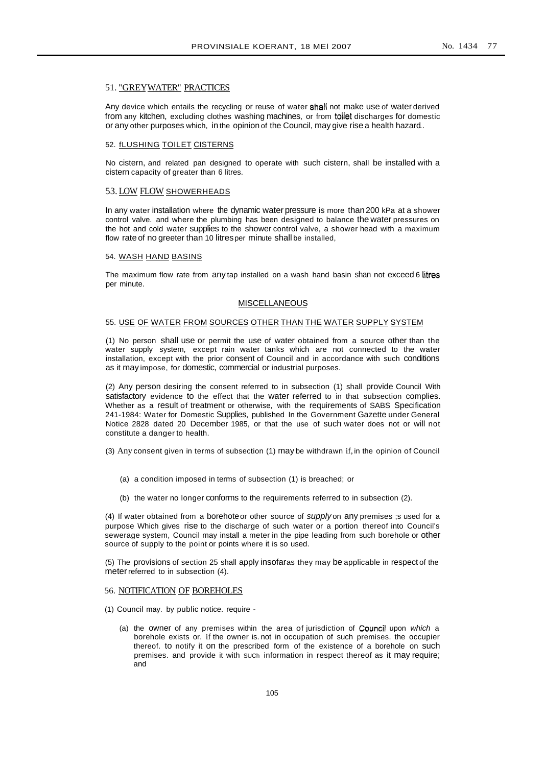### 51. "GREYWATER" PRACTICES

Any device which entails the recycling or reuse of water shall not make use of water derived from any kitchen, excluding clothes washing machines, or from toilet discharges for domestic or any other purposes which, in the opinion of the Council, may give rise a health hazard..

### 52. fLUSHING TOILET CISTERNS

No cistern, and related pan designed to operate with such cistern, shall be installed with a cistern capacity of greater than 6 litres.

### 53. LOW FLOW SHOWERHEADS

In any water installation where the dynamic water pressure is more than 200 kPa at a shower control valve. and where the plumbing has been designed to balance the water pressures on the hot and cold water supplies to the shower control valve, a shower head with a maximum flow rate of no greeter than 10 litres per minute shall be installed,

### 54. WASH HAND BASINS

The maximum flow rate from any tap installed on a wash hand basin shan not exceed 6 litres per minute.

## MISCELLANEOUS

### 55. USE OF WATER FROM SOURCES OTHER THAN THE WATER SUPPLY SYSTEM

(1) No person shall use or permit the use of water obtained from a source other than the water supply system, except rain water tanks which are not connected to the water installation, except with the prior consent of Council and in accordance with such conditions as it may impose, for domestic, commercial or industrial purposes.

(2) Any person desiring the consent referred to in subsection (1) shall provide Council With satisfactory evidence to the effect that the water referred to in that subsection complies. Whether as a result of treatment or otherwise, with the requirements of SABS Specification 241-1984: Water for Domestic Supplies, published In the Government Gazette under General Notice 2828 dated 20 December 1985, or that the use of such water does not or will not constitute a danger to health.

(3) Any consent given in terms of subsection (1) may be withdrawn if, in the opinion of Council

(a) a condition imposed in terms of subsection (1) is breached; or

(b) the water no longer conforms to the requirements referred to in subsection (2).

(4) If water obtained from a borehote or other source of *supply* on any premises ;s used for a purpose Which gives rise to the discharge of such water or a portion thereof into Council's sewerage system, Council may install a meter in the pipe leading from such borehole or other source of supply to the point or points where it is so used.

(5) The provisions of section 25 shall apply insofaras they may be applicable in respect of the meter referred to in subsection (4).

### 56. NOTIFICATION OF BOREHOLES

(1) Council may. by public notice. require -

(a) the owner of any premises within the area of jurisdiction of Council upon *which* a borehole exists or. if the owner is. not in occupation of such premises. the occupier thereof. to notify it on the prescribed form of the existence of a borehole on such premises. and provide it with such information in respect thereof as it may require; and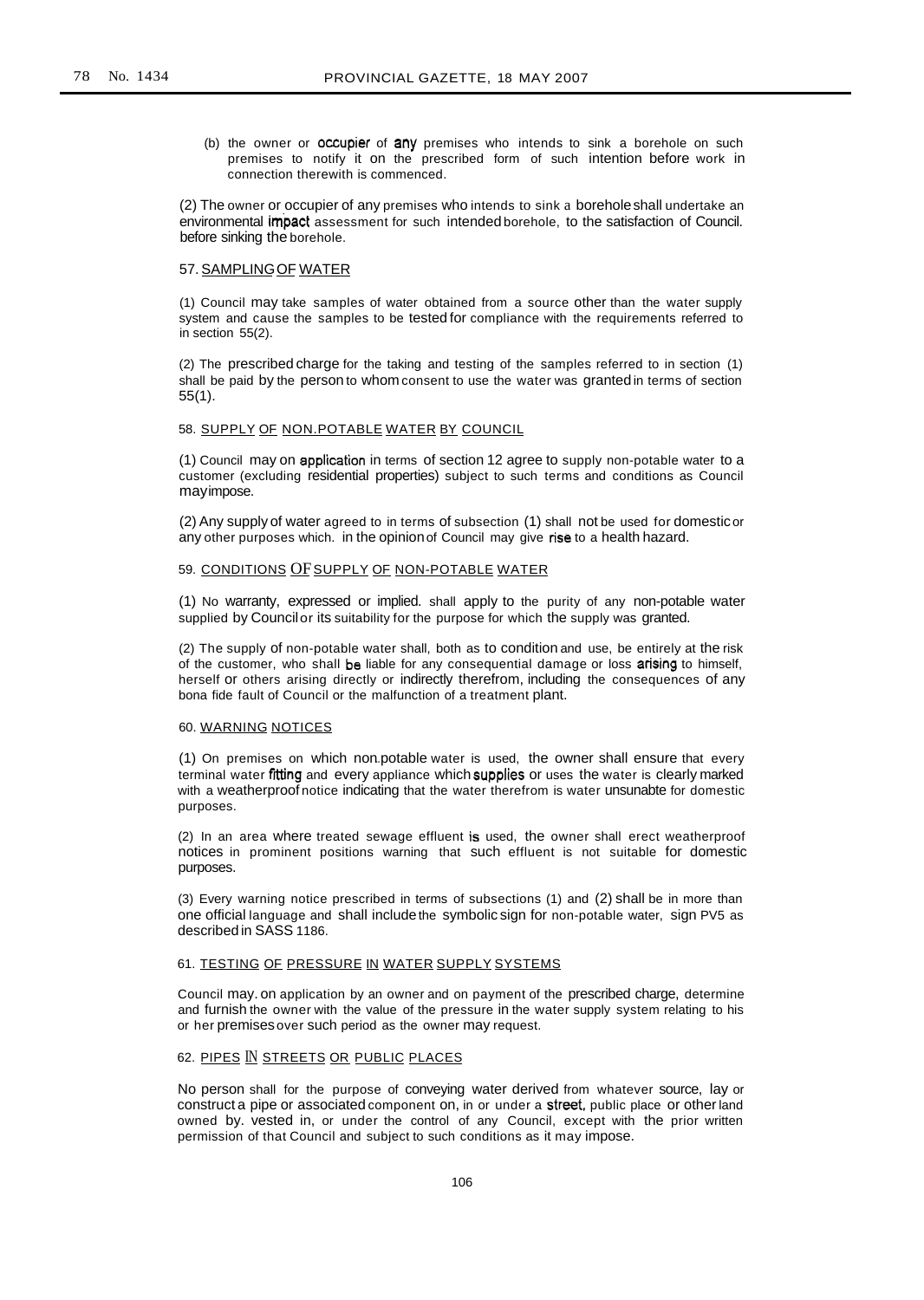(b) the owner or occupier of any premises who intends to sink a borehole on such premises to notify it on the prescribed form of such intention before work in connection therewith is commenced.

(2) The owner or occupier of any premises who intends to sink a borehole shall undertake an environmental impact assessment for such intended borehole, to the satisfaction of Council. before sinking the borehole.

57. SAMPLING OF WATER

(1) Council may take samples of water obtained from a source other than the water supply system and cause the samples to be tested for compliance with the requirements referred to in section 55(2).

(2) The prescribed charge for the taking and testing of the samples referred to in section (1) shall be paid by the person to whom consent to use the water was granted in terms of section 55(1).

58. SUPPLY OF NON.POTABLE WATER BY COUNCIL

(1) Council may on application in terms of section 12 agree to supply non-potable water to a customer (excluding residential properties) subject to such terms and conditions as Council may impose.

(2) Any supply of water agreed to in terms of subsection (1) shall not be used for domestic or any other purposes which. in the opinion of Council may give rise to a health hazard.

59. CONDITIONS OF SUPPLY OF NON-POTABLE WATER

(1) No warranty, expressed or implied. shall apply to the purity of any non-potable water supplied by Council or its suitability for the purpose for which the supply was granted.

(2) The supply of non-potable water shall, both as to condition and use, be entirely at the risk of the customer, who shall be liable for any consequential damage or loss arising to himself, herself or others arising directly or indirectly therefrom, including the consequences of any bona fide fault of Council or the malfunction of a treatment plant.

60. WARNING NOTICES

(1) On premises on which non.potable water is used, the owner shall ensure that every terminal water fitting and every appliance which supplies or uses the water is clearly marked with a weatherproof notice indicating that the water therefrom is water unsunabte for domestic purposes.

(2) In an area where treated sewage effluent is used, the owner shall erect weatherproof notices in prominent positions warning that such effluent is not suitable for domestic purposes.

(3) Every warning notice prescribed in terms of subsections (1) and (2) shall be in more than one official language and shall include the symbolic sign for non-potable water, sign PV5 as described in SASS 1186.

61. TESTING OF PRESSURE IN WATER SUPPLY SYSTEMS

Council may. on application by an owner and on payment of the prescribed charge, determine and furnish the owner with the value of the pressure in the water supply system relating to his or her premises over such period as the owner may request.

62. PIPES IN STREETS OR PUBLIC PLACES

No person shall for the purpose of conveying water derived from whatever source, lay or construct a pipe or associated component on, in or under a street, public place or other land owned by. vested in, or under the control of any Council, except with the prior written permission of that Council and subject to such conditions as it may impose.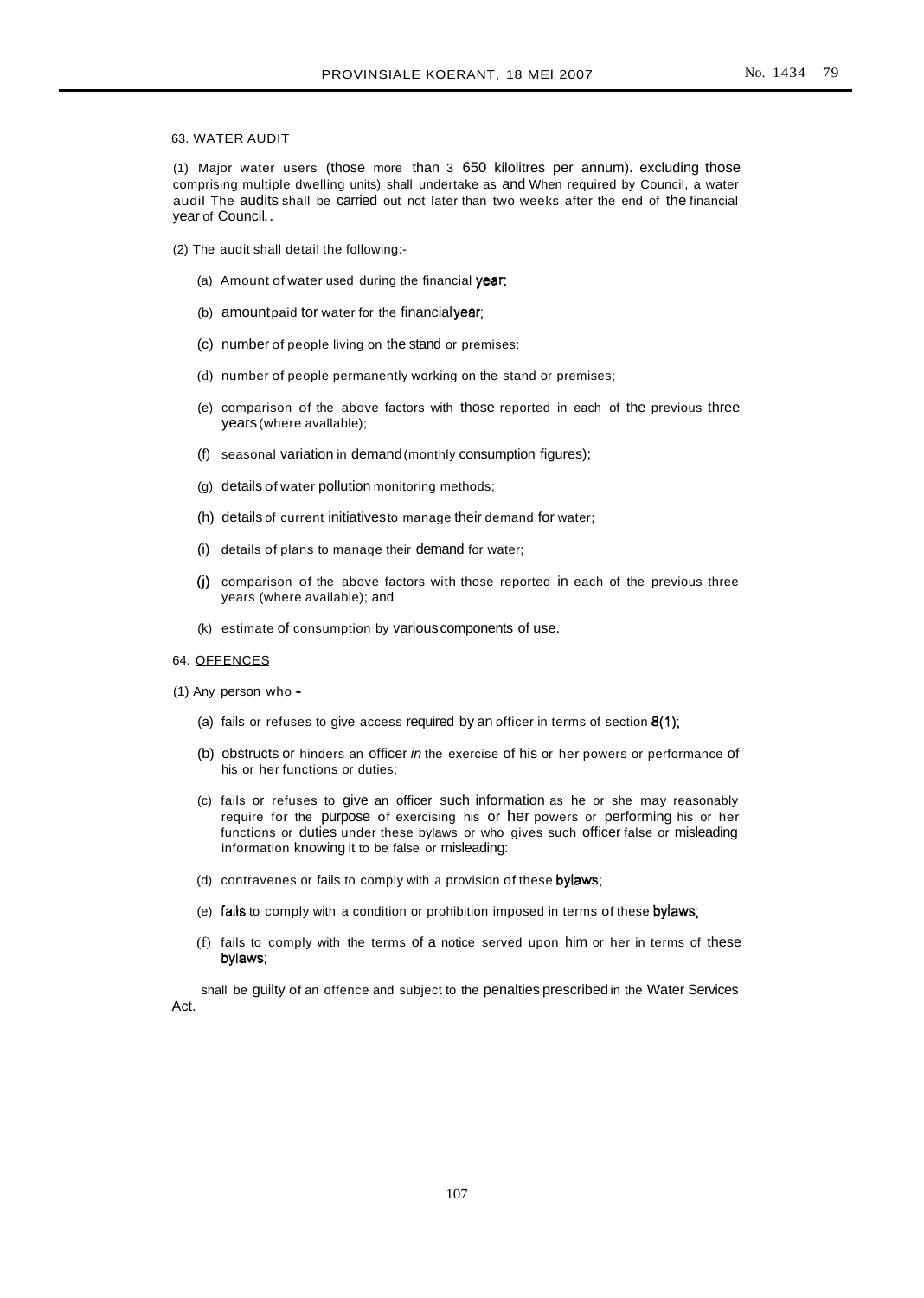63. WATER AUDIT

(1) Major water users (those more than 3 650 kilolitres per annum). excluding those comprising multiple dwelling units) shall undertake as and When required by Council, a water audil The audits shall be carried out not later than two weeks after the end of the financial year of Council..

(2) The audit shall detail the following:-

(a) Amount of water used during the financial year;

(b) amount paid tor water for the financial year;

(c) number of people living on the stand or premises:

(d) number of people permanently working on the stand or premises;

(e) comparison of the above factors with those reported in each of the previous three years (where avallable);

(f) seasonal variation in demand (monthly consumption figures);

(g) details of water pollution monitoring methods;

(h) details of current initiatives to manage their demand for water;

(i) details of plans to manage their demand for water;

(j) comparison of the above factors with those reported in each of the previous three years (where available); and

(k) estimate of consumption by various components of use.

64. OFFENCES

(1) Any person who -

(a) fails or refuses to give access required by an officer in terms of section 8(1);

(b) obstructs or hinders an officer *in* the exercise of his or her powers or performance of his or her functions or duties;

(c) fails or refuses to give an officer such information as he or she may reasonably require for the purpose of exercising his or her powers or performing his or her functions or duties under these bylaws or who gives such officer false or misleading information knowing it to be false or misleading:

(d) contravenes or fails to comply with a provision of these bylaws;

(e) fails to comply with a condition or prohibition imposed in terms of these bylaws;

(f) fails to comply with the terms of a notice served upon him or her in terms of these bylaws;

shall be guilty of an offence and subject to the penalties prescribed in the Water Services Act.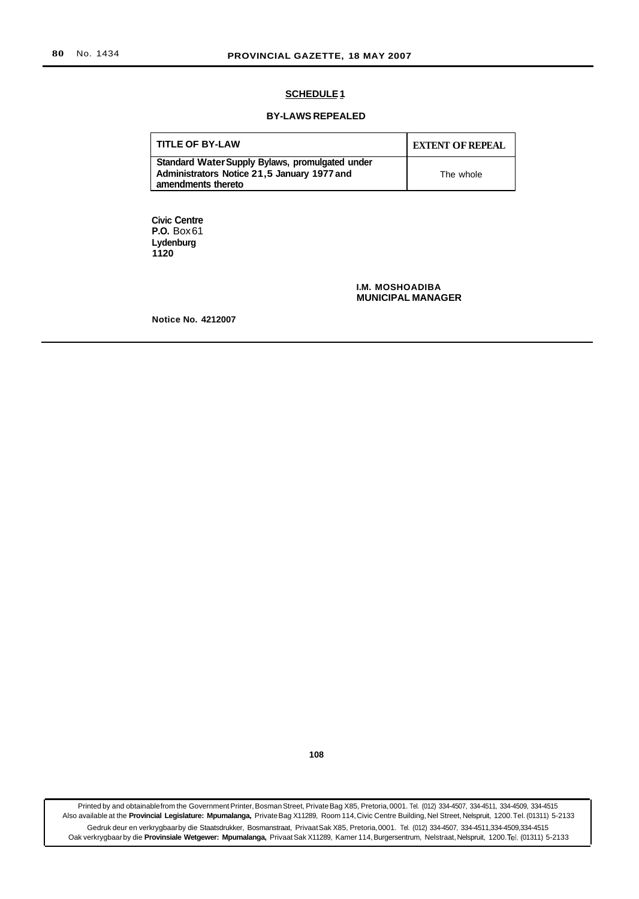## SCHEDULE 1

### BY-LAWS REPEALED

| TITLE OF BY-LAW | EXTENT OF REPEAL |
|---|---|
| Standard Water Supply Bylaws, promulgated under Administrators Notice 21,5 January 1977 and amendments thereto | The whole |

**Civic Centre**
**P.O.** Box 61
**Lydenburg**
**1120**

**I.M. MOSHOADIBA**
**MUNICIPAL MANAGER**

**Notice No. 4212007**

Printed by and obtainable from the Government Printer, Bosman Street, Private Bag X85, Pretoria, 0001. Tel. (012) 334-4507, 334-4511, 334-4509, 334-4515
Also available at the **Provincial Legislature: Mpumalanga,** Private Bag X11289, Room 114, Civic Centre Building, Nel Street, Nelspruit, 1200. Tel. (01311) 5-2133
Gedruk deur en verkrygbaar by die Staatsdrukker, Bosmanstraat, Privaat Sak X85, Pretoria, 0001. Tel. (012) 334-4507, 334-4511, 334-4509, 334-4515
Oak verkrygbaar by die **Provinsiale Wetgewer: Mpumalanga,** Privaat Sak X11289, Kamer 114, Burgersentrum, Nelstraat, Nelspruit, 1200. Tel. (01311) 5-2133